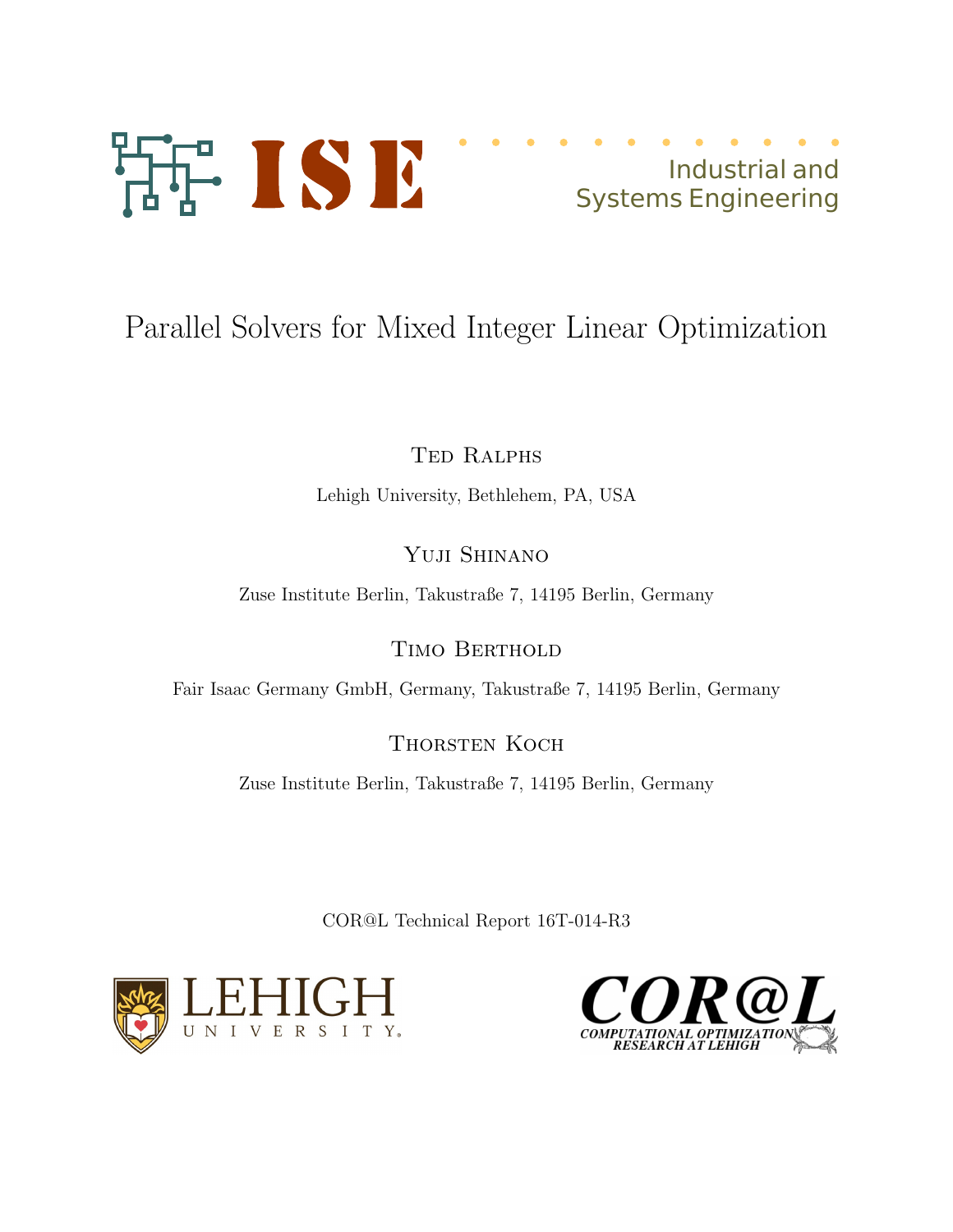Industrial and Systems Engineering

# Parallel Solvers for Mixed Integer Linear Optimization

Ted Ralphs

Lehigh University, Bethlehem, PA, USA

Yuji Shinano

Zuse Institute Berlin, Takustraße 7, 14195 Berlin, Germany

Timo Berthold

Fair Isaac Germany GmbH, Germany, Takustraße 7, 14195 Berlin, Germany

Thorsten Koch

Zuse Institute Berlin, Takustraße 7, 14195 Berlin, Germany

COR@L Technical Report 16T-014-R3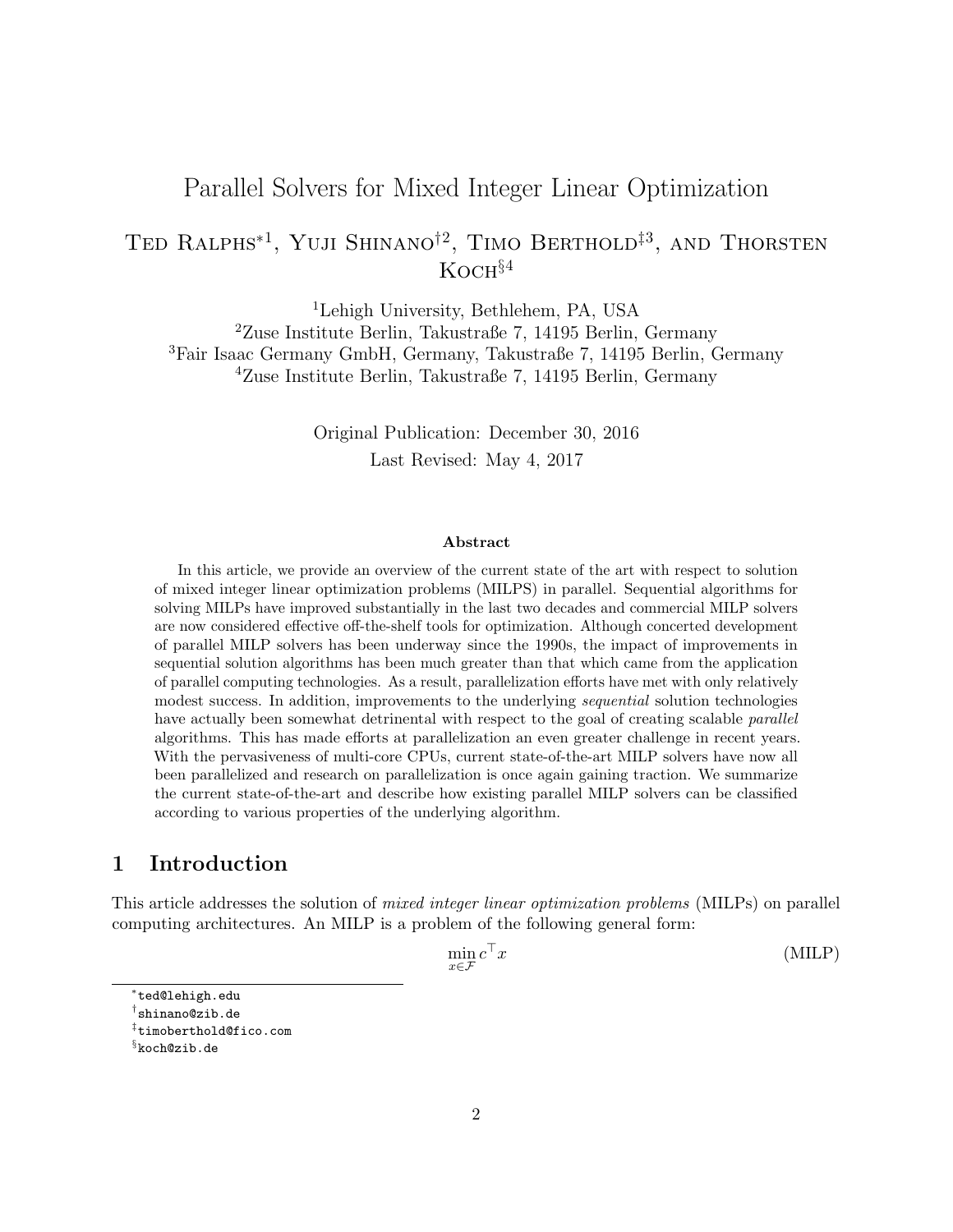# Parallel Solvers for Mixed Integer Linear Optimization

Ted Ralphs*[1], Yuji Shinano†[2], Timo Berthold‡[3], and Thorsten Koch§[4]

[1]Lehigh University, Bethlehem, PA, USA
[2]Zuse Institute Berlin, Takustraße 7, 14195 Berlin, Germany
[3]Fair Isaac Germany GmbH, Germany, Takustraße 7, 14195 Berlin, Germany
[4]Zuse Institute Berlin, Takustraße 7, 14195 Berlin, Germany

Original Publication: December 30, 2016

Last Revised: May 4, 2017

### Abstract

In this article, we provide an overview of the current state of the art with respect to solution of mixed integer linear optimization problems (MILPS) in parallel. Sequential algorithms for solving MILPs have improved substantially in the last two decades and commercial MILP solvers are now considered effective off-the-shelf tools for optimization. Although concerted development of parallel MILP solvers has been underway since the 1990s, the impact of improvements in sequential solution algorithms has been much greater than that which came from the application of parallel computing technologies. As a result, parallelization efforts have met with only relatively modest success. In addition, improvements to the underlying *sequential* solution technologies have actually been somewhat detrinental with respect to the goal of creating scalable *parallel* algorithms. This has made efforts at parallelization an even greater challenge in recent years. With the pervasiveness of multi-core CPUs, current state-of-the-art MILP solvers have now all been parallelized and research on parallelization is once again gaining traction. We summarize the current state-of-the-art and describe how existing parallel MILP solvers can be classified according to various properties of the underlying algorithm.

## 1 Introduction

This article addresses the solution of *mixed integer linear optimization problems* (MILPs) on parallel computing architectures. An MILP is a problem of the following general form:

$$\min_{x \in \mathcal{F}} c^\top x \tag{MILP}$$

*ted@lehigh.edu

†shinano@zib.de

‡timoberthold@fico.com

§koch@zib.de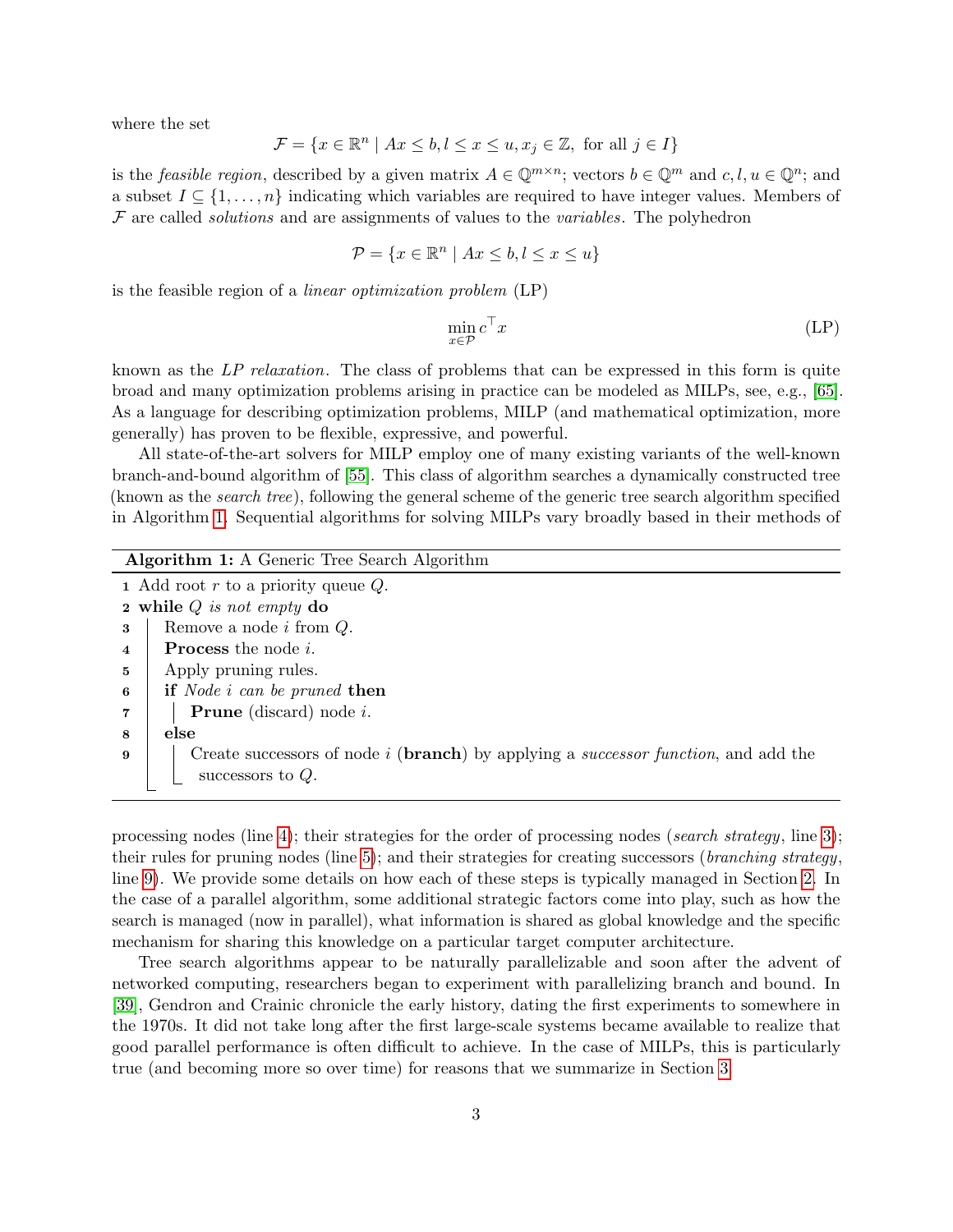where the set

$$\mathcal{F} = \{x \in \mathbb{R}^n \mid Ax \leq b, l \leq x \leq u, x_j \in \mathbb{Z}, \text{ for all } j \in I\}$$

is the *feasible region*, described by a given matrix $A \in \mathbb{Q}^{m \times n}$; vectors $b \in \mathbb{Q}^m$ and $c, l, u \in \mathbb{Q}^n$; and a subset $I \subseteq \{1, \ldots, n\}$ indicating which variables are required to have integer values. Members of $\mathcal{F}$ are called *solutions* and are assignments of values to the *variables*. The polyhedron

$$\mathcal{P} = \{x \in \mathbb{R}^n \mid Ax \leq b, l \leq x \leq u\}$$

is the feasible region of a *linear optimization problem* (LP)

$$\min_{x \in \mathcal{P}} c^\top x \tag{LP}$$

known as the *LP relaxation*. The class of problems that can be expressed in this form is quite broad and many optimization problems arising in practice can be modeled as MILPs, see, e.g., [65]. As a language for describing optimization problems, MILP (and mathematical optimization, more generally) has proven to be flexible, expressive, and powerful.

All state-of-the-art solvers for MILP employ one of many existing variants of the well-known branch-and-bound algorithm of [55]. This class of algorithm searches a dynamically constructed tree (known as the *search tree*), following the general scheme of the generic tree search algorithm specified in Algorithm 1. Sequential algorithms for solving MILPs vary broadly based in their methods of

**Algorithm 1:** A Generic Tree Search Algorithm

```
1  Add root r to a priority queue Q.
2  while Q is not empty do
3      Remove a node i from Q.
4      Process the node i.
5      Apply pruning rules.
6      if Node i can be pruned then
7          Prune (discard) node i.
8      else
9          Create successors of node i (branch) by applying a successor function, and add the
           successors to Q.
```

processing nodes (line 4); their strategies for the order of processing nodes (*search strategy*, line 3); their rules for pruning nodes (line 5); and their strategies for creating successors (*branching strategy*, line 9). We provide some details on how each of these steps is typically managed in Section 2. In the case of a parallel algorithm, some additional strategic factors come into play, such as how the search is managed (now in parallel), what information is shared as global knowledge and the specific mechanism for sharing this knowledge on a particular target computer architecture.

Tree search algorithms appear to be naturally parallelizable and soon after the advent of networked computing, researchers began to experiment with parallelizing branch and bound. In [39], Gendron and Crainic chronicle the early history, dating the first experiments to somewhere in the 1970s. It did not take long after the first large-scale systems became available to realize that good parallel performance is often difficult to achieve. In the case of MILPs, this is particularly true (and becoming more so over time) for reasons that we summarize in Section 3.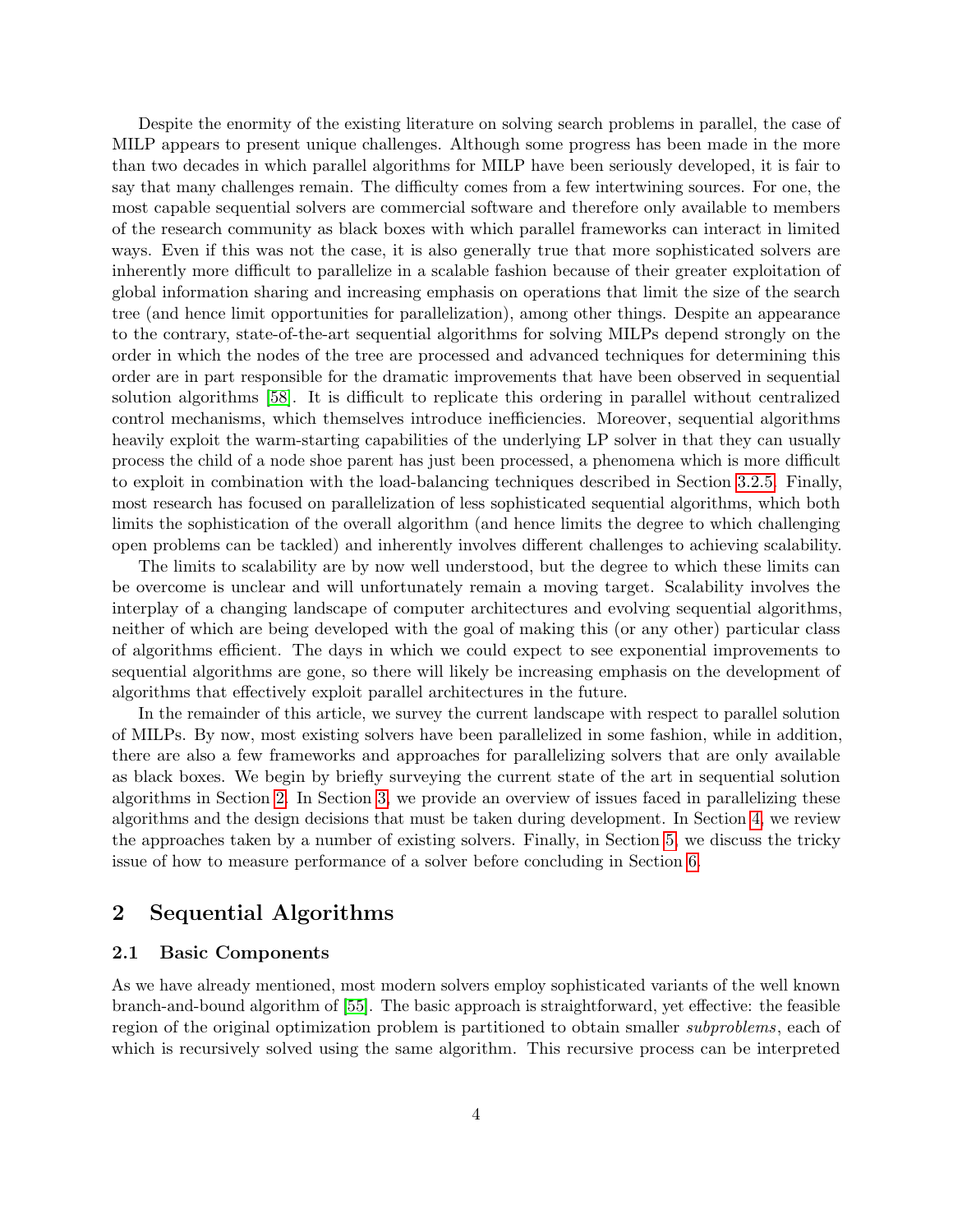Despite the enormity of the existing literature on solving search problems in parallel, the case of MILP appears to present unique challenges. Although some progress has been made in the more than two decades in which parallel algorithms for MILP have been seriously developed, it is fair to say that many challenges remain. The difficulty comes from a few intertwining sources. For one, the most capable sequential solvers are commercial software and therefore only available to members of the research community as black boxes with which parallel frameworks can interact in limited ways. Even if this was not the case, it is also generally true that more sophisticated solvers are inherently more difficult to parallelize in a scalable fashion because of their greater exploitation of global information sharing and increasing emphasis on operations that limit the size of the search tree (and hence limit opportunities for parallelization), among other things. Despite an appearance to the contrary, state-of-the-art sequential algorithms for solving MILPs depend strongly on the order in which the nodes of the tree are processed and advanced techniques for determining this order are in part responsible for the dramatic improvements that have been observed in sequential solution algorithms [58]. It is difficult to replicate this ordering in parallel without centralized control mechanisms, which themselves introduce inefficiencies. Moreover, sequential algorithms heavily exploit the warm-starting capabilities of the underlying LP solver in that they can usually process the child of a node shoe parent has just been processed, a phenomena which is more difficult to exploit in combination with the load-balancing techniques described in Section 3.2.5. Finally, most research has focused on parallelization of less sophisticated sequential algorithms, which both limits the sophistication of the overall algorithm (and hence limits the degree to which challenging open problems can be tackled) and inherently involves different challenges to achieving scalability.

The limits to scalability are by now well understood, but the degree to which these limits can be overcome is unclear and will unfortunately remain a moving target. Scalability involves the interplay of a changing landscape of computer architectures and evolving sequential algorithms, neither of which are being developed with the goal of making this (or any other) particular class of algorithms efficient. The days in which we could expect to see exponential improvements to sequential algorithms are gone, so there will likely be increasing emphasis on the development of algorithms that effectively exploit parallel architectures in the future.

In the remainder of this article, we survey the current landscape with respect to parallel solution of MILPs. By now, most existing solvers have been parallelized in some fashion, while in addition, there are also a few frameworks and approaches for parallelizing solvers that are only available as black boxes. We begin by briefly surveying the current state of the art in sequential solution algorithms in Section 2. In Section 3, we provide an overview of issues faced in parallelizing these algorithms and the design decisions that must be taken during development. In Section 4, we review the approaches taken by a number of existing solvers. Finally, in Section 5, we discuss the tricky issue of how to measure performance of a solver before concluding in Section 6.

## 2 Sequential Algorithms

### 2.1 Basic Components

As we have already mentioned, most modern solvers employ sophisticated variants of the well known branch-and-bound algorithm of [55]. The basic approach is straightforward, yet effective: the feasible region of the original optimization problem is partitioned to obtain smaller *subproblems*, each of which is recursively solved using the same algorithm. This recursive process can be interpreted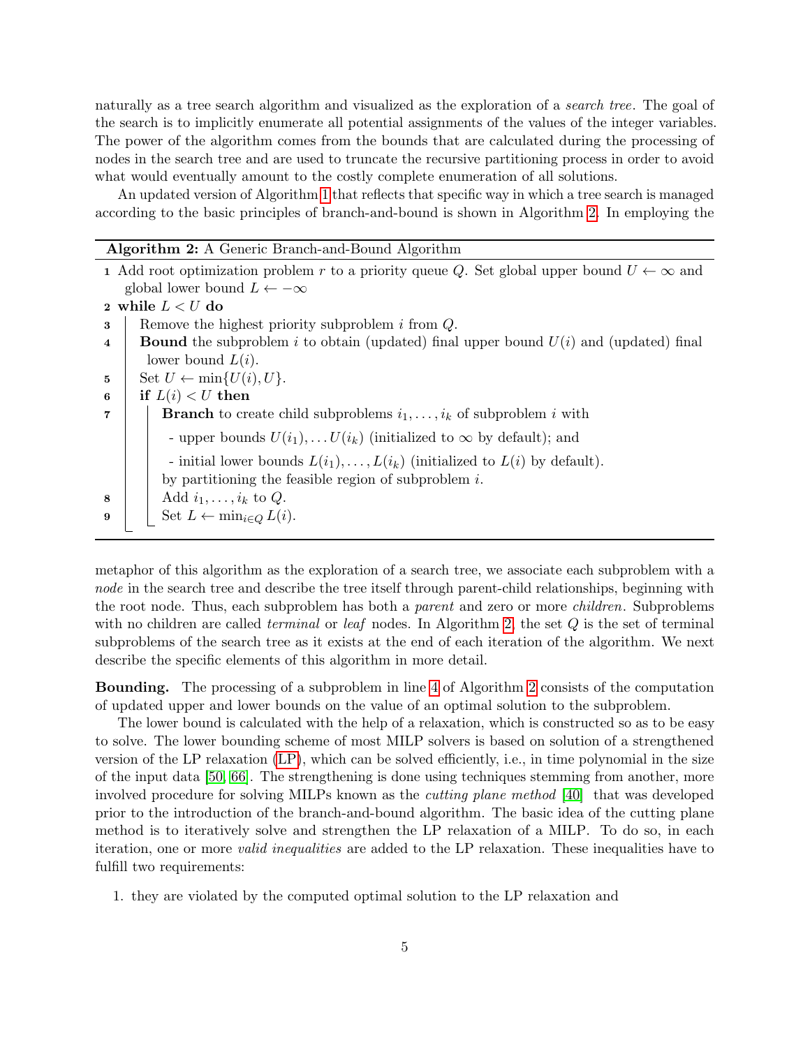naturally as a tree search algorithm and visualized as the exploration of a *search tree*. The goal of the search is to implicitly enumerate all potential assignments of the values of the integer variables. The power of the algorithm comes from the bounds that are calculated during the processing of nodes in the search tree and are used to truncate the recursive partitioning process in order to avoid what would eventually amount to the costly complete enumeration of all solutions.

An updated version of Algorithm 1 that reflects that specific way in which a tree search is managed according to the basic principles of branch-and-bound is shown in Algorithm 2. In employing the

**Algorithm 2:** A Generic Branch-and-Bound Algorithm

1. Add root optimization problem $r$ to a priority queue $Q$. Set global upper bound $U \leftarrow \infty$ and global lower bound $L \leftarrow -\infty$
2. **while** $L < U$ **do**
3. Remove the highest priority subproblem $i$ from $Q$.
4. **Bound** the subproblem $i$ to obtain (updated) final upper bound $U(i)$ and (updated) final lower bound $L(i)$.
5. Set $U \leftarrow \min\{U(i), U\}$.
6. **if** $L(i) < U$ **then**
7. **Branch** to create child subproblems $i_1, \dots, i_k$ of subproblem $i$ with
   - upper bounds $U(i_1), \dots U(i_k)$ (initialized to $\infty$ by default); and
   - initial lower bounds $L(i_1), \dots, L(i_k)$ (initialized to $L(i)$ by default).

   by partitioning the feasible region of subproblem $i$.
8. Add $i_1, \dots, i_k$ to $Q$.
9. Set $L \leftarrow \min_{i \in Q} L(i)$.

metaphor of this algorithm as the exploration of a search tree, we associate each subproblem with a *node* in the search tree and describe the tree itself through parent-child relationships, beginning with the root node. Thus, each subproblem has both a *parent* and zero or more *children*. Subproblems with no children are called *terminal* or *leaf* nodes. In Algorithm 2, the set $Q$ is the set of terminal subproblems of the search tree as it exists at the end of each iteration of the algorithm. We next describe the specific elements of this algorithm in more detail.

**Bounding.** The processing of a subproblem in line 4 of Algorithm 2 consists of the computation of updated upper and lower bounds on the value of an optimal solution to the subproblem.

The lower bound is calculated with the help of a relaxation, which is constructed so as to be easy to solve. The lower bounding scheme of most MILP solvers is based on solution of a strengthened version of the LP relaxation (LP), which can be solved efficiently, i.e., in time polynomial in the size of the input data [50, 66]. The strengthening is done using techniques stemming from another, more involved procedure for solving MILPs known as the *cutting plane method* [40] that was developed prior to the introduction of the branch-and-bound algorithm. The basic idea of the cutting plane method is to iteratively solve and strengthen the LP relaxation of a MILP. To do so, in each iteration, one or more *valid inequalities* are added to the LP relaxation. These inequalities have to fulfill two requirements:

1. they are violated by the computed optimal solution to the LP relaxation and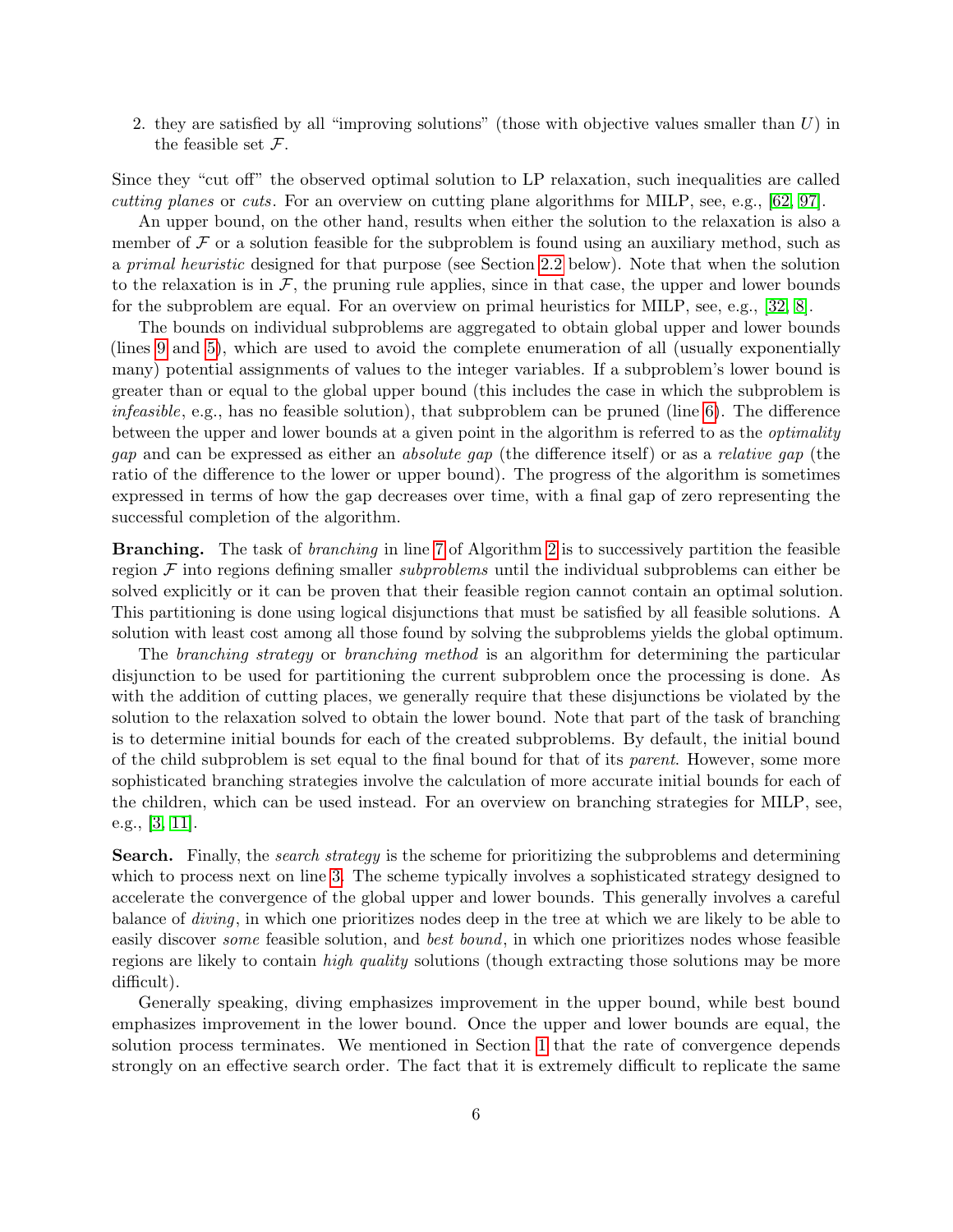2. they are satisfied by all "improving solutions" (those with objective values smaller than $U$) in the feasible set $\mathcal{F}$.

Since they "cut off" the observed optimal solution to LP relaxation, such inequalities are called *cutting planes* or *cuts*. For an overview on cutting plane algorithms for MILP, see, e.g., [62, 97].

An upper bound, on the other hand, results when either the solution to the relaxation is also a member of $\mathcal{F}$ or a solution feasible for the subproblem is found using an auxiliary method, such as a *primal heuristic* designed for that purpose (see Section 2.2 below). Note that when the solution to the relaxation is in $\mathcal{F}$, the pruning rule applies, since in that case, the upper and lower bounds for the subproblem are equal. For an overview on primal heuristics for MILP, see, e.g., [32, 8].

The bounds on individual subproblems are aggregated to obtain global upper and lower bounds (lines 9 and 5), which are used to avoid the complete enumeration of all (usually exponentially many) potential assignments of values to the integer variables. If a subproblem's lower bound is greater than or equal to the global upper bound (this includes the case in which the subproblem is *infeasible*, e.g., has no feasible solution), that subproblem can be pruned (line 6). The difference between the upper and lower bounds at a given point in the algorithm is referred to as the *optimality gap* and can be expressed as either an *absolute gap* (the difference itself) or as a *relative gap* (the ratio of the difference to the lower or upper bound). The progress of the algorithm is sometimes expressed in terms of how the gap decreases over time, with a final gap of zero representing the successful completion of the algorithm.

**Branching.** The task of *branching* in line 7 of Algorithm 2 is to successively partition the feasible region $\mathcal{F}$ into regions defining smaller *subproblems* until the individual subproblems can either be solved explicitly or it can be proven that their feasible region cannot contain an optimal solution. This partitioning is done using logical disjunctions that must be satisfied by all feasible solutions. A solution with least cost among all those found by solving the subproblems yields the global optimum.

The *branching strategy* or *branching method* is an algorithm for determining the particular disjunction to be used for partitioning the current subproblem once the processing is done. As with the addition of cutting places, we generally require that these disjunctions be violated by the solution to the relaxation solved to obtain the lower bound. Note that part of the task of branching is to determine initial bounds for each of the created subproblems. By default, the initial bound of the child subproblem is set equal to the final bound for that of its *parent*. However, some more sophisticated branching strategies involve the calculation of more accurate initial bounds for each of the children, which can be used instead. For an overview on branching strategies for MILP, see, e.g., [3, 11].

**Search.** Finally, the *search strategy* is the scheme for prioritizing the subproblems and determining which to process next on line 3. The scheme typically involves a sophisticated strategy designed to accelerate the convergence of the global upper and lower bounds. This generally involves a careful balance of *diving*, in which one prioritizes nodes deep in the tree at which we are likely to be able to easily discover *some* feasible solution, and *best bound*, in which one prioritizes nodes whose feasible regions are likely to contain *high quality* solutions (though extracting those solutions may be more difficult).

Generally speaking, diving emphasizes improvement in the upper bound, while best bound emphasizes improvement in the lower bound. Once the upper and lower bounds are equal, the solution process terminates. We mentioned in Section 1 that the rate of convergence depends strongly on an effective search order. The fact that it is extremely difficult to replicate the same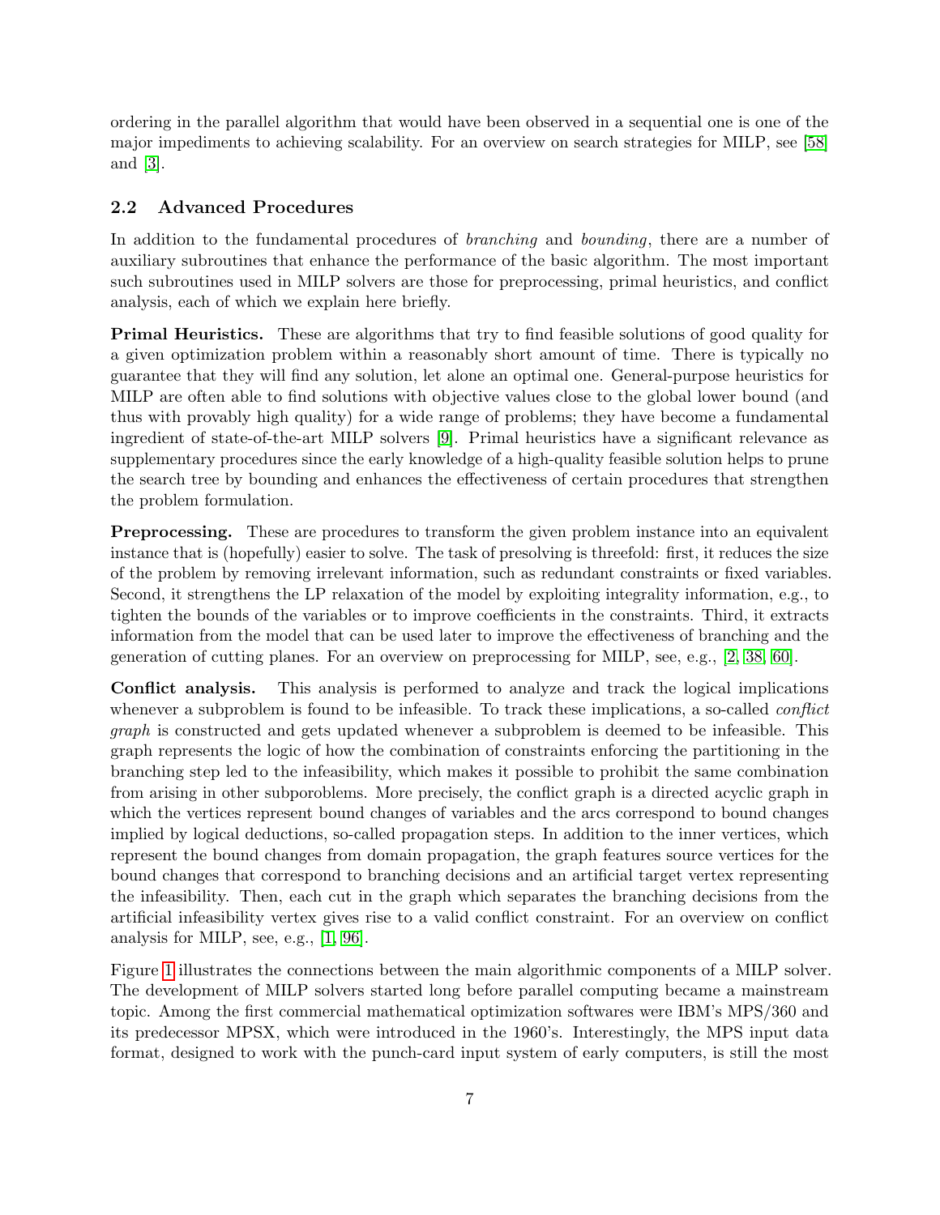ordering in the parallel algorithm that would have been observed in a sequential one is one of the major impediments to achieving scalability. For an overview on search strategies for MILP, see [58] and [3].

### 2.2 Advanced Procedures

In addition to the fundamental procedures of *branching* and *bounding*, there are a number of auxiliary subroutines that enhance the performance of the basic algorithm. The most important such subroutines used in MILP solvers are those for preprocessing, primal heuristics, and conflict analysis, each of which we explain here briefly.

**Primal Heuristics.** These are algorithms that try to find feasible solutions of good quality for a given optimization problem within a reasonably short amount of time. There is typically no guarantee that they will find any solution, let alone an optimal one. General-purpose heuristics for MILP are often able to find solutions with objective values close to the global lower bound (and thus with provably high quality) for a wide range of problems; they have become a fundamental ingredient of state-of-the-art MILP solvers [9]. Primal heuristics have a significant relevance as supplementary procedures since the early knowledge of a high-quality feasible solution helps to prune the search tree by bounding and enhances the effectiveness of certain procedures that strengthen the problem formulation.

**Preprocessing.** These are procedures to transform the given problem instance into an equivalent instance that is (hopefully) easier to solve. The task of presolving is threefold: first, it reduces the size of the problem by removing irrelevant information, such as redundant constraints or fixed variables. Second, it strengthens the LP relaxation of the model by exploiting integrality information, e.g., to tighten the bounds of the variables or to improve coefficients in the constraints. Third, it extracts information from the model that can be used later to improve the effectiveness of branching and the generation of cutting planes. For an overview on preprocessing for MILP, see, e.g., [2, 38, 60].

**Conflict analysis.** This analysis is performed to analyze and track the logical implications whenever a subproblem is found to be infeasible. To track these implications, a so-called *conflict graph* is constructed and gets updated whenever a subproblem is deemed to be infeasible. This graph represents the logic of how the combination of constraints enforcing the partitioning in the branching step led to the infeasibility, which makes it possible to prohibit the same combination from arising in other subporoblems. More precisely, the conflict graph is a directed acyclic graph in which the vertices represent bound changes of variables and the arcs correspond to bound changes implied by logical deductions, so-called propagation steps. In addition to the inner vertices, which represent the bound changes from domain propagation, the graph features source vertices for the bound changes that correspond to branching decisions and an artificial target vertex representing the infeasibility. Then, each cut in the graph which separates the branching decisions from the artificial infeasibility vertex gives rise to a valid conflict constraint. For an overview on conflict analysis for MILP, see, e.g., [1, 96].

Figure 1 illustrates the connections between the main algorithmic components of a MILP solver. The development of MILP solvers started long before parallel computing became a mainstream topic. Among the first commercial mathematical optimization softwares were IBM's MPS/360 and its predecessor MPSX, which were introduced in the 1960's. Interestingly, the MPS input data format, designed to work with the punch-card input system of early computers, is still the most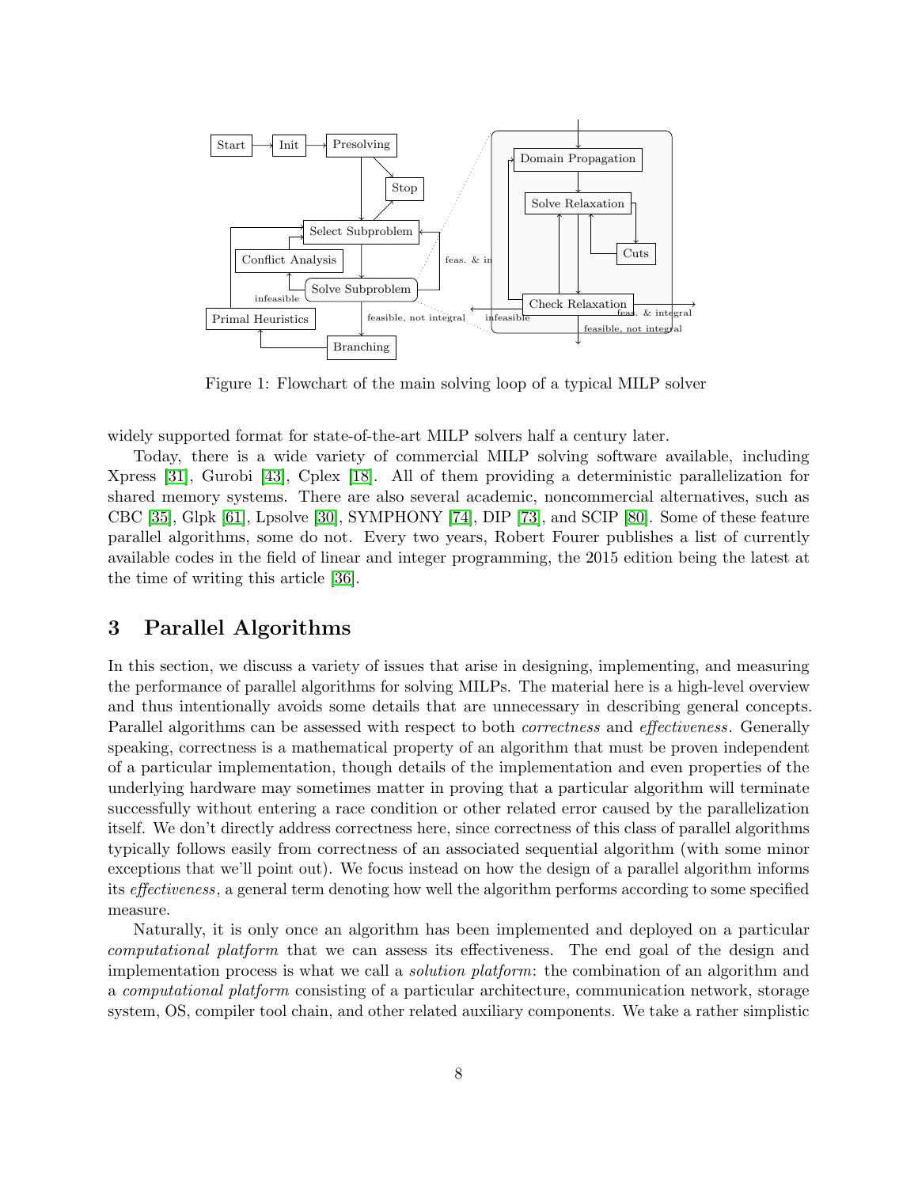Start

Init

Presolving

Stop

Select Subproblem

Conflict Analysis

Solve Subproblem

infeasible

Primal Heuristics

feasible, not integral

Branching

feas. & in

Domain Propagation

Solve Relaxation

Cuts

Check Relaxation

infeasible

feas. & integral

feasible, not integral

Figure 1: Flowchart of the main solving loop of a typical MILP solver

widely supported format for state-of-the-art MILP solvers half a century later.

Today, there is a wide variety of commercial MILP solving software available, including Xpress [31], Gurobi [43], Cplex [18]. All of them providing a deterministic parallelization for shared memory systems. There are also several academic, noncommercial alternatives, such as CBC [35], Glpk [61], Lpsolve [30], SYMPHONY [74], DIP [73], and SCIP [80]. Some of these feature parallel algorithms, some do not. Every two years, Robert Fourer publishes a list of currently available codes in the field of linear and integer programming, the 2015 edition being the latest at the time of writing this article [36].

# 3 Parallel Algorithms

In this section, we discuss a variety of issues that arise in designing, implementing, and measuring the performance of parallel algorithms for solving MILPs. The material here is a high-level overview and thus intentionally avoids some details that are unnecessary in describing general concepts. Parallel algorithms can be assessed with respect to both *correctness* and *effectiveness*. Generally speaking, correctness is a mathematical property of an algorithm that must be proven independent of a particular implementation, though details of the implementation and even properties of the underlying hardware may sometimes matter in proving that a particular algorithm will terminate successfully without entering a race condition or other related error caused by the parallelization itself. We don't directly address correctness here, since correctness of this class of parallel algorithms typically follows easily from correctness of an associated sequential algorithm (with some minor exceptions that we'll point out). We focus instead on how the design of a parallel algorithm informs its *effectiveness*, a general term denoting how well the algorithm performs according to some specified measure.

Naturally, it is only once an algorithm has been implemented and deployed on a particular *computational platform* that we can assess its effectiveness. The end goal of the design and implementation process is what we call a *solution platform*: the combination of an algorithm and a *computational platform* consisting of a particular architecture, communication network, storage system, OS, compiler tool chain, and other related auxiliary components. We take a rather simplistic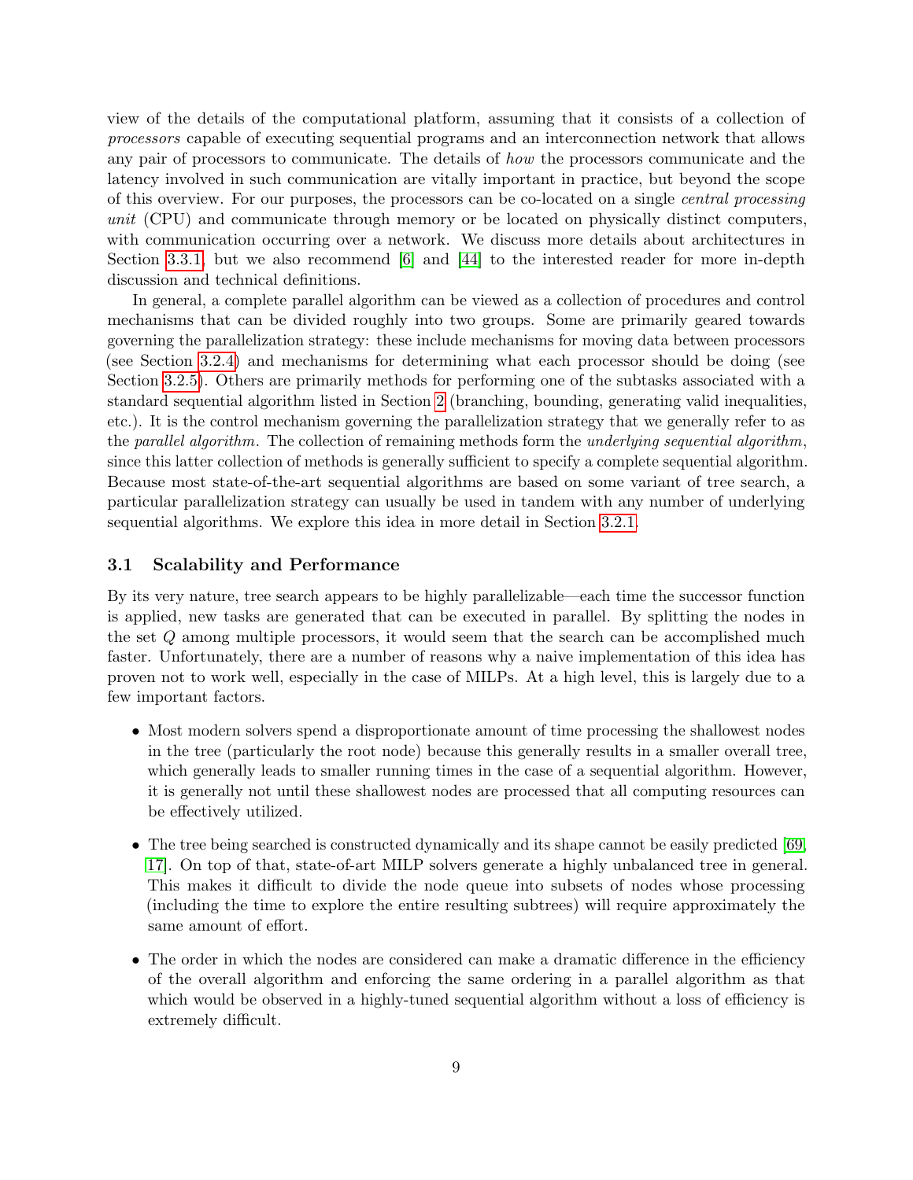view of the details of the computational platform, assuming that it consists of a collection of *processors* capable of executing sequential programs and an interconnection network that allows any pair of processors to communicate. The details of *how* the processors communicate and the latency involved in such communication are vitally important in practice, but beyond the scope of this overview. For our purposes, the processors can be co-located on a single *central processing unit* (CPU) and communicate through memory or be located on physically distinct computers, with communication occurring over a network. We discuss more details about architectures in Section 3.3.1, but we also recommend [6] and [44] to the interested reader for more in-depth discussion and technical definitions.

In general, a complete parallel algorithm can be viewed as a collection of procedures and control mechanisms that can be divided roughly into two groups. Some are primarily geared towards governing the parallelization strategy: these include mechanisms for moving data between processors (see Section 3.2.4) and mechanisms for determining what each processor should be doing (see Section 3.2.5). Others are primarily methods for performing one of the subtasks associated with a standard sequential algorithm listed in Section 2 (branching, bounding, generating valid inequalities, etc.). It is the control mechanism governing the parallelization strategy that we generally refer to as the *parallel algorithm*. The collection of remaining methods form the *underlying sequential algorithm*, since this latter collection of methods is generally sufficient to specify a complete sequential algorithm. Because most state-of-the-art sequential algorithms are based on some variant of tree search, a particular parallelization strategy can usually be used in tandem with any number of underlying sequential algorithms. We explore this idea in more detail in Section 3.2.1.

### 3.1 Scalability and Performance

By its very nature, tree search appears to be highly parallelizable—each time the successor function is applied, new tasks are generated that can be executed in parallel. By splitting the nodes in the set $Q$ among multiple processors, it would seem that the search can be accomplished much faster. Unfortunately, there are a number of reasons why a naive implementation of this idea has proven not to work well, especially in the case of MILPs. At a high level, this is largely due to a few important factors.

- Most modern solvers spend a disproportionate amount of time processing the shallowest nodes in the tree (particularly the root node) because this generally results in a smaller overall tree, which generally leads to smaller running times in the case of a sequential algorithm. However, it is generally not until these shallowest nodes are processed that all computing resources can be effectively utilized.

- The tree being searched is constructed dynamically and its shape cannot be easily predicted [69, 17]. On top of that, state-of-art MILP solvers generate a highly unbalanced tree in general. This makes it difficult to divide the node queue into subsets of nodes whose processing (including the time to explore the entire resulting subtrees) will require approximately the same amount of effort.

- The order in which the nodes are considered can make a dramatic difference in the efficiency of the overall algorithm and enforcing the same ordering in a parallel algorithm as that which would be observed in a highly-tuned sequential algorithm without a loss of efficiency is extremely difficult.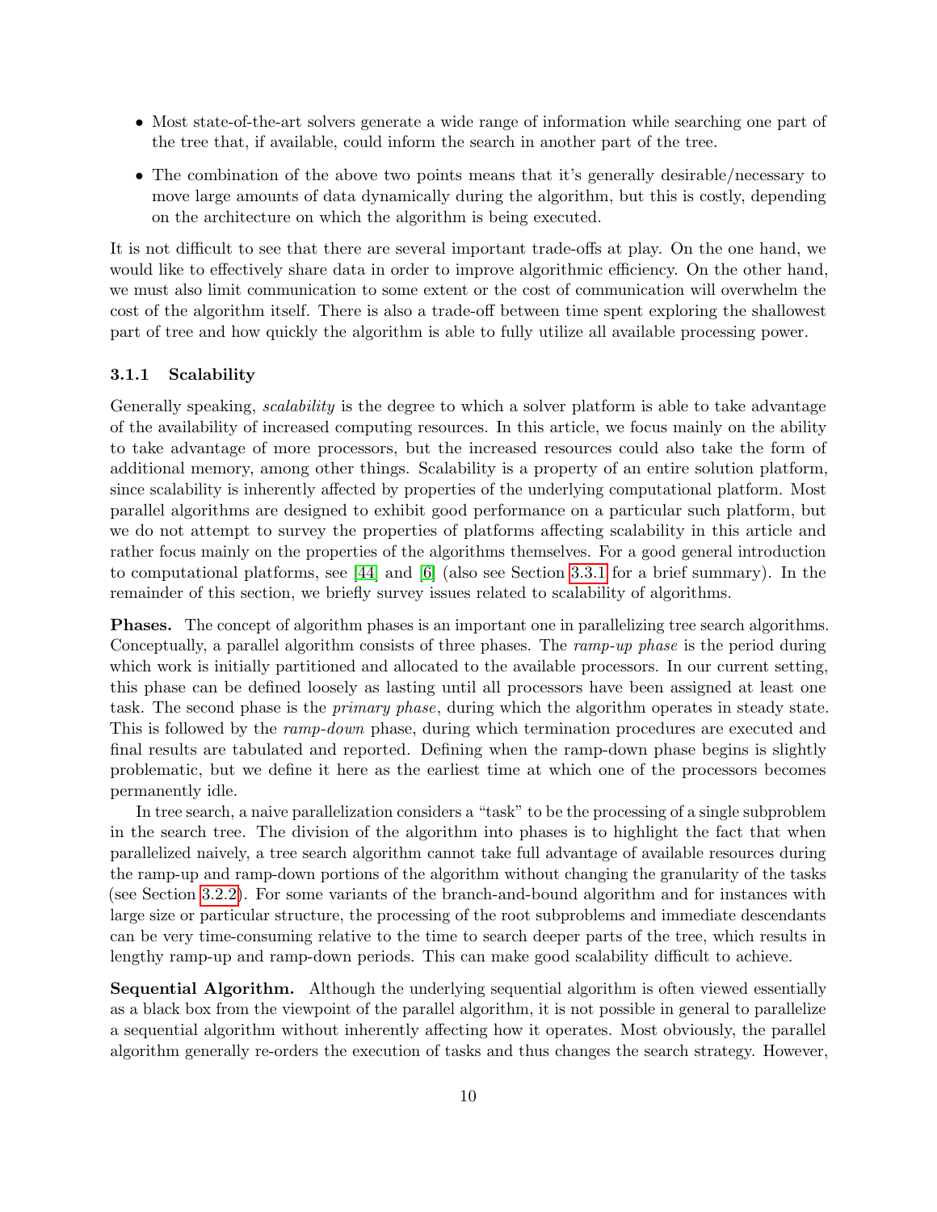- Most state-of-the-art solvers generate a wide range of information while searching one part of the tree that, if available, could inform the search in another part of the tree.
- The combination of the above two points means that it's generally desirable/necessary to move large amounts of data dynamically during the algorithm, but this is costly, depending on the architecture on which the algorithm is being executed.

It is not difficult to see that there are several important trade-offs at play. On the one hand, we would like to effectively share data in order to improve algorithmic efficiency. On the other hand, we must also limit communication to some extent or the cost of communication will overwhelm the cost of the algorithm itself. There is also a trade-off between time spent exploring the shallowest part of tree and how quickly the algorithm is able to fully utilize all available processing power.

### 3.1.1 Scalability

Generally speaking, *scalability* is the degree to which a solver platform is able to take advantage of the availability of increased computing resources. In this article, we focus mainly on the ability to take advantage of more processors, but the increased resources could also take the form of additional memory, among other things. Scalability is a property of an entire solution platform, since scalability is inherently affected by properties of the underlying computational platform. Most parallel algorithms are designed to exhibit good performance on a particular such platform, but we do not attempt to survey the properties of platforms affecting scalability in this article and rather focus mainly on the properties of the algorithms themselves. For a good general introduction to computational platforms, see [44] and [6] (also see Section 3.3.1 for a brief summary). In the remainder of this section, we briefly survey issues related to scalability of algorithms.

**Phases.** The concept of algorithm phases is an important one in parallelizing tree search algorithms. Conceptually, a parallel algorithm consists of three phases. The *ramp-up phase* is the period during which work is initially partitioned and allocated to the available processors. In our current setting, this phase can be defined loosely as lasting until all processors have been assigned at least one task. The second phase is the *primary phase*, during which the algorithm operates in steady state. This is followed by the *ramp-down* phase, during which termination procedures are executed and final results are tabulated and reported. Defining when the ramp-down phase begins is slightly problematic, but we define it here as the earliest time at which one of the processors becomes permanently idle.

In tree search, a naive parallelization considers a "task" to be the processing of a single subproblem in the search tree. The division of the algorithm into phases is to highlight the fact that when parallelized naively, a tree search algorithm cannot take full advantage of available resources during the ramp-up and ramp-down portions of the algorithm without changing the granularity of the tasks (see Section 3.2.2). For some variants of the branch-and-bound algorithm and for instances with large size or particular structure, the processing of the root subproblems and immediate descendants can be very time-consuming relative to the time to search deeper parts of the tree, which results in lengthy ramp-up and ramp-down periods. This can make good scalability difficult to achieve.

**Sequential Algorithm.** Although the underlying sequential algorithm is often viewed essentially as a black box from the viewpoint of the parallel algorithm, it is not possible in general to parallelize a sequential algorithm without inherently affecting how it operates. Most obviously, the parallel algorithm generally re-orders the execution of tasks and thus changes the search strategy. However,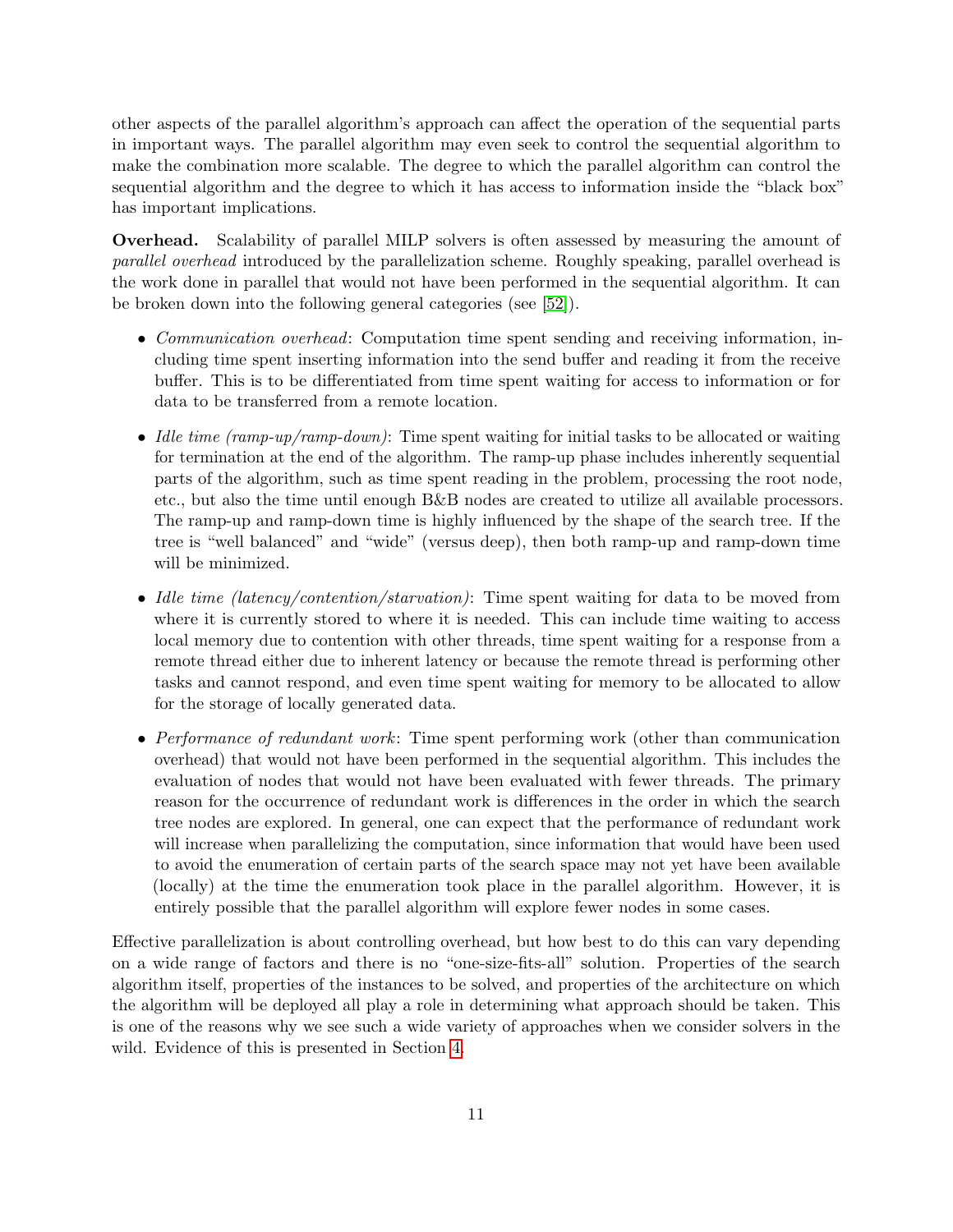other aspects of the parallel algorithm's approach can affect the operation of the sequential parts in important ways. The parallel algorithm may even seek to control the sequential algorithm to make the combination more scalable. The degree to which the parallel algorithm can control the sequential algorithm and the degree to which it has access to information inside the "black box" has important implications.

**Overhead.** Scalability of parallel MILP solvers is often assessed by measuring the amount of *parallel overhead* introduced by the parallelization scheme. Roughly speaking, parallel overhead is the work done in parallel that would not have been performed in the sequential algorithm. It can be broken down into the following general categories (see [52]).

- *Communication overhead*: Computation time spent sending and receiving information, including time spent inserting information into the send buffer and reading it from the receive buffer. This is to be differentiated from time spent waiting for access to information or for data to be transferred from a remote location.
- *Idle time (ramp-up/ramp-down)*: Time spent waiting for initial tasks to be allocated or waiting for termination at the end of the algorithm. The ramp-up phase includes inherently sequential parts of the algorithm, such as time spent reading in the problem, processing the root node, etc., but also the time until enough B&B nodes are created to utilize all available processors. The ramp-up and ramp-down time is highly influenced by the shape of the search tree. If the tree is "well balanced" and "wide" (versus deep), then both ramp-up and ramp-down time will be minimized.
- *Idle time (latency/contention/starvation)*: Time spent waiting for data to be moved from where it is currently stored to where it is needed. This can include time waiting to access local memory due to contention with other threads, time spent waiting for a response from a remote thread either due to inherent latency or because the remote thread is performing other tasks and cannot respond, and even time spent waiting for memory to be allocated to allow for the storage of locally generated data.
- *Performance of redundant work*: Time spent performing work (other than communication overhead) that would not have been performed in the sequential algorithm. This includes the evaluation of nodes that would not have been evaluated with fewer threads. The primary reason for the occurrence of redundant work is differences in the order in which the search tree nodes are explored. In general, one can expect that the performance of redundant work will increase when parallelizing the computation, since information that would have been used to avoid the enumeration of certain parts of the search space may not yet have been available (locally) at the time the enumeration took place in the parallel algorithm. However, it is entirely possible that the parallel algorithm will explore fewer nodes in some cases.

Effective parallelization is about controlling overhead, but how best to do this can vary depending on a wide range of factors and there is no "one-size-fits-all" solution. Properties of the search algorithm itself, properties of the instances to be solved, and properties of the architecture on which the algorithm will be deployed all play a role in determining what approach should be taken. This is one of the reasons why we see such a wide variety of approaches when we consider solvers in the wild. Evidence of this is presented in Section 4.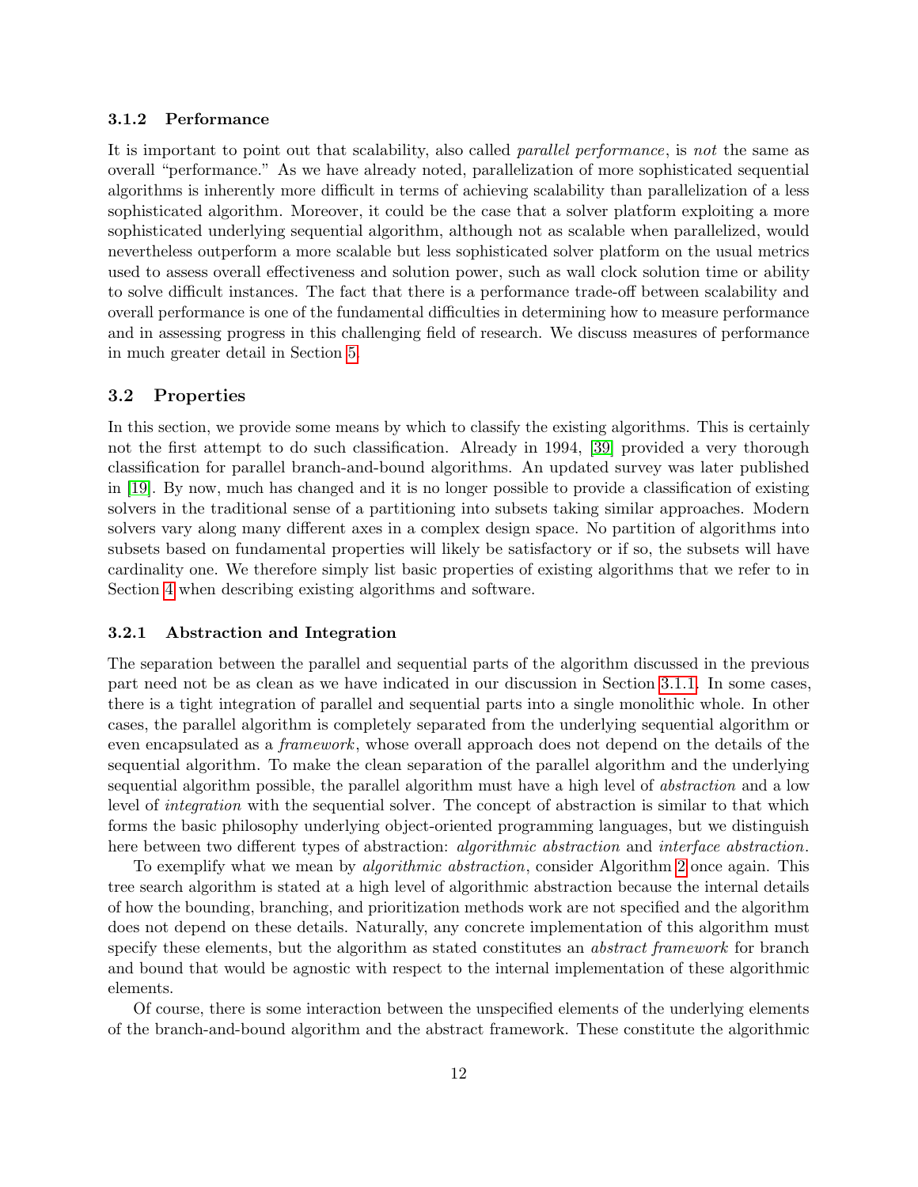### 3.1.2 Performance

It is important to point out that scalability, also called *parallel performance*, is *not* the same as overall "performance." As we have already noted, parallelization of more sophisticated sequential algorithms is inherently more difficult in terms of achieving scalability than parallelization of a less sophisticated algorithm. Moreover, it could be the case that a solver platform exploiting a more sophisticated underlying sequential algorithm, although not as scalable when parallelized, would nevertheless outperform a more scalable but less sophisticated solver platform on the usual metrics used to assess overall effectiveness and solution power, such as wall clock solution time or ability to solve difficult instances. The fact that there is a performance trade-off between scalability and overall performance is one of the fundamental difficulties in determining how to measure performance and in assessing progress in this challenging field of research. We discuss measures of performance in much greater detail in Section 5.

## 3.2 Properties

In this section, we provide some means by which to classify the existing algorithms. This is certainly not the first attempt to do such classification. Already in 1994, [39] provided a very thorough classification for parallel branch-and-bound algorithms. An updated survey was later published in [19]. By now, much has changed and it is no longer possible to provide a classification of existing solvers in the traditional sense of a partitioning into subsets taking similar approaches. Modern solvers vary along many different axes in a complex design space. No partition of algorithms into subsets based on fundamental properties will likely be satisfactory or if so, the subsets will have cardinality one. We therefore simply list basic properties of existing algorithms that we refer to in Section 4 when describing existing algorithms and software.

### 3.2.1 Abstraction and Integration

The separation between the parallel and sequential parts of the algorithm discussed in the previous part need not be as clean as we have indicated in our discussion in Section 3.1.1. In some cases, there is a tight integration of parallel and sequential parts into a single monolithic whole. In other cases, the parallel algorithm is completely separated from the underlying sequential algorithm or even encapsulated as a *framework*, whose overall approach does not depend on the details of the sequential algorithm. To make the clean separation of the parallel algorithm and the underlying sequential algorithm possible, the parallel algorithm must have a high level of *abstraction* and a low level of *integration* with the sequential solver. The concept of abstraction is similar to that which forms the basic philosophy underlying object-oriented programming languages, but we distinguish here between two different types of abstraction: *algorithmic abstraction* and *interface abstraction*.

To exemplify what we mean by *algorithmic abstraction*, consider Algorithm 2 once again. This tree search algorithm is stated at a high level of algorithmic abstraction because the internal details of how the bounding, branching, and prioritization methods work are not specified and the algorithm does not depend on these details. Naturally, any concrete implementation of this algorithm must specify these elements, but the algorithm as stated constitutes an *abstract framework* for branch and bound that would be agnostic with respect to the internal implementation of these algorithmic elements.

Of course, there is some interaction between the unspecified elements of the underlying elements of the branch-and-bound algorithm and the abstract framework. These constitute the algorithmic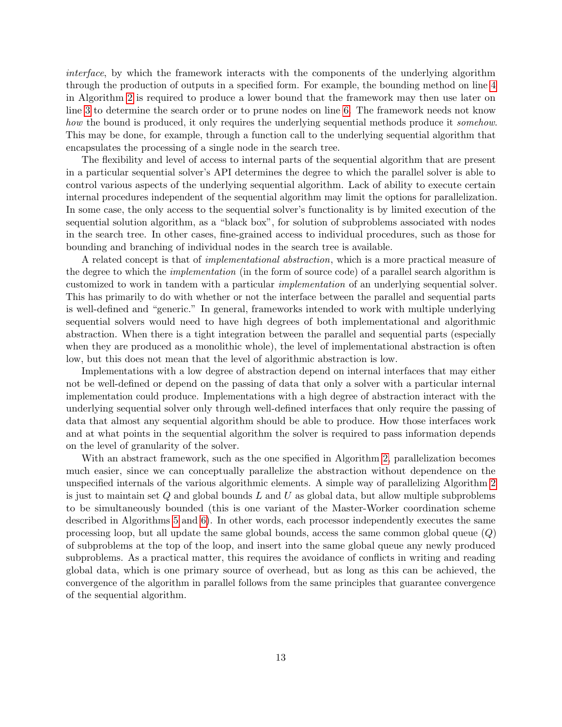*interface*, by which the framework interacts with the components of the underlying algorithm through the production of outputs in a specified form. For example, the bounding method on line 4 in Algorithm 2 is required to produce a lower bound that the framework may then use later on line 3 to determine the search order or to prune nodes on line 6. The framework needs not know *how* the bound is produced, it only requires the underlying sequential methods produce it *somehow*. This may be done, for example, through a function call to the underlying sequential algorithm that encapsulates the processing of a single node in the search tree.

The flexibility and level of access to internal parts of the sequential algorithm that are present in a particular sequential solver's API determines the degree to which the parallel solver is able to control various aspects of the underlying sequential algorithm. Lack of ability to execute certain internal procedures independent of the sequential algorithm may limit the options for parallelization. In some case, the only access to the sequential solver's functionality is by limited execution of the sequential solution algorithm, as a "black box", for solution of subproblems associated with nodes in the search tree. In other cases, fine-grained access to individual procedures, such as those for bounding and branching of individual nodes in the search tree is available.

A related concept is that of *implementational abstraction*, which is a more practical measure of the degree to which the *implementation* (in the form of source code) of a parallel search algorithm is customized to work in tandem with a particular *implementation* of an underlying sequential solver. This has primarily to do with whether or not the interface between the parallel and sequential parts is well-defined and "generic." In general, frameworks intended to work with multiple underlying sequential solvers would need to have high degrees of both implementational and algorithmic abstraction. When there is a tight integration between the parallel and sequential parts (especially when they are produced as a monolithic whole), the level of implementational abstraction is often low, but this does not mean that the level of algorithmic abstraction is low.

Implementations with a low degree of abstraction depend on internal interfaces that may either not be well-defined or depend on the passing of data that only a solver with a particular internal implementation could produce. Implementations with a high degree of abstraction interact with the underlying sequential solver only through well-defined interfaces that only require the passing of data that almost any sequential algorithm should be able to produce. How those interfaces work and at what points in the sequential algorithm the solver is required to pass information depends on the level of granularity of the solver.

With an abstract framework, such as the one specified in Algorithm 2, parallelization becomes much easier, since we can conceptually parallelize the abstraction without dependence on the unspecified internals of the various algorithmic elements. A simple way of parallelizing Algorithm 2 is just to maintain set $Q$ and global bounds $L$ and $U$ as global data, but allow multiple subproblems to be simultaneously bounded (this is one variant of the Master-Worker coordination scheme described in Algorithms 5 and 6). In other words, each processor independently executes the same processing loop, but all update the same global bounds, access the same common global queue ($Q$) of subproblems at the top of the loop, and insert into the same global queue any newly produced subproblems. As a practical matter, this requires the avoidance of conflicts in writing and reading global data, which is one primary source of overhead, but as long as this can be achieved, the convergence of the algorithm in parallel follows from the same principles that guarantee convergence of the sequential algorithm.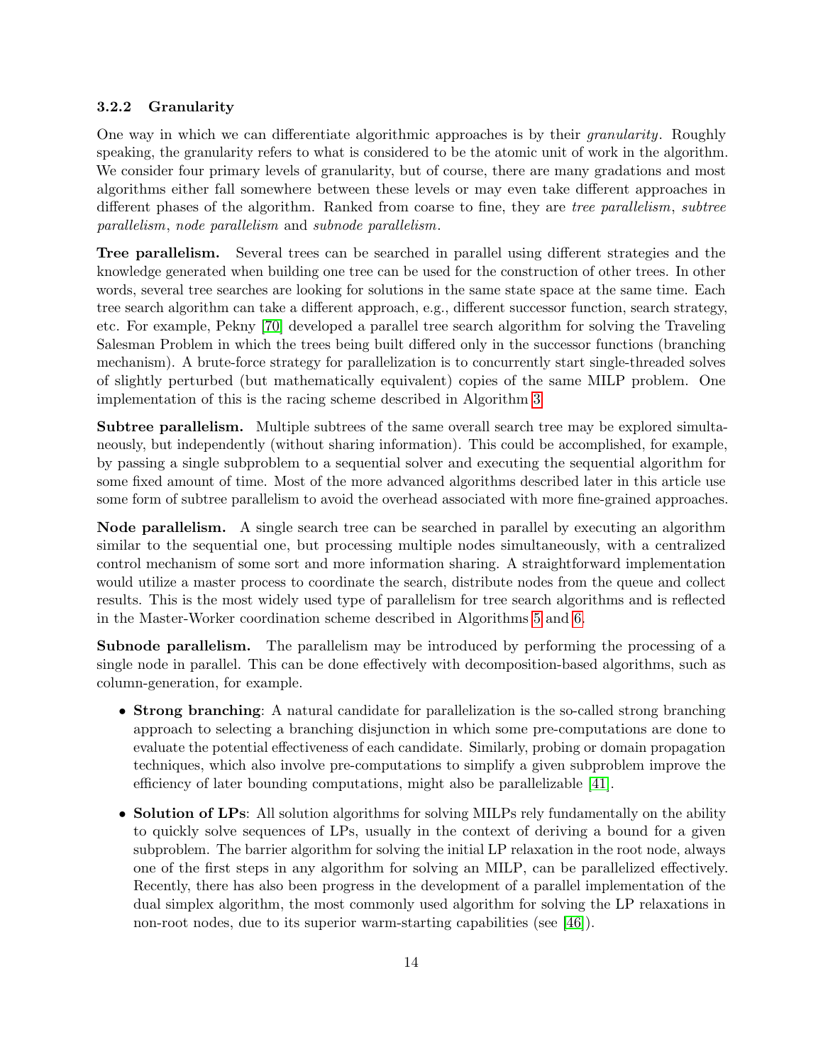### 3.2.2 Granularity

One way in which we can differentiate algorithmic approaches is by their *granularity*. Roughly speaking, the granularity refers to what is considered to be the atomic unit of work in the algorithm. We consider four primary levels of granularity, but of course, there are many gradations and most algorithms either fall somewhere between these levels or may even take different approaches in different phases of the algorithm. Ranked from coarse to fine, they are *tree parallelism*, *subtree parallelism*, *node parallelism* and *subnode parallelism*.

**Tree parallelism.** Several trees can be searched in parallel using different strategies and the knowledge generated when building one tree can be used for the construction of other trees. In other words, several tree searches are looking for solutions in the same state space at the same time. Each tree search algorithm can take a different approach, e.g., different successor function, search strategy, etc. For example, Pekny [70] developed a parallel tree search algorithm for solving the Traveling Salesman Problem in which the trees being built differed only in the successor functions (branching mechanism). A brute-force strategy for parallelization is to concurrently start single-threaded solves of slightly perturbed (but mathematically equivalent) copies of the same MILP problem. One implementation of this is the racing scheme described in Algorithm 3.

**Subtree parallelism.** Multiple subtrees of the same overall search tree may be explored simultaneously, but independently (without sharing information). This could be accomplished, for example, by passing a single subproblem to a sequential solver and executing the sequential algorithm for some fixed amount of time. Most of the more advanced algorithms described later in this article use some form of subtree parallelism to avoid the overhead associated with more fine-grained approaches.

**Node parallelism.** A single search tree can be searched in parallel by executing an algorithm similar to the sequential one, but processing multiple nodes simultaneously, with a centralized control mechanism of some sort and more information sharing. A straightforward implementation would utilize a master process to coordinate the search, distribute nodes from the queue and collect results. This is the most widely used type of parallelism for tree search algorithms and is reflected in the Master-Worker coordination scheme described in Algorithms 5 and 6.

**Subnode parallelism.** The parallelism may be introduced by performing the processing of a single node in parallel. This can be done effectively with decomposition-based algorithms, such as column-generation, for example.

- **Strong branching**: A natural candidate for parallelization is the so-called strong branching approach to selecting a branching disjunction in which some pre-computations are done to evaluate the potential effectiveness of each candidate. Similarly, probing or domain propagation techniques, which also involve pre-computations to simplify a given subproblem improve the efficiency of later bounding computations, might also be parallelizable [41].
- **Solution of LPs**: All solution algorithms for solving MILPs rely fundamentally on the ability to quickly solve sequences of LPs, usually in the context of deriving a bound for a given subproblem. The barrier algorithm for solving the initial LP relaxation in the root node, always one of the first steps in any algorithm for solving an MILP, can be parallelized effectively. Recently, there has also been progress in the development of a parallel implementation of the dual simplex algorithm, the most commonly used algorithm for solving the LP relaxations in non-root nodes, due to its superior warm-starting capabilities (see [46]).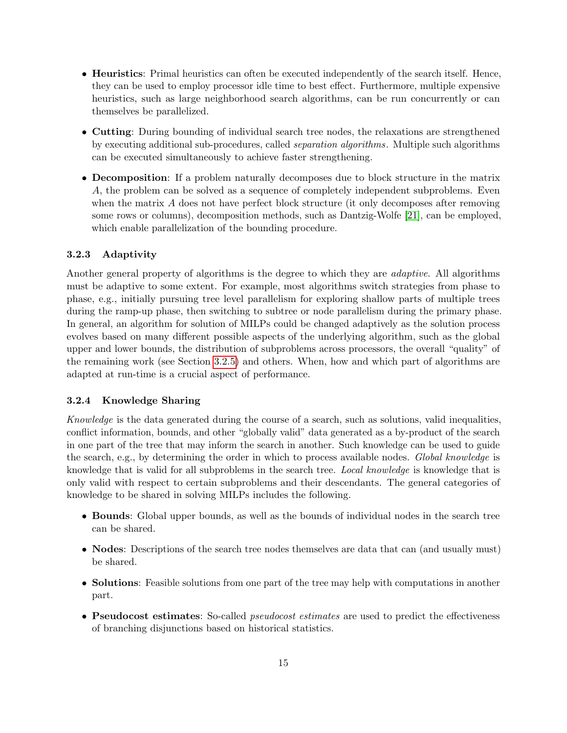- **Heuristics**: Primal heuristics can often be executed independently of the search itself. Hence, they can be used to employ processor idle time to best effect. Furthermore, multiple expensive heuristics, such as large neighborhood search algorithms, can be run concurrently or can themselves be parallelized.
- **Cutting**: During bounding of individual search tree nodes, the relaxations are strengthened by executing additional sub-procedures, called *separation algorithms*. Multiple such algorithms can be executed simultaneously to achieve faster strengthening.
- **Decomposition**: If a problem naturally decomposes due to block structure in the matrix $A$, the problem can be solved as a sequence of completely independent subproblems. Even when the matrix $A$ does not have perfect block structure (it only decomposes after removing some rows or columns), decomposition methods, such as Dantzig-Wolfe [21], can be employed, which enable parallelization of the bounding procedure.

### 3.2.3 Adaptivity

Another general property of algorithms is the degree to which they are *adaptive*. All algorithms must be adaptive to some extent. For example, most algorithms switch strategies from phase to phase, e.g., initially pursuing tree level parallelism for exploring shallow parts of multiple trees during the ramp-up phase, then switching to subtree or node parallelism during the primary phase. In general, an algorithm for solution of MILPs could be changed adaptively as the solution process evolves based on many different possible aspects of the underlying algorithm, such as the global upper and lower bounds, the distribution of subproblems across processors, the overall "quality" of the remaining work (see Section 3.2.5) and others. When, how and which part of algorithms are adapted at run-time is a crucial aspect of performance.

### 3.2.4 Knowledge Sharing

*Knowledge* is the data generated during the course of a search, such as solutions, valid inequalities, conflict information, bounds, and other "globally valid" data generated as a by-product of the search in one part of the tree that may inform the search in another. Such knowledge can be used to guide the search, e.g., by determining the order in which to process available nodes. *Global knowledge* is knowledge that is valid for all subproblems in the search tree. *Local knowledge* is knowledge that is only valid with respect to certain subproblems and their descendants. The general categories of knowledge to be shared in solving MILPs includes the following.

- **Bounds**: Global upper bounds, as well as the bounds of individual nodes in the search tree can be shared.
- **Nodes**: Descriptions of the search tree nodes themselves are data that can (and usually must) be shared.
- **Solutions**: Feasible solutions from one part of the tree may help with computations in another part.
- **Pseudocost estimates**: So-called *pseudocost estimates* are used to predict the effectiveness of branching disjunctions based on historical statistics.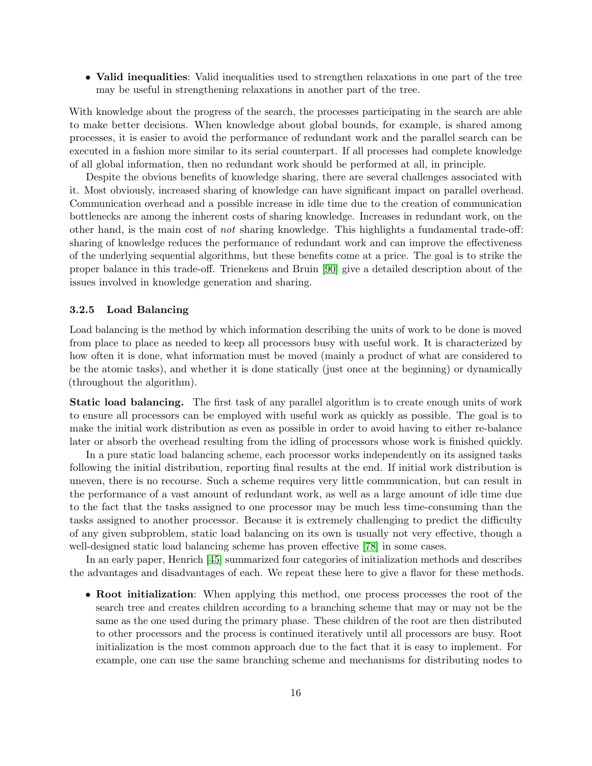- **Valid inequalities**: Valid inequalities used to strengthen relaxations in one part of the tree may be useful in strengthening relaxations in another part of the tree.

With knowledge about the progress of the search, the processes participating in the search are able to make better decisions. When knowledge about global bounds, for example, is shared among processes, it is easier to avoid the performance of redundant work and the parallel search can be executed in a fashion more similar to its serial counterpart. If all processes had complete knowledge of all global information, then no redundant work should be performed at all, in principle.

Despite the obvious benefits of knowledge sharing, there are several challenges associated with it. Most obviously, increased sharing of knowledge can have significant impact on parallel overhead. Communication overhead and a possible increase in idle time due to the creation of communication bottlenecks are among the inherent costs of sharing knowledge. Increases in redundant work, on the other hand, is the main cost of *not* sharing knowledge. This highlights a fundamental trade-off: sharing of knowledge reduces the performance of redundant work and can improve the effectiveness of the underlying sequential algorithms, but these benefits come at a price. The goal is to strike the proper balance in this trade-off. Trienekens and Bruin [90] give a detailed description about of the issues involved in knowledge generation and sharing.

### 3.2.5 Load Balancing

Load balancing is the method by which information describing the units of work to be done is moved from place to place as needed to keep all processors busy with useful work. It is characterized by how often it is done, what information must be moved (mainly a product of what are considered to be the atomic tasks), and whether it is done statically (just once at the beginning) or dynamically (throughout the algorithm).

**Static load balancing.** The first task of any parallel algorithm is to create enough units of work to ensure all processors can be employed with useful work as quickly as possible. The goal is to make the initial work distribution as even as possible in order to avoid having to either re-balance later or absorb the overhead resulting from the idling of processors whose work is finished quickly.

In a pure static load balancing scheme, each processor works independently on its assigned tasks following the initial distribution, reporting final results at the end. If initial work distribution is uneven, there is no recourse. Such a scheme requires very little communication, but can result in the performance of a vast amount of redundant work, as well as a large amount of idle time due to the fact that the tasks assigned to one processor may be much less time-consuming than the tasks assigned to another processor. Because it is extremely challenging to predict the difficulty of any given subproblem, static load balancing on its own is usually not very effective, though a well-designed static load balancing scheme has proven effective [78] in some cases.

In an early paper, Henrich [45] summarized four categories of initialization methods and describes the advantages and disadvantages of each. We repeat these here to give a flavor for these methods.

- **Root initialization**: When applying this method, one process processes the root of the search tree and creates children according to a branching scheme that may or may not be the same as the one used during the primary phase. These children of the root are then distributed to other processors and the process is continued iteratively until all processors are busy. Root initialization is the most common approach due to the fact that it is easy to implement. For example, one can use the same branching scheme and mechanisms for distributing nodes to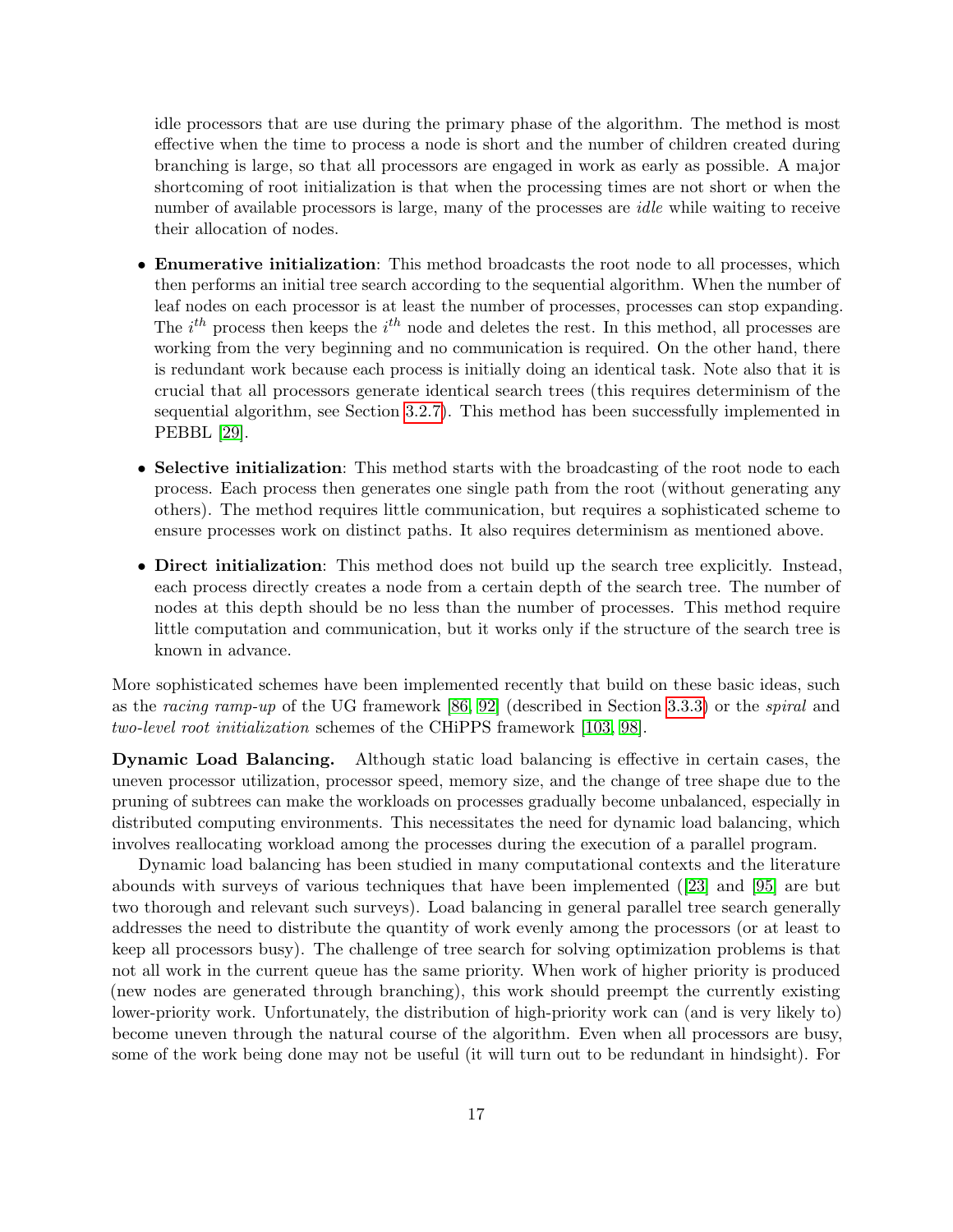idle processors that are use during the primary phase of the algorithm. The method is most effective when the time to process a node is short and the number of children created during branching is large, so that all processors are engaged in work as early as possible. A major shortcoming of root initialization is that when the processing times are not short or when the number of available processors is large, many of the processes are *idle* while waiting to receive their allocation of nodes.

- **Enumerative initialization**: This method broadcasts the root node to all processes, which then performs an initial tree search according to the sequential algorithm. When the number of leaf nodes on each processor is at least the number of processes, processes can stop expanding. The $i^{th}$ process then keeps the $i^{th}$ node and deletes the rest. In this method, all processes are working from the very beginning and no communication is required. On the other hand, there is redundant work because each process is initially doing an identical task. Note also that it is crucial that all processors generate identical search trees (this requires determinism of the sequential algorithm, see Section 3.2.7). This method has been successfully implemented in PEBBL [29].

- **Selective initialization**: This method starts with the broadcasting of the root node to each process. Each process then generates one single path from the root (without generating any others). The method requires little communication, but requires a sophisticated scheme to ensure processes work on distinct paths. It also requires determinism as mentioned above.

- **Direct initialization**: This method does not build up the search tree explicitly. Instead, each process directly creates a node from a certain depth of the search tree. The number of nodes at this depth should be no less than the number of processes. This method require little computation and communication, but it works only if the structure of the search tree is known in advance.

More sophisticated schemes have been implemented recently that build on these basic ideas, such as the *racing ramp-up* of the UG framework [86, 92] (described in Section 3.3.3) or the *spiral* and *two-level root initialization* schemes of the CHiPPS framework [103, 98].

**Dynamic Load Balancing.** Although static load balancing is effective in certain cases, the uneven processor utilization, processor speed, memory size, and the change of tree shape due to the pruning of subtrees can make the workloads on processes gradually become unbalanced, especially in distributed computing environments. This necessitates the need for dynamic load balancing, which involves reallocating workload among the processes during the execution of a parallel program.

Dynamic load balancing has been studied in many computational contexts and the literature abounds with surveys of various techniques that have been implemented ([23] and [95] are but two thorough and relevant such surveys). Load balancing in general parallel tree search generally addresses the need to distribute the quantity of work evenly among the processors (or at least to keep all processors busy). The challenge of tree search for solving optimization problems is that not all work in the current queue has the same priority. When work of higher priority is produced (new nodes are generated through branching), this work should preempt the currently existing lower-priority work. Unfortunately, the distribution of high-priority work can (and is very likely to) become uneven through the natural course of the algorithm. Even when all processors are busy, some of the work being done may not be useful (it will turn out to be redundant in hindsight). For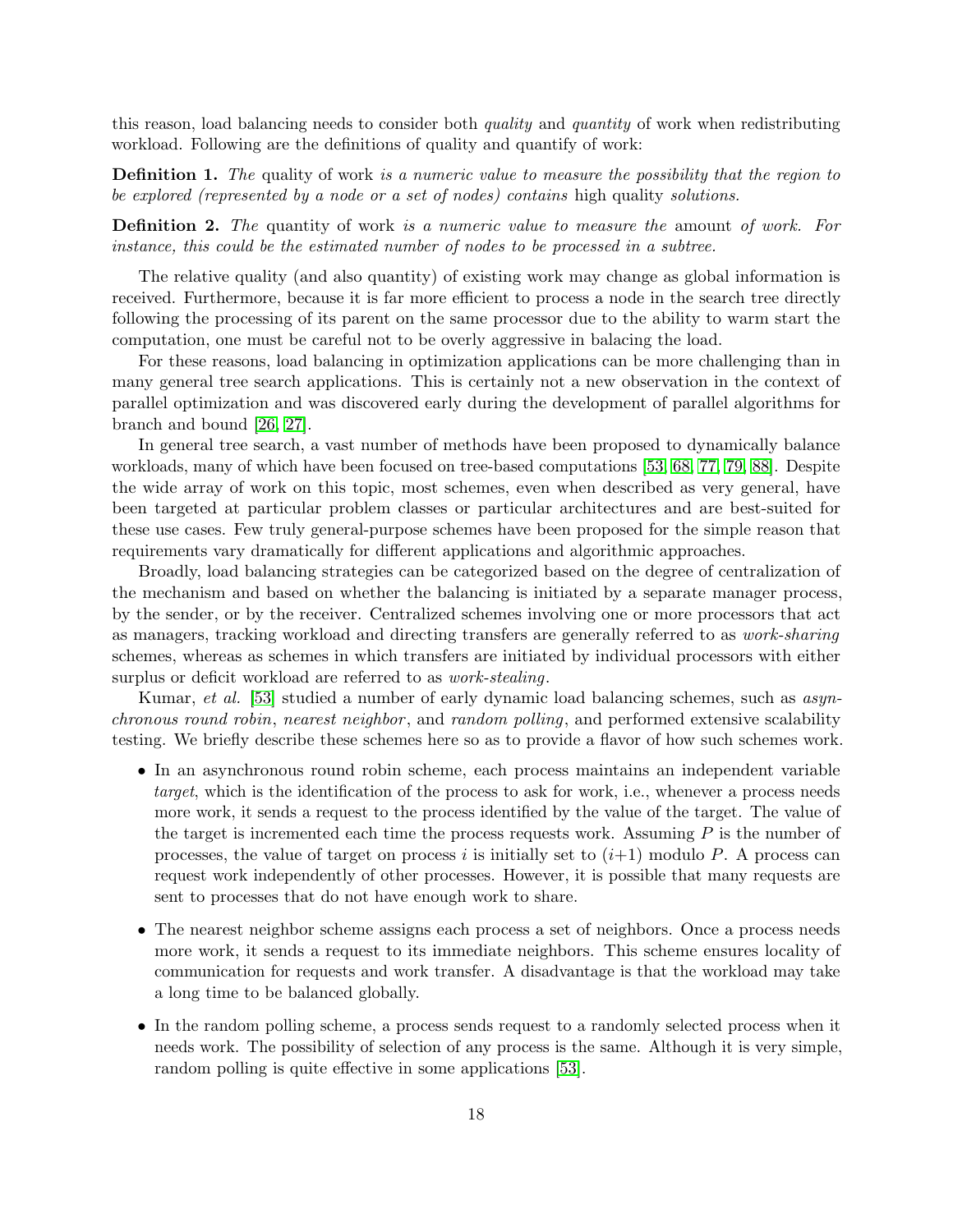this reason, load balancing needs to consider both *quality* and *quantity* of work when redistributing workload. Following are the definitions of quality and quantify of work:

**Definition 1.** *The* quality of work *is a numeric value to measure the possibility that the region to be explored (represented by a node or a set of nodes) contains* high quality *solutions.*

**Definition 2.** *The* quantity of work *is a numeric value to measure the* amount *of work. For instance, this could be the estimated number of nodes to be processed in a subtree.*

The relative quality (and also quantity) of existing work may change as global information is received. Furthermore, because it is far more efficient to process a node in the search tree directly following the processing of its parent on the same processor due to the ability to warm start the computation, one must be careful not to be overly aggressive in balacing the load.

For these reasons, load balancing in optimization applications can be more challenging than in many general tree search applications. This is certainly not a new observation in the context of parallel optimization and was discovered early during the development of parallel algorithms for branch and bound [26, 27].

In general tree search, a vast number of methods have been proposed to dynamically balance workloads, many of which have been focused on tree-based computations [53, 68, 77, 79, 88]. Despite the wide array of work on this topic, most schemes, even when described as very general, have been targeted at particular problem classes or particular architectures and are best-suited for these use cases. Few truly general-purpose schemes have been proposed for the simple reason that requirements vary dramatically for different applications and algorithmic approaches.

Broadly, load balancing strategies can be categorized based on the degree of centralization of the mechanism and based on whether the balancing is initiated by a separate manager process, by the sender, or by the receiver. Centralized schemes involving one or more processors that act as managers, tracking workload and directing transfers are generally referred to as *work-sharing* schemes, whereas as schemes in which transfers are initiated by individual processors with either surplus or deficit workload are referred to as *work-stealing*.

Kumar, *et al.* [53] studied a number of early dynamic load balancing schemes, such as *asynchronous round robin*, *nearest neighbor*, and *random polling*, and performed extensive scalability testing. We briefly describe these schemes here so as to provide a flavor of how such schemes work.

- In an asynchronous round robin scheme, each process maintains an independent variable *target*, which is the identification of the process to ask for work, i.e., whenever a process needs more work, it sends a request to the process identified by the value of the target. The value of the target is incremented each time the process requests work. Assuming $P$ is the number of processes, the value of target on process $i$ is initially set to $(i+1)$ modulo $P$. A process can request work independently of other processes. However, it is possible that many requests are sent to processes that do not have enough work to share.

- The nearest neighbor scheme assigns each process a set of neighbors. Once a process needs more work, it sends a request to its immediate neighbors. This scheme ensures locality of communication for requests and work transfer. A disadvantage is that the workload may take a long time to be balanced globally.

- In the random polling scheme, a process sends request to a randomly selected process when it needs work. The possibility of selection of any process is the same. Although it is very simple, random polling is quite effective in some applications [53].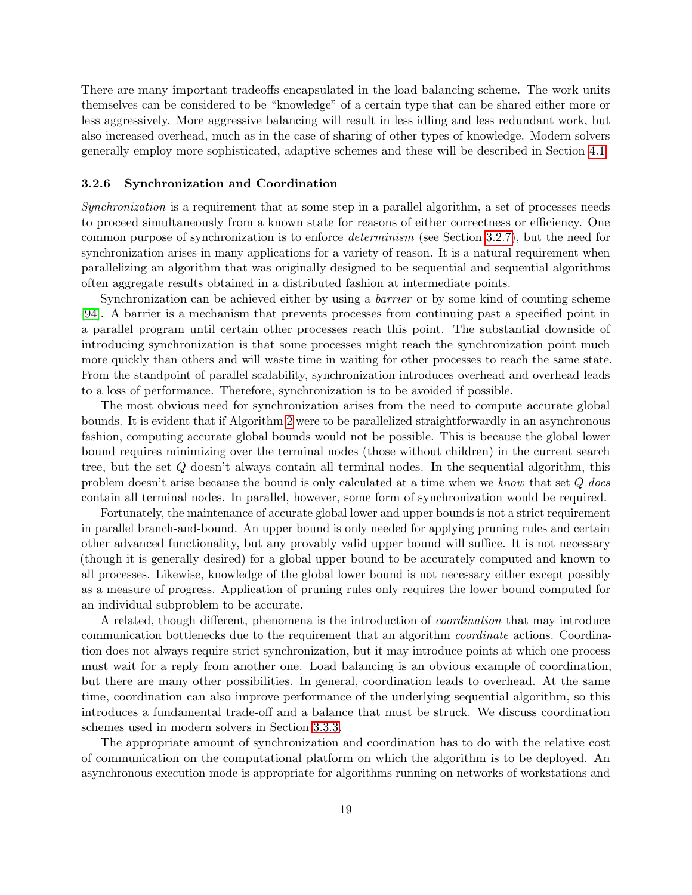There are many important tradeoffs encapsulated in the load balancing scheme. The work units themselves can be considered to be "knowledge" of a certain type that can be shared either more or less aggressively. More aggressive balancing will result in less idling and less redundant work, but also increased overhead, much as in the case of sharing of other types of knowledge. Modern solvers generally employ more sophisticated, adaptive schemes and these will be described in Section 4.1.

### 3.2.6 Synchronization and Coordination

*Synchronization* is a requirement that at some step in a parallel algorithm, a set of processes needs to proceed simultaneously from a known state for reasons of either correctness or efficiency. One common purpose of synchronization is to enforce *determinism* (see Section 3.2.7), but the need for synchronization arises in many applications for a variety of reason. It is a natural requirement when parallelizing an algorithm that was originally designed to be sequential and sequential algorithms often aggregate results obtained in a distributed fashion at intermediate points.

Synchronization can be achieved either by using a *barrier* or by some kind of counting scheme [94]. A barrier is a mechanism that prevents processes from continuing past a specified point in a parallel program until certain other processes reach this point. The substantial downside of introducing synchronization is that some processes might reach the synchronization point much more quickly than others and will waste time in waiting for other processes to reach the same state. From the standpoint of parallel scalability, synchronization introduces overhead and overhead leads to a loss of performance. Therefore, synchronization is to be avoided if possible.

The most obvious need for synchronization arises from the need to compute accurate global bounds. It is evident that if Algorithm 2 were to be parallelized straightforwardly in an asynchronous fashion, computing accurate global bounds would not be possible. This is because the global lower bound requires minimizing over the terminal nodes (those without children) in the current search tree, but the set $Q$ doesn't always contain all terminal nodes. In the sequential algorithm, this problem doesn't arise because the bound is only calculated at a time when we *know* that set $Q$ *does* contain all terminal nodes. In parallel, however, some form of synchronization would be required.

Fortunately, the maintenance of accurate global lower and upper bounds is not a strict requirement in parallel branch-and-bound. An upper bound is only needed for applying pruning rules and certain other advanced functionality, but any provably valid upper bound will suffice. It is not necessary (though it is generally desired) for a global upper bound to be accurately computed and known to all processes. Likewise, knowledge of the global lower bound is not necessary either except possibly as a measure of progress. Application of pruning rules only requires the lower bound computed for an individual subproblem to be accurate.

A related, though different, phenomena is the introduction of *coordination* that may introduce communication bottlenecks due to the requirement that an algorithm *coordinate* actions. Coordination does not always require strict synchronization, but it may introduce points at which one process must wait for a reply from another one. Load balancing is an obvious example of coordination, but there are many other possibilities. In general, coordination leads to overhead. At the same time, coordination can also improve performance of the underlying sequential algorithm, so this introduces a fundamental trade-off and a balance that must be struck. We discuss coordination schemes used in modern solvers in Section 3.3.3.

The appropriate amount of synchronization and coordination has to do with the relative cost of communication on the computational platform on which the algorithm is to be deployed. An asynchronous execution mode is appropriate for algorithms running on networks of workstations and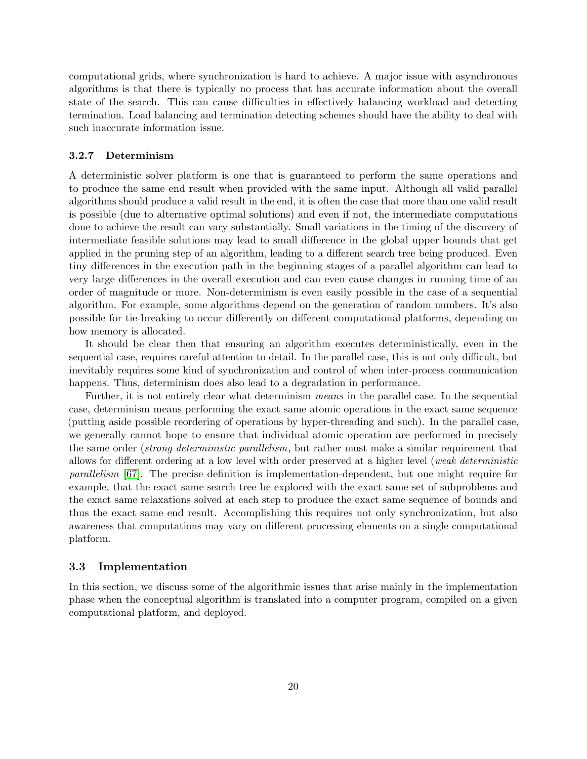computational grids, where synchronization is hard to achieve. A major issue with asynchronous algorithms is that there is typically no process that has accurate information about the overall state of the search. This can cause difficulties in effectively balancing workload and detecting termination. Load balancing and termination detecting schemes should have the ability to deal with such inaccurate information issue.

### 3.2.7 Determinism

A deterministic solver platform is one that is guaranteed to perform the same operations and to produce the same end result when provided with the same input. Although all valid parallel algorithms should produce a valid result in the end, it is often the case that more than one valid result is possible (due to alternative optimal solutions) and even if not, the intermediate computations done to achieve the result can vary substantially. Small variations in the timing of the discovery of intermediate feasible solutions may lead to small difference in the global upper bounds that get applied in the pruning step of an algorithm, leading to a different search tree being produced. Even tiny differences in the execution path in the beginning stages of a parallel algorithm can lead to very large differences in the overall execution and can even cause changes in running time of an order of magnitude or more. Non-determinism is even easily possible in the case of a sequential algorithm. For example, some algorithms depend on the generation of random numbers. It's also possible for tie-breaking to occur differently on different computational platforms, depending on how memory is allocated.

It should be clear then that ensuring an algorithm executes deterministically, even in the sequential case, requires careful attention to detail. In the parallel case, this is not only difficult, but inevitably requires some kind of synchronization and control of when inter-process communication happens. Thus, determinism does also lead to a degradation in performance.

Further, it is not entirely clear what determinism *means* in the parallel case. In the sequential case, determinism means performing the exact same atomic operations in the exact same sequence (putting aside possible reordering of operations by hyper-threading and such). In the parallel case, we generally cannot hope to ensure that individual atomic operation are performed in precisely the same order (*strong deterministic parallelism*, but rather must make a similar requirement that allows for different ordering at a low level with order preserved at a higher level (*weak deterministic parallelism* [67]. The precise definition is implementation-dependent, but one might require for example, that the exact same search tree be explored with the exact same set of subproblems and the exact same relaxations solved at each step to produce the exact same sequence of bounds and thus the exact same end result. Accomplishing this requires not only synchronization, but also awareness that computations may vary on different processing elements on a single computational platform.

## 3.3 Implementation

In this section, we discuss some of the algorithmic issues that arise mainly in the implementation phase when the conceptual algorithm is translated into a computer program, compiled on a given computational platform, and deployed.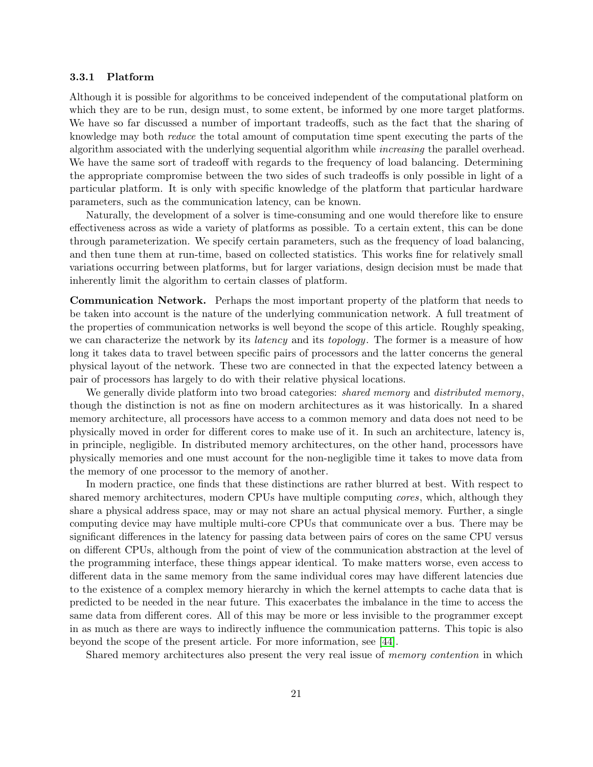### 3.3.1 Platform

Although it is possible for algorithms to be conceived independent of the computational platform on which they are to be run, design must, to some extent, be informed by one more target platforms. We have so far discussed a number of important tradeoffs, such as the fact that the sharing of knowledge may both *reduce* the total amount of computation time spent executing the parts of the algorithm associated with the underlying sequential algorithm while *increasing* the parallel overhead. We have the same sort of tradeoff with regards to the frequency of load balancing. Determining the appropriate compromise between the two sides of such tradeoffs is only possible in light of a particular platform. It is only with specific knowledge of the platform that particular hardware parameters, such as the communication latency, can be known.

Naturally, the development of a solver is time-consuming and one would therefore like to ensure effectiveness across as wide a variety of platforms as possible. To a certain extent, this can be done through parameterization. We specify certain parameters, such as the frequency of load balancing, and then tune them at run-time, based on collected statistics. This works fine for relatively small variations occurring between platforms, but for larger variations, design decision must be made that inherently limit the algorithm to certain classes of platform.

**Communication Network.** Perhaps the most important property of the platform that needs to be taken into account is the nature of the underlying communication network. A full treatment of the properties of communication networks is well beyond the scope of this article. Roughly speaking, we can characterize the network by its *latency* and its *topology*. The former is a measure of how long it takes data to travel between specific pairs of processors and the latter concerns the general physical layout of the network. These two are connected in that the expected latency between a pair of processors has largely to do with their relative physical locations.

We generally divide platform into two broad categories: *shared memory* and *distributed memory*, though the distinction is not as fine on modern architectures as it was historically. In a shared memory architecture, all processors have access to a common memory and data does not need to be physically moved in order for different cores to make use of it. In such an architecture, latency is, in principle, negligible. In distributed memory architectures, on the other hand, processors have physically memories and one must account for the non-negligible time it takes to move data from the memory of one processor to the memory of another.

In modern practice, one finds that these distinctions are rather blurred at best. With respect to shared memory architectures, modern CPUs have multiple computing *cores*, which, although they share a physical address space, may or may not share an actual physical memory. Further, a single computing device may have multiple multi-core CPUs that communicate over a bus. There may be significant differences in the latency for passing data between pairs of cores on the same CPU versus on different CPUs, although from the point of view of the communication abstraction at the level of the programming interface, these things appear identical. To make matters worse, even access to different data in the same memory from the same individual cores may have different latencies due to the existence of a complex memory hierarchy in which the kernel attempts to cache data that is predicted to be needed in the near future. This exacerbates the imbalance in the time to access the same data from different cores. All of this may be more or less invisible to the programmer except in as much as there are ways to indirectly influence the communication patterns. This topic is also beyond the scope of the present article. For more information, see [44].

Shared memory architectures also present the very real issue of *memory contention* in which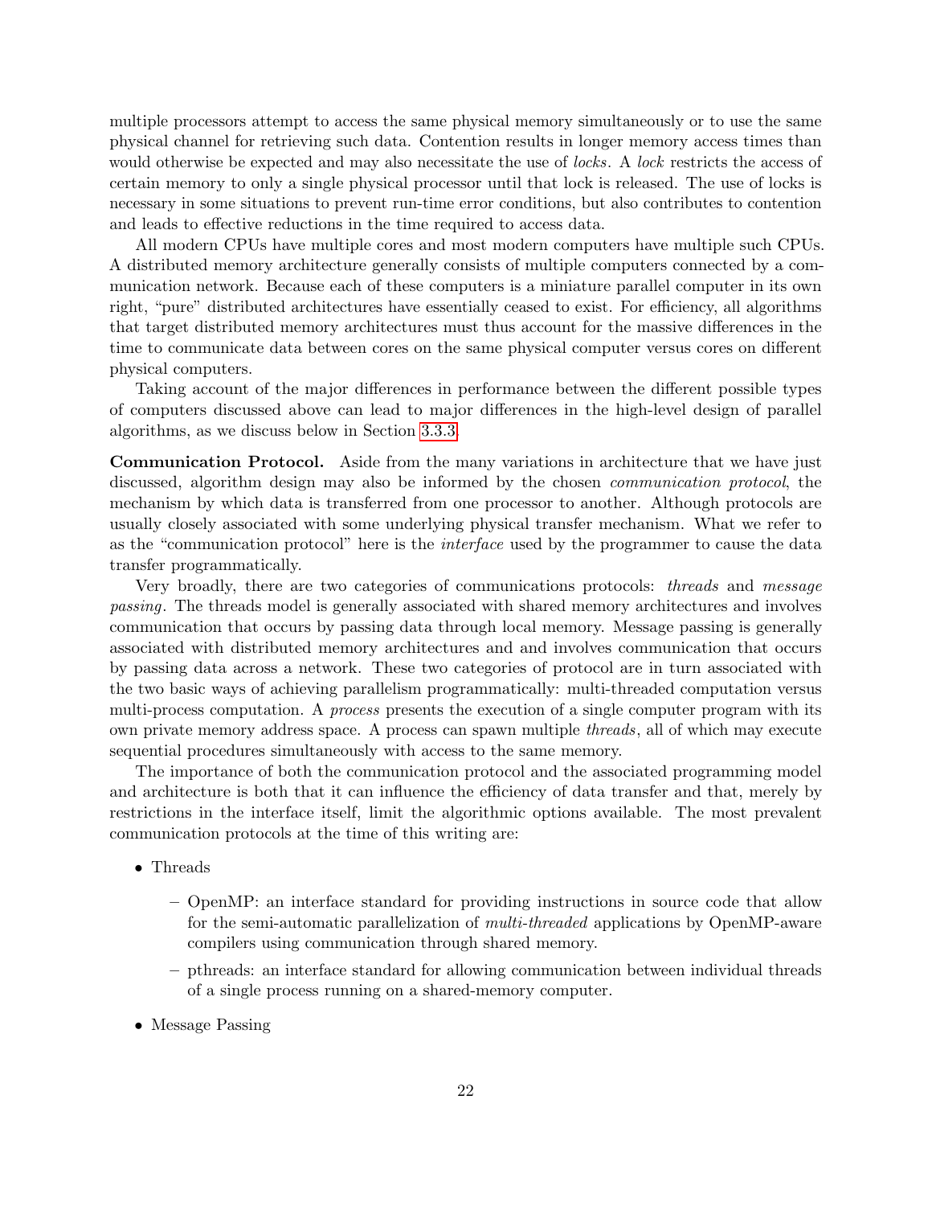multiple processors attempt to access the same physical memory simultaneously or to use the same physical channel for retrieving such data. Contention results in longer memory access times than would otherwise be expected and may also necessitate the use of *locks*. A *lock* restricts the access of certain memory to only a single physical processor until that lock is released. The use of locks is necessary in some situations to prevent run-time error conditions, but also contributes to contention and leads to effective reductions in the time required to access data.

All modern CPUs have multiple cores and most modern computers have multiple such CPUs. A distributed memory architecture generally consists of multiple computers connected by a communication network. Because each of these computers is a miniature parallel computer in its own right, "pure" distributed architectures have essentially ceased to exist. For efficiency, all algorithms that target distributed memory architectures must thus account for the massive differences in the time to communicate data between cores on the same physical computer versus cores on different physical computers.

Taking account of the major differences in performance between the different possible types of computers discussed above can lead to major differences in the high-level design of parallel algorithms, as we discuss below in Section 3.3.3.

**Communication Protocol.** Aside from the many variations in architecture that we have just discussed, algorithm design may also be informed by the chosen *communication protocol*, the mechanism by which data is transferred from one processor to another. Although protocols are usually closely associated with some underlying physical transfer mechanism. What we refer to as the "communication protocol" here is the *interface* used by the programmer to cause the data transfer programmatically.

Very broadly, there are two categories of communications protocols: *threads* and *message passing*. The threads model is generally associated with shared memory architectures and involves communication that occurs by passing data through local memory. Message passing is generally associated with distributed memory architectures and and involves communication that occurs by passing data across a network. These two categories of protocol are in turn associated with the two basic ways of achieving parallelism programmatically: multi-threaded computation versus multi-process computation. A *process* presents the execution of a single computer program with its own private memory address space. A process can spawn multiple *threads*, all of which may execute sequential procedures simultaneously with access to the same memory.

The importance of both the communication protocol and the associated programming model and architecture is both that it can influence the efficiency of data transfer and that, merely by restrictions in the interface itself, limit the algorithmic options available. The most prevalent communication protocols at the time of this writing are:

- Threads
  - OpenMP: an interface standard for providing instructions in source code that allow for the semi-automatic parallelization of *multi-threaded* applications by OpenMP-aware compilers using communication through shared memory.
  - pthreads: an interface standard for allowing communication between individual threads of a single process running on a shared-memory computer.
- Message Passing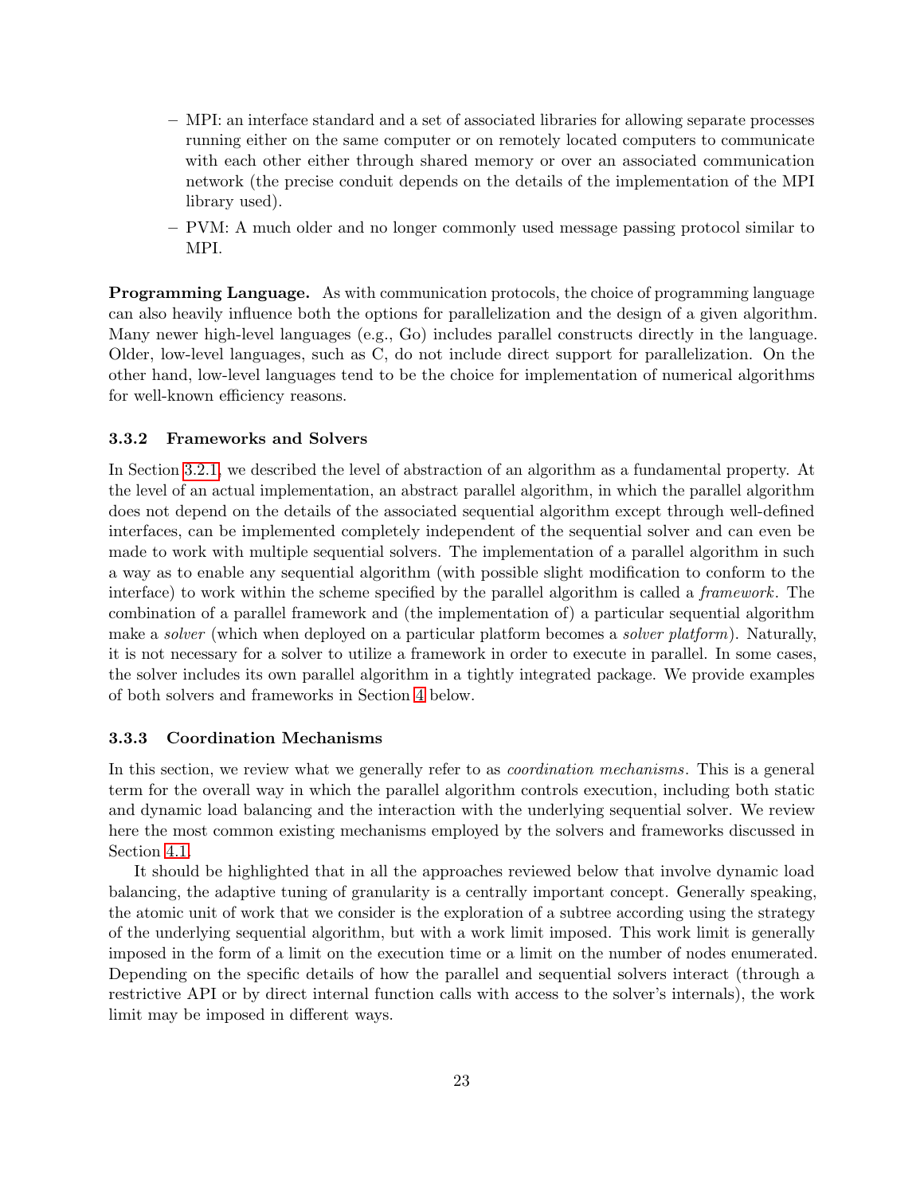– MPI: an interface standard and a set of associated libraries for allowing separate processes running either on the same computer or on remotely located computers to communicate with each other either through shared memory or over an associated communication network (the precise conduit depends on the details of the implementation of the MPI library used).

– PVM: A much older and no longer commonly used message passing protocol similar to MPI.

**Programming Language.** As with communication protocols, the choice of programming language can also heavily influence both the options for parallelization and the design of a given algorithm. Many newer high-level languages (e.g., Go) includes parallel constructs directly in the language. Older, low-level languages, such as C, do not include direct support for parallelization. On the other hand, low-level languages tend to be the choice for implementation of numerical algorithms for well-known efficiency reasons.

### 3.3.2 Frameworks and Solvers

In Section 3.2.1, we described the level of abstraction of an algorithm as a fundamental property. At the level of an actual implementation, an abstract parallel algorithm, in which the parallel algorithm does not depend on the details of the associated sequential algorithm except through well-defined interfaces, can be implemented completely independent of the sequential solver and can even be made to work with multiple sequential solvers. The implementation of a parallel algorithm in such a way as to enable any sequential algorithm (with possible slight modification to conform to the interface) to work within the scheme specified by the parallel algorithm is called a *framework*. The combination of a parallel framework and (the implementation of) a particular sequential algorithm make a *solver* (which when deployed on a particular platform becomes a *solver platform*). Naturally, it is not necessary for a solver to utilize a framework in order to execute in parallel. In some cases, the solver includes its own parallel algorithm in a tightly integrated package. We provide examples of both solvers and frameworks in Section 4 below.

### 3.3.3 Coordination Mechanisms

In this section, we review what we generally refer to as *coordination mechanisms*. This is a general term for the overall way in which the parallel algorithm controls execution, including both static and dynamic load balancing and the interaction with the underlying sequential solver. We review here the most common existing mechanisms employed by the solvers and frameworks discussed in Section 4.1.

It should be highlighted that in all the approaches reviewed below that involve dynamic load balancing, the adaptive tuning of granularity is a centrally important concept. Generally speaking, the atomic unit of work that we consider is the exploration of a subtree according using the strategy of the underlying sequential algorithm, but with a work limit imposed. This work limit is generally imposed in the form of a limit on the execution time or a limit on the number of nodes enumerated. Depending on the specific details of how the parallel and sequential solvers interact (through a restrictive API or by direct internal function calls with access to the solver's internals), the work limit may be imposed in different ways.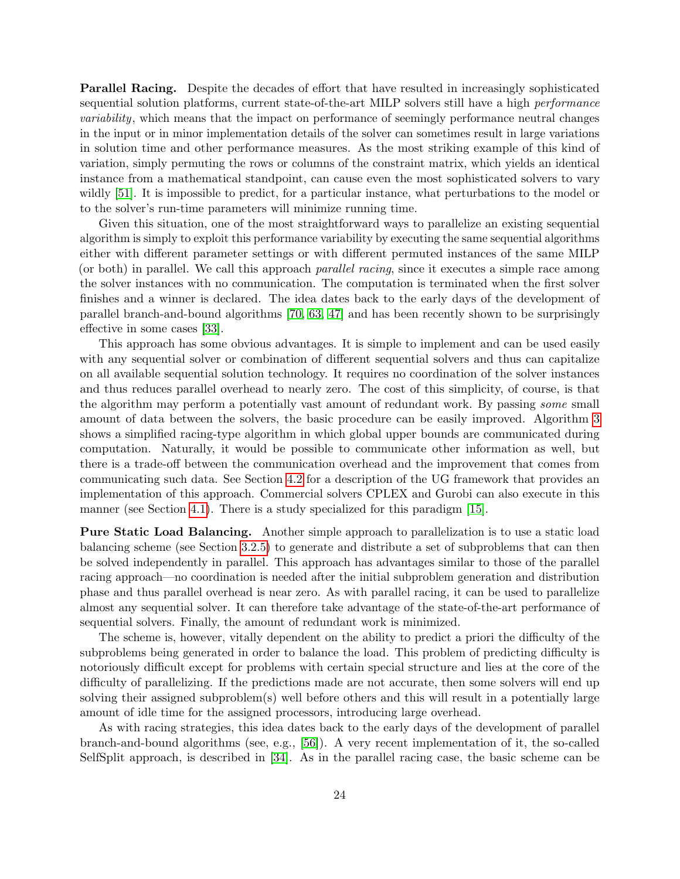**Parallel Racing.** Despite the decades of effort that have resulted in increasingly sophisticated sequential solution platforms, current state-of-the-art MILP solvers still have a high *performance variability*, which means that the impact on performance of seemingly performance neutral changes in the input or in minor implementation details of the solver can sometimes result in large variations in solution time and other performance measures. As the most striking example of this kind of variation, simply permuting the rows or columns of the constraint matrix, which yields an identical instance from a mathematical standpoint, can cause even the most sophisticated solvers to vary wildly [51]. It is impossible to predict, for a particular instance, what perturbations to the model or to the solver's run-time parameters will minimize running time.

Given this situation, one of the most straightforward ways to parallelize an existing sequential algorithm is simply to exploit this performance variability by executing the same sequential algorithms either with different parameter settings or with different permuted instances of the same MILP (or both) in parallel. We call this approach *parallel racing*, since it executes a simple race among the solver instances with no communication. The computation is terminated when the first solver finishes and a winner is declared. The idea dates back to the early days of the development of parallel branch-and-bound algorithms [70, 63, 47] and has been recently shown to be surprisingly effective in some cases [33].

This approach has some obvious advantages. It is simple to implement and can be used easily with any sequential solver or combination of different sequential solvers and thus can capitalize on all available sequential solution technology. It requires no coordination of the solver instances and thus reduces parallel overhead to nearly zero. The cost of this simplicity, of course, is that the algorithm may perform a potentially vast amount of redundant work. By passing *some* small amount of data between the solvers, the basic procedure can be easily improved. Algorithm 3 shows a simplified racing-type algorithm in which global upper bounds are communicated during computation. Naturally, it would be possible to communicate other information as well, but there is a trade-off between the communication overhead and the improvement that comes from communicating such data. See Section 4.2 for a description of the UG framework that provides an implementation of this approach. Commercial solvers CPLEX and Gurobi can also execute in this manner (see Section 4.1). There is a study specialized for this paradigm [15].

**Pure Static Load Balancing.** Another simple approach to parallelization is to use a static load balancing scheme (see Section 3.2.5) to generate and distribute a set of subproblems that can then be solved independently in parallel. This approach has advantages similar to those of the parallel racing approach—no coordination is needed after the initial subproblem generation and distribution phase and thus parallel overhead is near zero. As with parallel racing, it can be used to parallelize almost any sequential solver. It can therefore take advantage of the state-of-the-art performance of sequential solvers. Finally, the amount of redundant work is minimized.

The scheme is, however, vitally dependent on the ability to predict a priori the difficulty of the subproblems being generated in order to balance the load. This problem of predicting difficulty is notoriously difficult except for problems with certain special structure and lies at the core of the difficulty of parallelizing. If the predictions made are not accurate, then some solvers will end up solving their assigned subproblem(s) well before others and this will result in a potentially large amount of idle time for the assigned processors, introducing large overhead.

As with racing strategies, this idea dates back to the early days of the development of parallel branch-and-bound algorithms (see, e.g., [56]). A very recent implementation of it, the so-called SelfSplit approach, is described in [34]. As in the parallel racing case, the basic scheme can be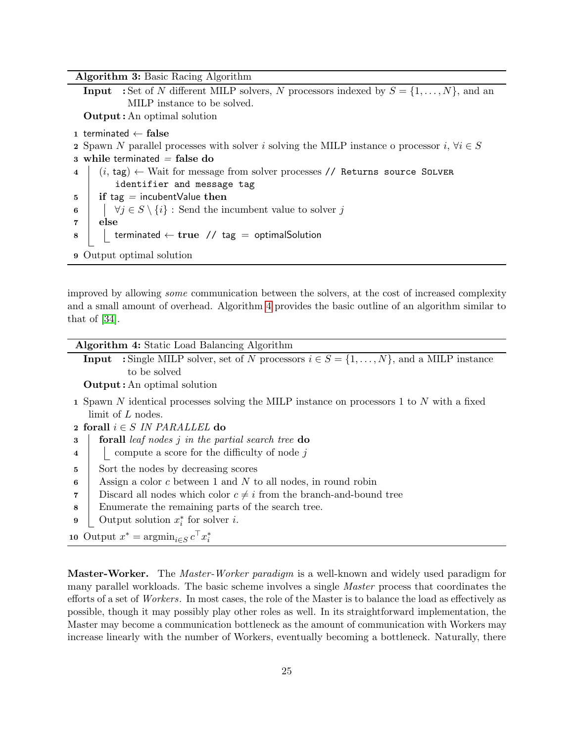**Algorithm 3:** Basic Racing Algorithm

**Input** : Set of $N$ different MILP solvers, $N$ processors indexed by $S = \{1, \ldots, N\}$, and an MILP instance to be solved.

**Output** : An optimal solution

```
1 terminated ← false
2 Spawn N parallel processes with solver i solving the MILP instance o processor i, ∀i ∈ S
3 while terminated = false do
4   (i, tag) ← Wait for message from solver processes // Returns source SOLVER
        identifier and message tag
5   if tag = incubentValue then
6     ∀j ∈ S \ {i} : Send the incumbent value to solver j
7   else
8     terminated ← true // tag = optimalSolution
9 Output optimal solution
```

improved by allowing *some* communication between the solvers, at the cost of increased complexity and a small amount of overhead. Algorithm 4 provides the basic outline of an algorithm similar to that of [34].

**Algorithm 4:** Static Load Balancing Algorithm

**Input** : Single MILP solver, set of $N$ processors $i \in S = \{1, \ldots, N\}$, and a MILP instance to be solved

**Output** : An optimal solution

```
1  Spawn N identical processes solving the MILP instance on processors 1 to N with a fixed
     limit of L nodes.
2  forall i ∈ S IN PARALLEL do
3    forall leaf nodes j in the partial search tree do
4      compute a score for the difficulty of node j
5    Sort the nodes by decreasing scores
6    Assign a color c between 1 and N to all nodes, in round robin
7    Discard all nodes which color c ≠ i from the branch-and-bound tree
8    Enumerate the remaining parts of the search tree.
9    Output solution x*_i for solver i.
10 Output x* = argmin_{i∈S} c^T x*_i
```

**Master-Worker.** The *Master-Worker paradigm* is a well-known and widely used paradigm for many parallel workloads. The basic scheme involves a single *Master* process that coordinates the efforts of a set of *Workers*. In most cases, the role of the Master is to balance the load as effectively as possible, though it may possibly play other roles as well. In its straightforward implementation, the Master may become a communication bottleneck as the amount of communication with Workers may increase linearly with the number of Workers, eventually becoming a bottleneck. Naturally, there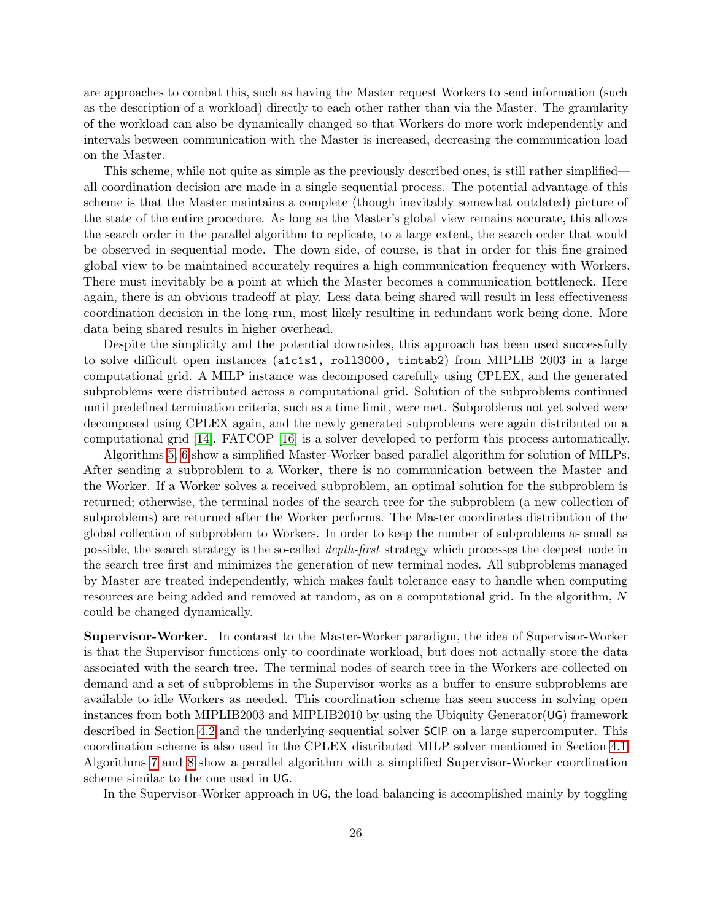are approaches to combat this, such as having the Master request Workers to send information (such as the description of a workload) directly to each other rather than via the Master. The granularity of the workload can also be dynamically changed so that Workers do more work independently and intervals between communication with the Master is increased, decreasing the communication load on the Master.

This scheme, while not quite as simple as the previously described ones, is still rather simplified—all coordination decision are made in a single sequential process. The potential advantage of this scheme is that the Master maintains a complete (though inevitably somewhat outdated) picture of the state of the entire procedure. As long as the Master's global view remains accurate, this allows the search order in the parallel algorithm to replicate, to a large extent, the search order that would be observed in sequential mode. The down side, of course, is that in order for this fine-grained global view to be maintained accurately requires a high communication frequency with Workers. There must inevitably be a point at which the Master becomes a communication bottleneck. Here again, there is an obvious tradeoff at play. Less data being shared will result in less effectiveness coordination decision in the long-run, most likely resulting in redundant work being done. More data being shared results in higher overhead.

Despite the simplicity and the potential downsides, this approach has been used successfully to solve difficult open instances (`a1c1s1, roll3000, timtab2`) from MIPLIB 2003 in a large computational grid. A MILP instance was decomposed carefully using CPLEX, and the generated subproblems were distributed across a computational grid. Solution of the subproblems continued until predefined termination criteria, such as a time limit, were met. Subproblems not yet solved were decomposed using CPLEX again, and the newly generated subproblems were again distributed on a computational grid [14]. FATCOP [16] is a solver developed to perform this process automatically.

Algorithms 5, 6 show a simplified Master-Worker based parallel algorithm for solution of MILPs. After sending a subproblem to a Worker, there is no communication between the Master and the Worker. If a Worker solves a received subproblem, an optimal solution for the subproblem is returned; otherwise, the terminal nodes of the search tree for the subproblem (a new collection of subproblems) are returned after the Worker performs. The Master coordinates distribution of the global collection of subproblem to Workers. In order to keep the number of subproblems as small as possible, the search strategy is the so-called *depth-first* strategy which processes the deepest node in the search tree first and minimizes the generation of new terminal nodes. All subproblems managed by Master are treated independently, which makes fault tolerance easy to handle when computing resources are being added and removed at random, as on a computational grid. In the algorithm, $N$ could be changed dynamically.

**Supervisor-Worker.** In contrast to the Master-Worker paradigm, the idea of Supervisor-Worker is that the Supervisor functions only to coordinate workload, but does not actually store the data associated with the search tree. The terminal nodes of search tree in the Workers are collected on demand and a set of subproblems in the Supervisor works as a buffer to ensure subproblems are available to idle Workers as needed. This coordination scheme has seen success in solving open instances from both MIPLIB2003 and MIPLIB2010 by using the Ubiquity Generator(UG) framework described in Section 4.2 and the underlying sequential solver SCIP on a large supercomputer. This coordination scheme is also used in the CPLEX distributed MILP solver mentioned in Section 4.1. Algorithms 7 and 8 show a parallel algorithm with a simplified Supervisor-Worker coordination scheme similar to the one used in UG.

In the Supervisor-Worker approach in UG, the load balancing is accomplished mainly by toggling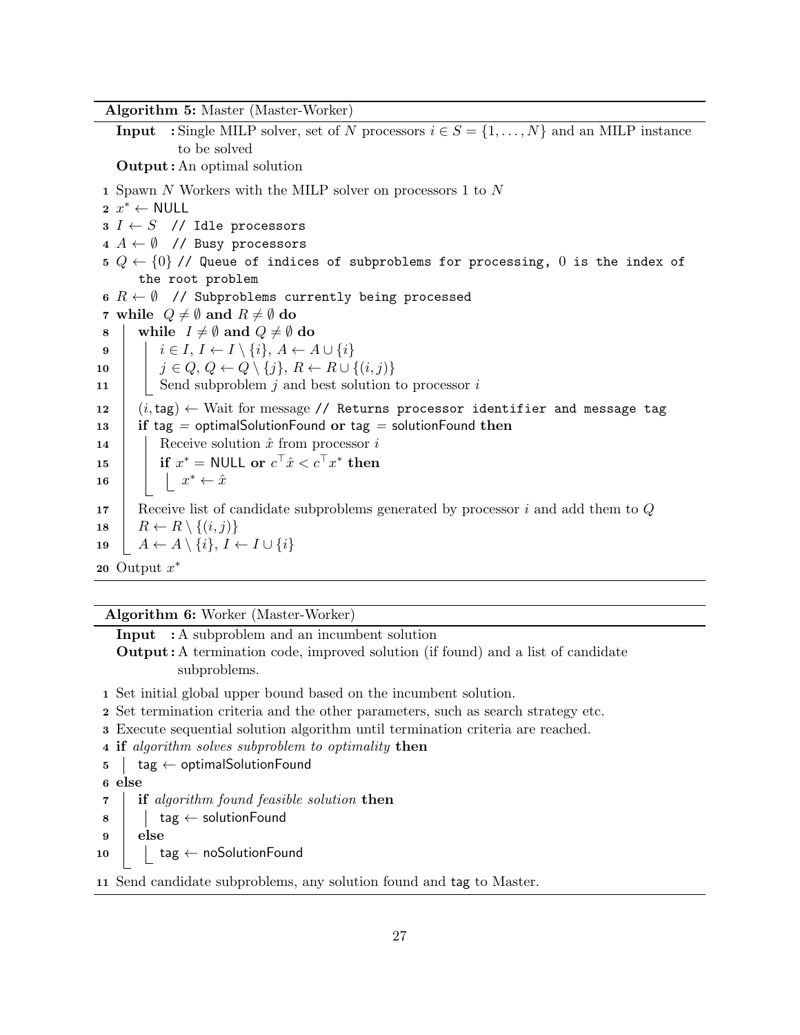**Algorithm 5:** Master (Master-Worker)

**Input :** Single MILP solver, set of $N$ processors $i \in S = \{1, \ldots, N\}$ and an MILP instance to be solved

**Output :** An optimal solution

1 Spawn $N$ Workers with the MILP solver on processors 1 to $N$
2 $x^* \leftarrow$ NULL
3 $I \leftarrow S$ `// Idle processors`
4 $A \leftarrow \emptyset$ `// Busy processors`
5 $Q \leftarrow \{0\}$ `// Queue of indices of subproblems for processing, 0 is the index of the root problem`
6 $R \leftarrow \emptyset$ `// Subproblems currently being processed`
7 **while** $Q \neq \emptyset$ **and** $R \neq \emptyset$ **do**
8     **while** $I \neq \emptyset$ **and** $Q \neq \emptyset$ **do**
9         $i \in I$, $I \leftarrow I \setminus \{i\}$, $A \leftarrow A \cup \{i\}$
10         $j \in Q$, $Q \leftarrow Q \setminus \{j\}$, $R \leftarrow R \cup \{(i, j)\}$
11         Send subproblem $j$ and best solution to processor $i$
12     $(i, \mathsf{tag}) \leftarrow$ Wait for message `// Returns processor identifier and message tag`
13     **if** $\mathsf{tag}$ = optimalSolutionFound **or** $\mathsf{tag}$ = solutionFound **then**
14         Receive solution $\hat{x}$ from processor $i$
15         **if** $x^* =$ NULL **or** $c^\top \hat{x} < c^\top x^*$ **then**
16             $x^* \leftarrow \hat{x}$
17     Receive list of candidate subproblems generated by processor $i$ and add them to $Q$
18     $R \leftarrow R \setminus \{(i, j)\}$
19     $A \leftarrow A \setminus \{i\}$, $I \leftarrow I \cup \{i\}$
20 Output $x^*$

**Algorithm 6:** Worker (Master-Worker)

**Input :** A subproblem and an incumbent solution

**Output :** A termination code, improved solution (if found) and a list of candidate subproblems.

1 Set initial global upper bound based on the incumbent solution.
2 Set termination criteria and the other parameters, such as search strategy etc.
3 Execute sequential solution algorithm until termination criteria are reached.
4 **if** *algorithm solves subproblem to optimality* **then**
5     $\mathsf{tag} \leftarrow$ optimalSolutionFound
6 **else**
7     **if** *algorithm found feasible solution* **then**
8         $\mathsf{tag} \leftarrow$ solutionFound
9     **else**
10         $\mathsf{tag} \leftarrow$ noSolutionFound
11 Send candidate subproblems, any solution found and $\mathsf{tag}$ to Master.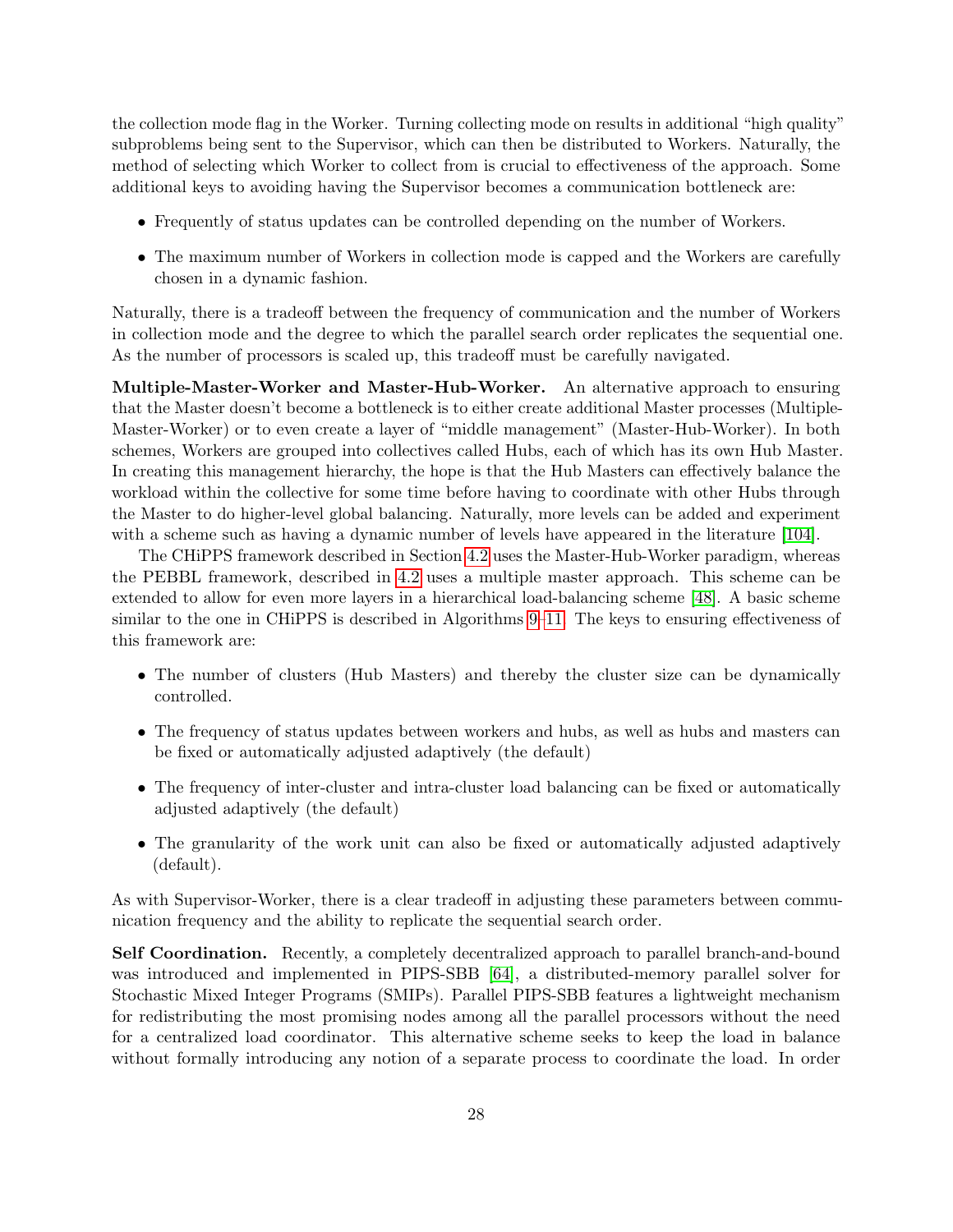the collection mode flag in the Worker. Turning collecting mode on results in additional "high quality" subproblems being sent to the Supervisor, which can then be distributed to Workers. Naturally, the method of selecting which Worker to collect from is crucial to effectiveness of the approach. Some additional keys to avoiding having the Supervisor becomes a communication bottleneck are:

- Frequently of status updates can be controlled depending on the number of Workers.
- The maximum number of Workers in collection mode is capped and the Workers are carefully chosen in a dynamic fashion.

Naturally, there is a tradeoff between the frequency of communication and the number of Workers in collection mode and the degree to which the parallel search order replicates the sequential one. As the number of processors is scaled up, this tradeoff must be carefully navigated.

**Multiple-Master-Worker and Master-Hub-Worker.** An alternative approach to ensuring that the Master doesn't become a bottleneck is to either create additional Master processes (Multiple-Master-Worker) or to even create a layer of "middle management" (Master-Hub-Worker). In both schemes, Workers are grouped into collectives called Hubs, each of which has its own Hub Master. In creating this management hierarchy, the hope is that the Hub Masters can effectively balance the workload within the collective for some time before having to coordinate with other Hubs through the Master to do higher-level global balancing. Naturally, more levels can be added and experiment with a scheme such as having a dynamic number of levels have appeared in the literature [104].

The CHiPPS framework described in Section 4.2 uses the Master-Hub-Worker paradigm, whereas the PEBBL framework, described in 4.2 uses a multiple master approach. This scheme can be extended to allow for even more layers in a hierarchical load-balancing scheme [48]. A basic scheme similar to the one in CHiPPS is described in Algorithms 9–11. The keys to ensuring effectiveness of this framework are:

- The number of clusters (Hub Masters) and thereby the cluster size can be dynamically controlled.
- The frequency of status updates between workers and hubs, as well as hubs and masters can be fixed or automatically adjusted adaptively (the default)
- The frequency of inter-cluster and intra-cluster load balancing can be fixed or automatically adjusted adaptively (the default)
- The granularity of the work unit can also be fixed or automatically adjusted adaptively (default).

As with Supervisor-Worker, there is a clear tradeoff in adjusting these parameters between communication frequency and the ability to replicate the sequential search order.

**Self Coordination.** Recently, a completely decentralized approach to parallel branch-and-bound was introduced and implemented in PIPS-SBB [64], a distributed-memory parallel solver for Stochastic Mixed Integer Programs (SMIPs). Parallel PIPS-SBB features a lightweight mechanism for redistributing the most promising nodes among all the parallel processors without the need for a centralized load coordinator. This alternative scheme seeks to keep the load in balance without formally introducing any notion of a separate process to coordinate the load. In order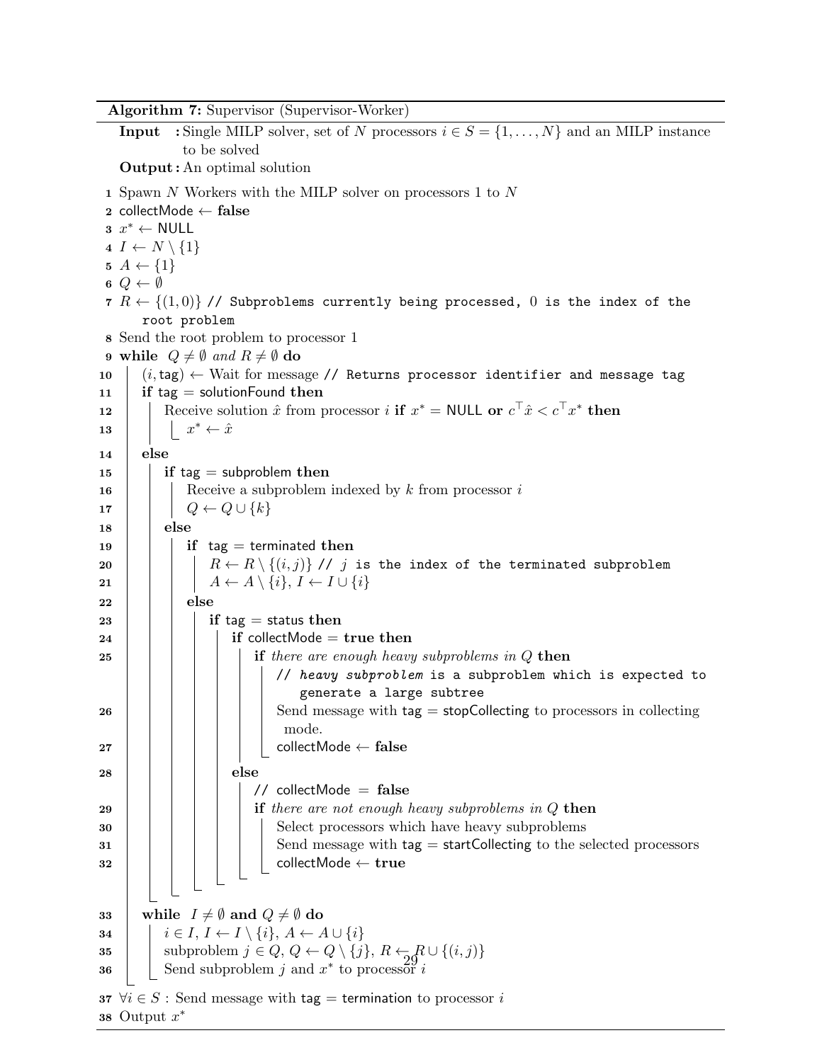**Algorithm 7:** Supervisor (Supervisor-Worker)

**Input** : Single MILP solver, set of $N$ processors $i \in S = \{1, \ldots, N\}$ and an MILP instance to be solved

**Output :** An optimal solution

```
1  Spawn N Workers with the MILP solver on processors 1 to N
2  collectMode ← false
3  x* ← NULL
4  I ← N \ {1}
5  A ← {1}
6  Q ← ∅
7  R ← {(1,0)} // Subproblems currently being processed, 0 is the index of the
       root problem
8  Send the root problem to processor 1
9  while Q ≠ ∅ and R ≠ ∅ do
10     (i, tag) ← Wait for message // Returns processor identifier and message tag
11     if tag = solutionFound then
12         Receive solution x̂ from processor i if x* = NULL or cᵀx̂ < cᵀx* then
13             x* ← x̂
14     else
15         if tag = subproblem then
16             Receive a subproblem indexed by k from processor i
17             Q ← Q ∪ {k}
18         else
19             if tag = terminated then
20                 R ← R \ {(i, j)} // j is the index of the terminated subproblem
21                 A ← A \ {i}, I ← I ∪ {i}
22             else
23                 if tag = status then
24                     if collectMode = true then
25                         if there are enough heavy subproblems in Q then
                               // heavy subproblem is a subproblem which is expected to
                                  generate a large subtree
26                             Send message with tag = stopCollecting to processors in collecting
                               mode.
27                             collectMode ← false
28                     else
                           // collectMode = false
29                         if there are not enough heavy subproblems in Q then
30                             Select processors which have heavy subproblems
31                             Send message with tag = startCollecting to the selected processors
32                             collectMode ← true
33     while I ≠ ∅ and Q ≠ ∅ do
34         i ∈ I, I ← I \ {i}, A ← A ∪ {i}
35         subproblem j ∈ Q, Q ← Q \ {j}, R ← R ∪ {(i, j)}
36         Send subproblem j and x* to processor i
37 ∀i ∈ S : Send message with tag = termination to processor i
38 Output x*
```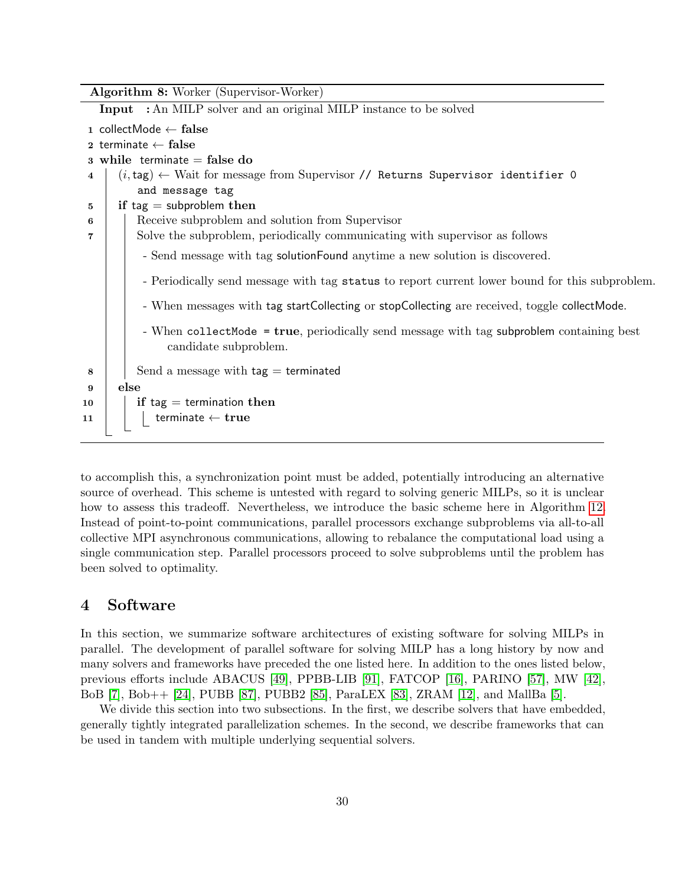**Algorithm 8:** Worker (Supervisor-Worker)

**Input** : An MILP solver and an original MILP instance to be solved

```
1  collectMode ← false
2  terminate ← false
3  while terminate = false do
4      (i, tag) ← Wait for message from Supervisor // Returns Supervisor identifier 0
           and message tag
5      if tag = subproblem then
6          Receive subproblem and solution from Supervisor
7          Solve the subproblem, periodically communicating with supervisor as follows
             - Send message with tag solutionFound anytime a new solution is discovered.
             - Periodically send message with tag status to report current lower bound for this subproblem.
             - When messages with tag startCollecting or stopCollecting are received, toggle collectMode.
             - When collectMode = true, periodically send message with tag subproblem containing best
                 candidate subproblem.
8          Send a message with tag = terminated
9      else
10         if tag = termination then
11             terminate ← true
```

to accomplish this, a synchronization point must be added, potentially introducing an alternative source of overhead. This scheme is untested with regard to solving generic MILPs, so it is unclear how to assess this tradeoff. Nevertheless, we introduce the basic scheme here in Algorithm 12. Instead of point-to-point communications, parallel processors exchange subproblems via all-to-all collective MPI asynchronous communications, allowing to rebalance the computational load using a single communication step. Parallel processors proceed to solve subproblems until the problem has been solved to optimality.

## 4 Software

In this section, we summarize software architectures of existing software for solving MILPs in parallel. The development of parallel software for solving MILP has a long history by now and many solvers and frameworks have preceded the one listed here. In addition to the ones listed below, previous efforts include ABACUS [49], PPBB-LIB [91], FATCOP [16], PARINO [57], MW [42], BoB [7], Bob++ [24], PUBB [87], PUBB2 [85], ParaLEX [83], ZRAM [12], and MallBa [5].

We divide this section into two subsections. In the first, we describe solvers that have embedded, generally tightly integrated parallelization schemes. In the second, we describe frameworks that can be used in tandem with multiple underlying sequential solvers.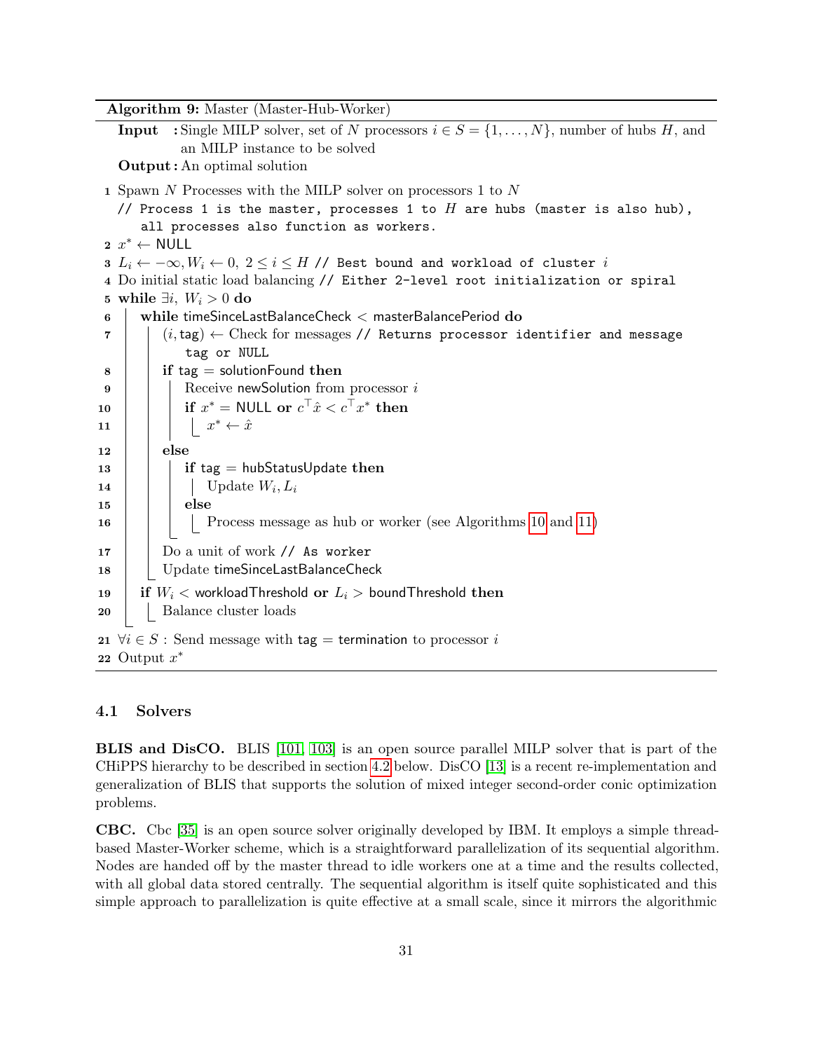**Algorithm 9:** Master (Master-Hub-Worker)

**Input :** Single MILP solver, set of $N$ processors $i \in S = \{1, \ldots, N\}$, number of hubs $H$, and an MILP instance to be solved

**Output :** An optimal solution

```
1  Spawn N Processes with the MILP solver on processors 1 to N
   // Process 1 is the master, processes 1 to H are hubs (master is also hub),
      all processes also function as workers.
2  x* ← NULL
3  L_i ← −∞, W_i ← 0, 2 ≤ i ≤ H // Best bound and workload of cluster i
4  Do initial static load balancing // Either 2-level root initialization or spiral
5  while ∃i, W_i > 0 do
6      while timeSinceLastBalanceCheck < masterBalancePeriod do
7          (i, tag) ← Check for messages // Returns processor identifier and message
               tag or NULL
8          if tag = solutionFound then
9              Receive newSolution from processor i
10             if x* = NULL or c^T x̂ < c^T x* then
11                 x* ← x̂
12         else
13             if tag = hubStatusUpdate then
14                 Update W_i, L_i
15             else
16                 Process message as hub or worker (see Algorithms 10 and 11)
17         Do a unit of work // As worker
18         Update timeSinceLastBalanceCheck
19     if W_i < workloadThreshold or L_i > boundThreshold then
20         Balance cluster loads
21 ∀i ∈ S : Send message with tag = termination to processor i
22 Output x*
```

### 4.1 Solvers

**BLIS and DisCO.** BLIS [101, 103] is an open source parallel MILP solver that is part of the CHiPPS hierarchy to be described in section 4.2 below. DisCO [13] is a recent re-implementation and generalization of BLIS that supports the solution of mixed integer second-order conic optimization problems.

**CBC.** Cbc [35] is an open source solver originally developed by IBM. It employs a simple thread-based Master-Worker scheme, which is a straightforward parallelization of its sequential algorithm. Nodes are handed off by the master thread to idle workers one at a time and the results collected, with all global data stored centrally. The sequential algorithm is itself quite sophisticated and this simple approach to parallelization is quite effective at a small scale, since it mirrors the algorithmic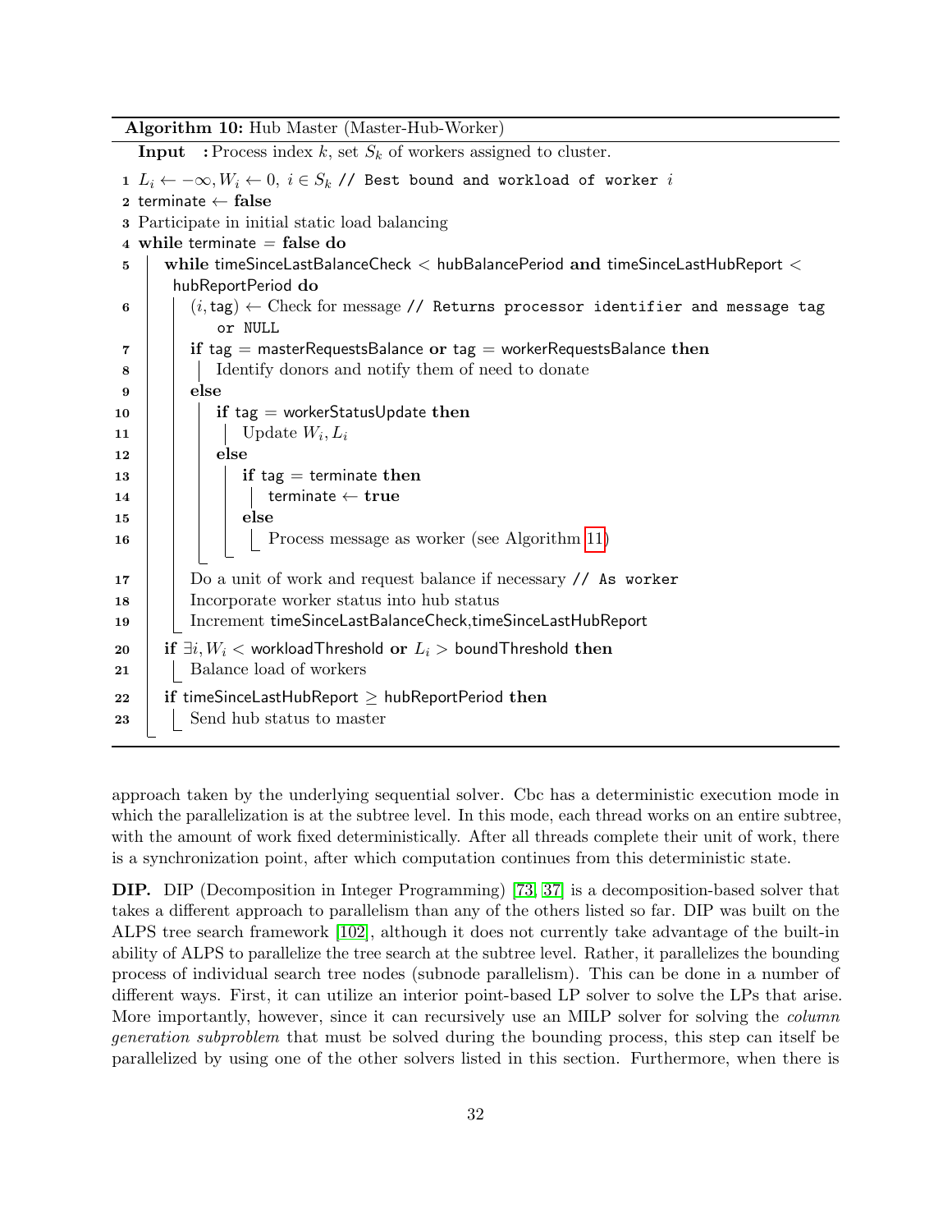**Algorithm 10:** Hub Master (Master-Hub-Worker)

```
  Input  : Process index k, set S_k of workers assigned to cluster.
1  L_i ← −∞, W_i ← 0, i ∈ S_k // Best bound and workload of worker i
2  terminate ← false
3  Participate in initial static load balancing
4  while terminate = false do
5    while timeSinceLastBalanceCheck < hubBalancePeriod and timeSinceLastHubReport <
       hubReportPeriod do
6      (i, tag) ← Check for message // Returns processor identifier and message tag
           or NULL
7      if tag = masterRequestsBalance or tag = workerRequestsBalance then
8        Identify donors and notify them of need to donate
9      else
10       if tag = workerStatusUpdate then
11         Update W_i, L_i
12       else
13         if tag = terminate then
14           terminate ← true
15         else
16           Process message as worker (see Algorithm 11)
17     Do a unit of work and request balance if necessary // As worker
18     Incorporate worker status into hub status
19     Increment timeSinceLastBalanceCheck,timeSinceLastHubReport
20   if ∃i, W_i < workloadThreshold or L_i > boundThreshold then
21     Balance load of workers
22   if timeSinceLastHubReport ≥ hubReportPeriod then
23     Send hub status to master
```

approach taken by the underlying sequential solver. Cbc has a deterministic execution mode in which the parallelization is at the subtree level. In this mode, each thread works on an entire subtree, with the amount of work fixed deterministically. After all threads complete their unit of work, there is a synchronization point, after which computation continues from this deterministic state.

**DIP.** DIP (Decomposition in Integer Programming) [73, 37] is a decomposition-based solver that takes a different approach to parallelism than any of the others listed so far. DIP was built on the ALPS tree search framework [102], although it does not currently take advantage of the built-in ability of ALPS to parallelize the tree search at the subtree level. Rather, it parallelizes the bounding process of individual search tree nodes (subnode parallelism). This can be done in a number of different ways. First, it can utilize an interior point-based LP solver to solve the LPs that arise. More importantly, however, since it can recursively use an MILP solver for solving the *column generation subproblem* that must be solved during the bounding process, this step can itself be parallelized by using one of the other solvers listed in this section. Furthermore, when there is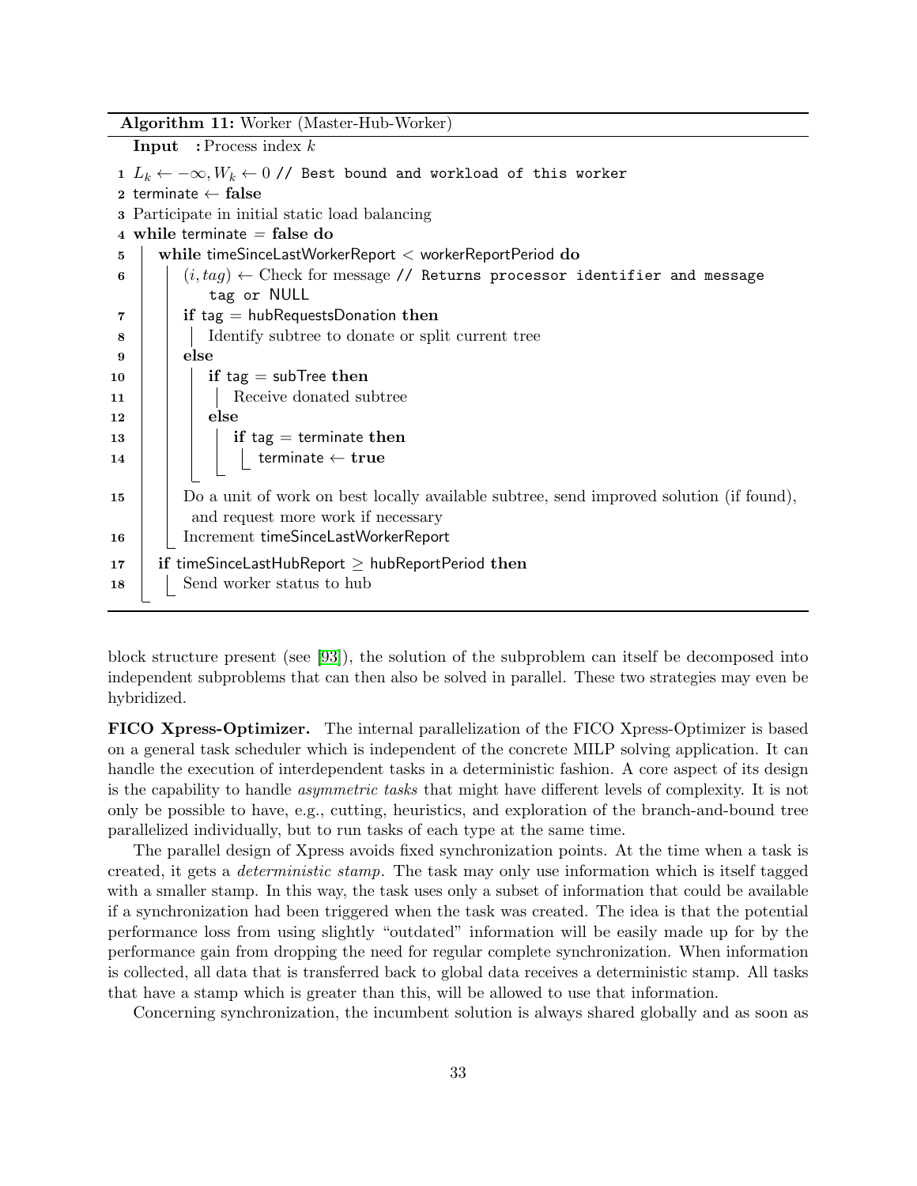**Algorithm 11:** Worker (Master-Hub-Worker)

**Input** : Process index $k$

```
1  L_k ← −∞, W_k ← 0 // Best bound and workload of this worker
2  terminate ← false
3  Participate in initial static load balancing
4  while terminate = false do
5      while timeSinceLastWorkerReport < workerReportPeriod do
6          (i, tag) ← Check for message // Returns processor identifier and message
               tag or NULL
7          if tag = hubRequestsDonation then
8              Identify subtree to donate or split current tree
9          else
10             if tag = subTree then
11                 Receive donated subtree
12             else
13                 if tag = terminate then
14                     terminate ← true
15         Do a unit of work on best locally available subtree, send improved solution (if found),
               and request more work if necessary
16         Increment timeSinceLastWorkerReport
17     if timeSinceLastHubReport ≥ hubReportPeriod then
18         Send worker status to hub
```

block structure present (see [93]), the solution of the subproblem can itself be decomposed into independent subproblems that can then also be solved in parallel. These two strategies may even be hybridized.

**FICO Xpress-Optimizer.** The internal parallelization of the FICO Xpress-Optimizer is based on a general task scheduler which is independent of the concrete MILP solving application. It can handle the execution of interdependent tasks in a deterministic fashion. A core aspect of its design is the capability to handle *asymmetric tasks* that might have different levels of complexity. It is not only be possible to have, e.g., cutting, heuristics, and exploration of the branch-and-bound tree parallelized individually, but to run tasks of each type at the same time.

The parallel design of Xpress avoids fixed synchronization points. At the time when a task is created, it gets a *deterministic stamp*. The task may only use information which is itself tagged with a smaller stamp. In this way, the task uses only a subset of information that could be available if a synchronization had been triggered when the task was created. The idea is that the potential performance loss from using slightly "outdated" information will be easily made up for by the performance gain from dropping the need for regular complete synchronization. When information is collected, all data that is transferred back to global data receives a deterministic stamp. All tasks that have a stamp which is greater than this, will be allowed to use that information.

Concerning synchronization, the incumbent solution is always shared globally and as soon as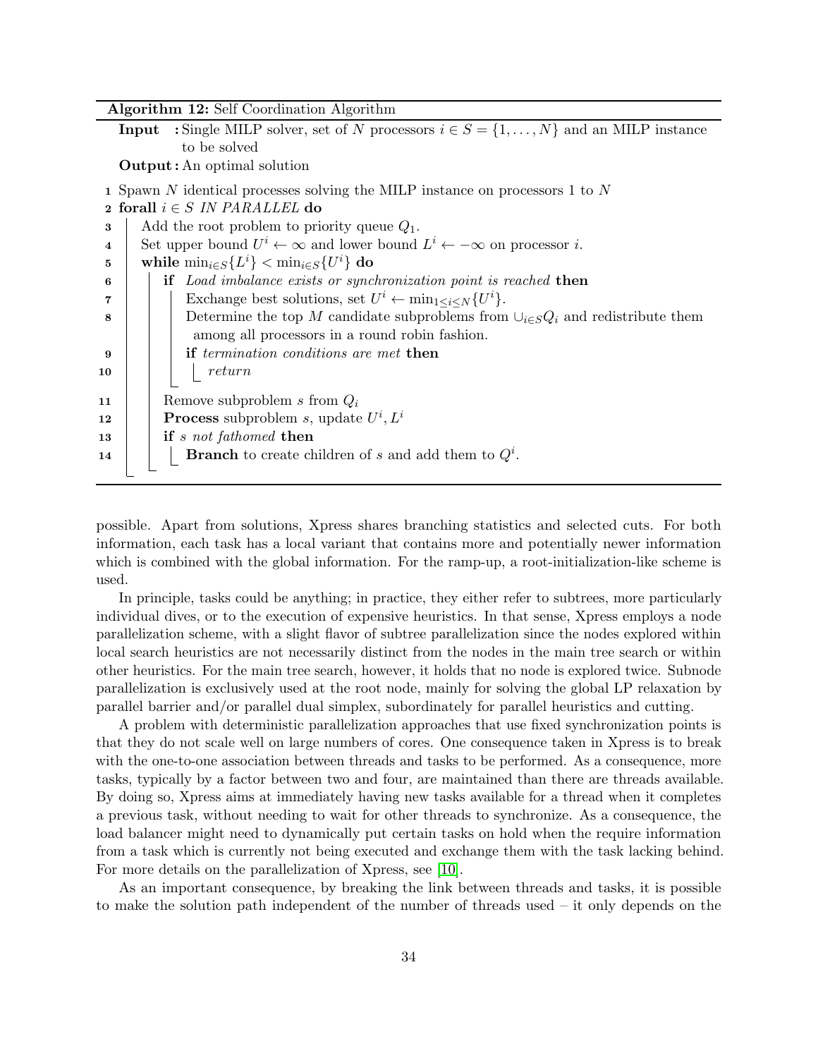**Algorithm 12:** Self Coordination Algorithm

**Input :** Single MILP solver, set of $N$ processors $i \in S = \{1, \ldots, N\}$ and an MILP instance to be solved

**Output :** An optimal solution

```
1  Spawn N identical processes solving the MILP instance on processors 1 to N
2  forall i ∈ S IN PARALLEL do
3      Add the root problem to priority queue Q_1.
4      Set upper bound U^i ← ∞ and lower bound L^i ← −∞ on processor i.
5      while min_{i∈S}{L^i} < min_{i∈S}{U^i} do
6          if Load imbalance exists or synchronization point is reached then
7              Exchange best solutions, set U^i ← min_{1≤i≤N}{U^i}.
8              Determine the top M candidate subproblems from ∪_{i∈S} Q_i and redistribute them
               among all processors in a round robin fashion.
9              if termination conditions are met then
10                 return
11         Remove subproblem s from Q_i
12         Process subproblem s, update U^i, L^i
13         if s not fathomed then
14             Branch to create children of s and add them to Q^i.
```

possible. Apart from solutions, Xpress shares branching statistics and selected cuts. For both information, each task has a local variant that contains more and potentially newer information which is combined with the global information. For the ramp-up, a root-initialization-like scheme is used.

In principle, tasks could be anything; in practice, they either refer to subtrees, more particularly individual dives, or to the execution of expensive heuristics. In that sense, Xpress employs a node parallelization scheme, with a slight flavor of subtree parallelization since the nodes explored within local search heuristics are not necessarily distinct from the nodes in the main tree search or within other heuristics. For the main tree search, however, it holds that no node is explored twice. Subnode parallelization is exclusively used at the root node, mainly for solving the global LP relaxation by parallel barrier and/or parallel dual simplex, subordinately for parallel heuristics and cutting.

A problem with deterministic parallelization approaches that use fixed synchronization points is that they do not scale well on large numbers of cores. One consequence taken in Xpress is to break with the one-to-one association between threads and tasks to be performed. As a consequence, more tasks, typically by a factor between two and four, are maintained than there are threads available. By doing so, Xpress aims at immediately having new tasks available for a thread when it completes a previous task, without needing to wait for other threads to synchronize. As a consequence, the load balancer might need to dynamically put certain tasks on hold when the require information from a task which is currently not being executed and exchange them with the task lacking behind. For more details on the parallelization of Xpress, see [10].

As an important consequence, by breaking the link between threads and tasks, it is possible to make the solution path independent of the number of threads used – it only depends on the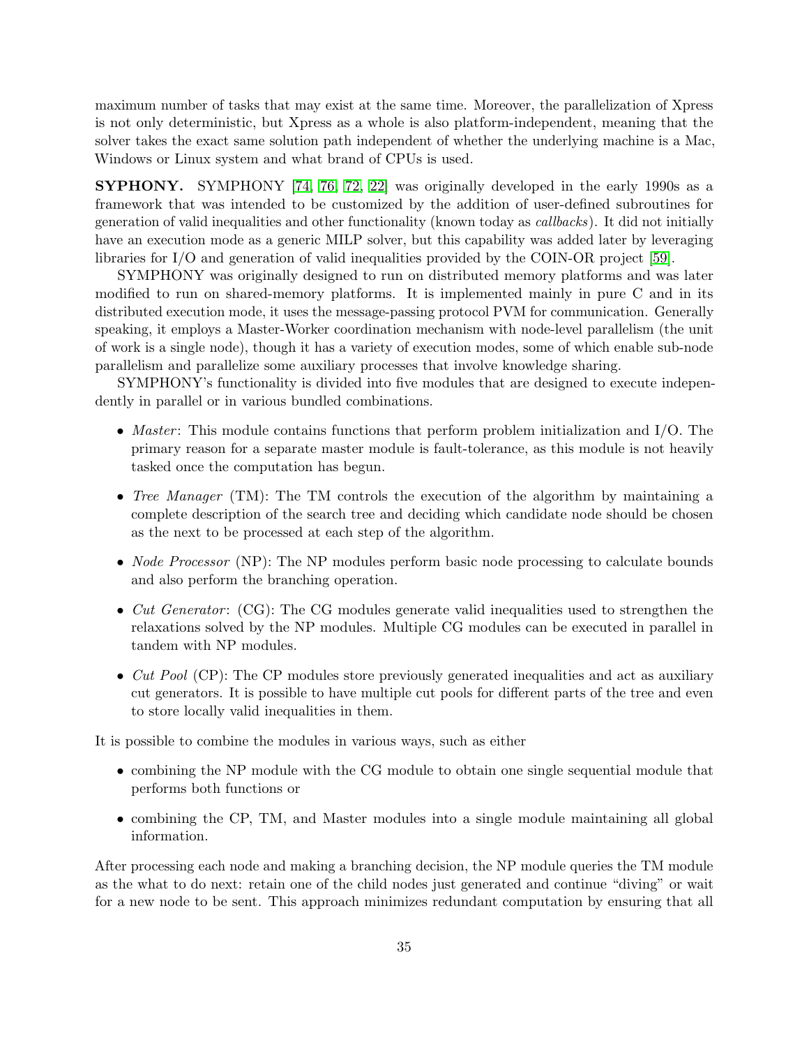maximum number of tasks that may exist at the same time. Moreover, the parallelization of Xpress is not only deterministic, but Xpress as a whole is also platform-independent, meaning that the solver takes the exact same solution path independent of whether the underlying machine is a Mac, Windows or Linux system and what brand of CPUs is used.

**SYPHONY.** SYMPHONY [74, 76, 72, 22] was originally developed in the early 1990s as a framework that was intended to be customized by the addition of user-defined subroutines for generation of valid inequalities and other functionality (known today as *callbacks*). It did not initially have an execution mode as a generic MILP solver, but this capability was added later by leveraging libraries for I/O and generation of valid inequalities provided by the COIN-OR project [59].

SYMPHONY was originally designed to run on distributed memory platforms and was later modified to run on shared-memory platforms. It is implemented mainly in pure C and in its distributed execution mode, it uses the message-passing protocol PVM for communication. Generally speaking, it employs a Master-Worker coordination mechanism with node-level parallelism (the unit of work is a single node), though it has a variety of execution modes, some of which enable sub-node parallelism and parallelize some auxiliary processes that involve knowledge sharing.

SYMPHONY's functionality is divided into five modules that are designed to execute independently in parallel or in various bundled combinations.

- *Master*: This module contains functions that perform problem initialization and I/O. The primary reason for a separate master module is fault-tolerance, as this module is not heavily tasked once the computation has begun.
- *Tree Manager* (TM): The TM controls the execution of the algorithm by maintaining a complete description of the search tree and deciding which candidate node should be chosen as the next to be processed at each step of the algorithm.
- *Node Processor* (NP): The NP modules perform basic node processing to calculate bounds and also perform the branching operation.
- *Cut Generator*: (CG): The CG modules generate valid inequalities used to strengthen the relaxations solved by the NP modules. Multiple CG modules can be executed in parallel in tandem with NP modules.
- *Cut Pool* (CP): The CP modules store previously generated inequalities and act as auxiliary cut generators. It is possible to have multiple cut pools for different parts of the tree and even to store locally valid inequalities in them.

It is possible to combine the modules in various ways, such as either

- combining the NP module with the CG module to obtain one single sequential module that performs both functions or
- combining the CP, TM, and Master modules into a single module maintaining all global information.

After processing each node and making a branching decision, the NP module queries the TM module as the what to do next: retain one of the child nodes just generated and continue "diving" or wait for a new node to be sent. This approach minimizes redundant computation by ensuring that all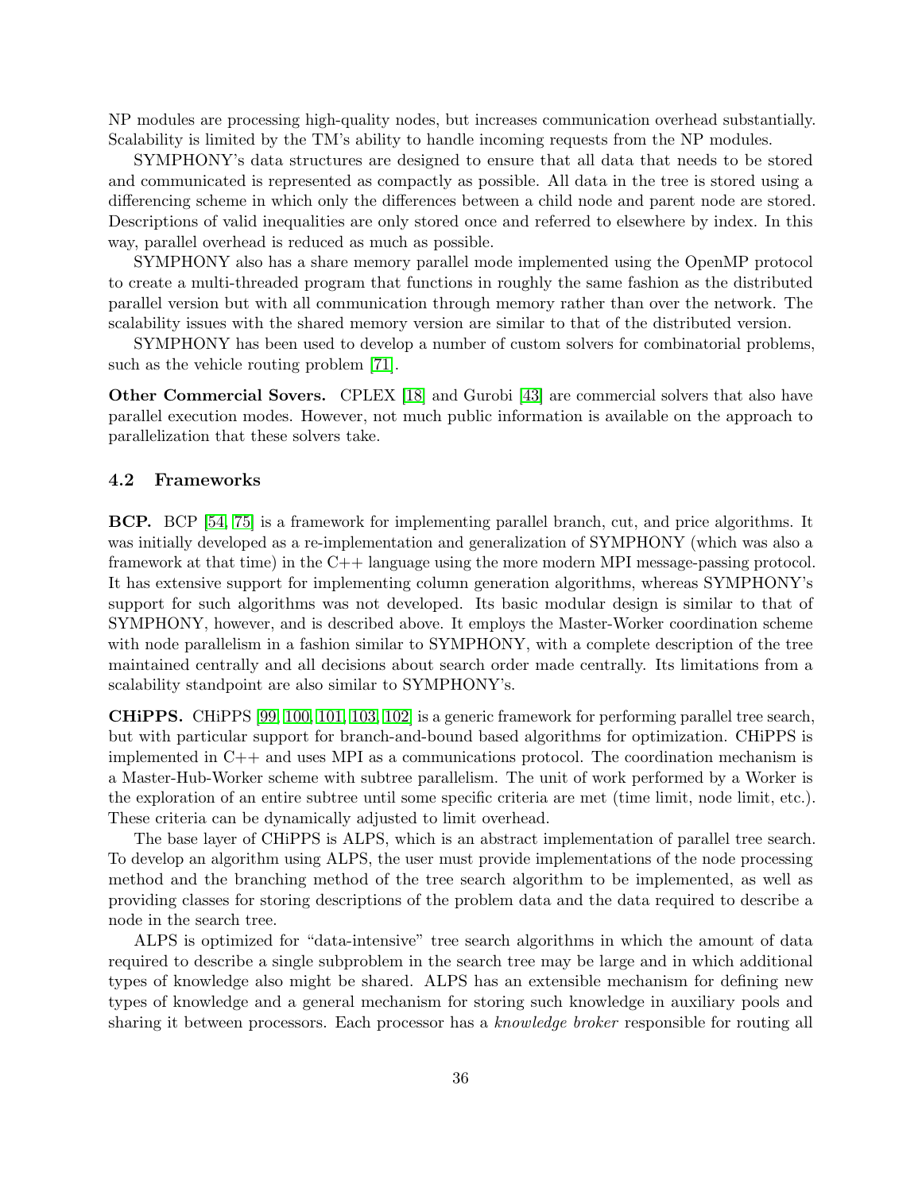NP modules are processing high-quality nodes, but increases communication overhead substantially. Scalability is limited by the TM's ability to handle incoming requests from the NP modules.

SYMPHONY's data structures are designed to ensure that all data that needs to be stored and communicated is represented as compactly as possible. All data in the tree is stored using a differencing scheme in which only the differences between a child node and parent node are stored. Descriptions of valid inequalities are only stored once and referred to elsewhere by index. In this way, parallel overhead is reduced as much as possible.

SYMPHONY also has a share memory parallel mode implemented using the OpenMP protocol to create a multi-threaded program that functions in roughly the same fashion as the distributed parallel version but with all communication through memory rather than over the network. The scalability issues with the shared memory version are similar to that of the distributed version.

SYMPHONY has been used to develop a number of custom solvers for combinatorial problems, such as the vehicle routing problem [71].

**Other Commercial Sovers.** CPLEX [18] and Gurobi [43] are commercial solvers that also have parallel execution modes. However, not much public information is available on the approach to parallelization that these solvers take.

### 4.2 Frameworks

**BCP.** BCP [54, 75] is a framework for implementing parallel branch, cut, and price algorithms. It was initially developed as a re-implementation and generalization of SYMPHONY (which was also a framework at that time) in the C++ language using the more modern MPI message-passing protocol. It has extensive support for implementing column generation algorithms, whereas SYMPHONY's support for such algorithms was not developed. Its basic modular design is similar to that of SYMPHONY, however, and is described above. It employs the Master-Worker coordination scheme with node parallelism in a fashion similar to SYMPHONY, with a complete description of the tree maintained centrally and all decisions about search order made centrally. Its limitations from a scalability standpoint are also similar to SYMPHONY's.

**CHiPPS.** CHiPPS [99, 100, 101, 103, 102] is a generic framework for performing parallel tree search, but with particular support for branch-and-bound based algorithms for optimization. CHiPPS is implemented in C++ and uses MPI as a communications protocol. The coordination mechanism is a Master-Hub-Worker scheme with subtree parallelism. The unit of work performed by a Worker is the exploration of an entire subtree until some specific criteria are met (time limit, node limit, etc.). These criteria can be dynamically adjusted to limit overhead.

The base layer of CHiPPS is ALPS, which is an abstract implementation of parallel tree search. To develop an algorithm using ALPS, the user must provide implementations of the node processing method and the branching method of the tree search algorithm to be implemented, as well as providing classes for storing descriptions of the problem data and the data required to describe a node in the search tree.

ALPS is optimized for "data-intensive" tree search algorithms in which the amount of data required to describe a single subproblem in the search tree may be large and in which additional types of knowledge also might be shared. ALPS has an extensible mechanism for defining new types of knowledge and a general mechanism for storing such knowledge in auxiliary pools and sharing it between processors. Each processor has a *knowledge broker* responsible for routing all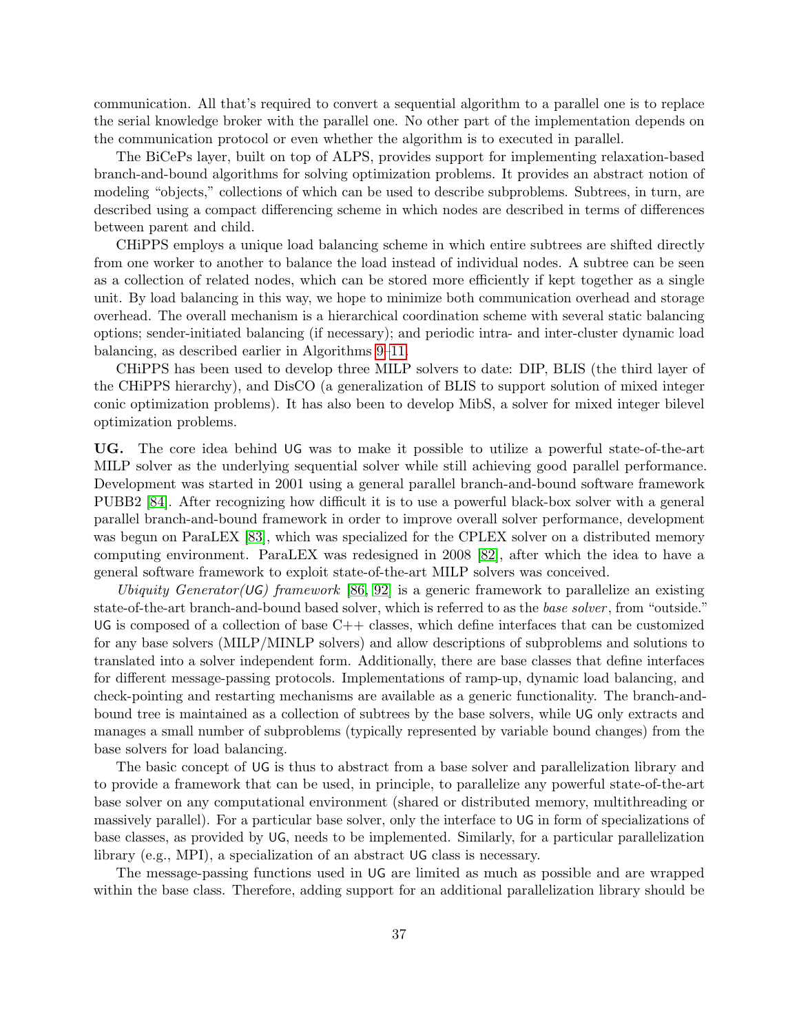communication. All that's required to convert a sequential algorithm to a parallel one is to replace the serial knowledge broker with the parallel one. No other part of the implementation depends on the communication protocol or even whether the algorithm is to executed in parallel.

The BiCePs layer, built on top of ALPS, provides support for implementing relaxation-based branch-and-bound algorithms for solving optimization problems. It provides an abstract notion of modeling "objects," collections of which can be used to describe subproblems. Subtrees, in turn, are described using a compact differencing scheme in which nodes are described in terms of differences between parent and child.

CHiPPS employs a unique load balancing scheme in which entire subtrees are shifted directly from one worker to another to balance the load instead of individual nodes. A subtree can be seen as a collection of related nodes, which can be stored more efficiently if kept together as a single unit. By load balancing in this way, we hope to minimize both communication overhead and storage overhead. The overall mechanism is a hierarchical coordination scheme with several static balancing options; sender-initiated balancing (if necessary); and periodic intra- and inter-cluster dynamic load balancing, as described earlier in Algorithms 9–11.

CHiPPS has been used to develop three MILP solvers to date: DIP, BLIS (the third layer of the CHiPPS hierarchy), and DisCO (a generalization of BLIS to support solution of mixed integer conic optimization problems). It has also been to develop MibS, a solver for mixed integer bilevel optimization problems.

**UG.** The core idea behind UG was to make it possible to utilize a powerful state-of-the-art MILP solver as the underlying sequential solver while still achieving good parallel performance. Development was started in 2001 using a general parallel branch-and-bound software framework PUBB2 [84]. After recognizing how difficult it is to use a powerful black-box solver with a general parallel branch-and-bound framework in order to improve overall solver performance, development was begun on ParaLEX [83], which was specialized for the CPLEX solver on a distributed memory computing environment. ParaLEX was redesigned in 2008 [82], after which the idea to have a general software framework to exploit state-of-the-art MILP solvers was conceived.

*Ubiquity Generator(UG) framework* [86, 92] is a generic framework to parallelize an existing state-of-the-art branch-and-bound based solver, which is referred to as the *base solver*, from "outside." UG is composed of a collection of base C++ classes, which define interfaces that can be customized for any base solvers (MILP/MINLP solvers) and allow descriptions of subproblems and solutions to translated into a solver independent form. Additionally, there are base classes that define interfaces for different message-passing protocols. Implementations of ramp-up, dynamic load balancing, and check-pointing and restarting mechanisms are available as a generic functionality. The branch-and-bound tree is maintained as a collection of subtrees by the base solvers, while UG only extracts and manages a small number of subproblems (typically represented by variable bound changes) from the base solvers for load balancing.

The basic concept of UG is thus to abstract from a base solver and parallelization library and to provide a framework that can be used, in principle, to parallelize any powerful state-of-the-art base solver on any computational environment (shared or distributed memory, multithreading or massively parallel). For a particular base solver, only the interface to UG in form of specializations of base classes, as provided by UG, needs to be implemented. Similarly, for a particular parallelization library (e.g., MPI), a specialization of an abstract UG class is necessary.

The message-passing functions used in UG are limited as much as possible and are wrapped within the base class. Therefore, adding support for an additional parallelization library should be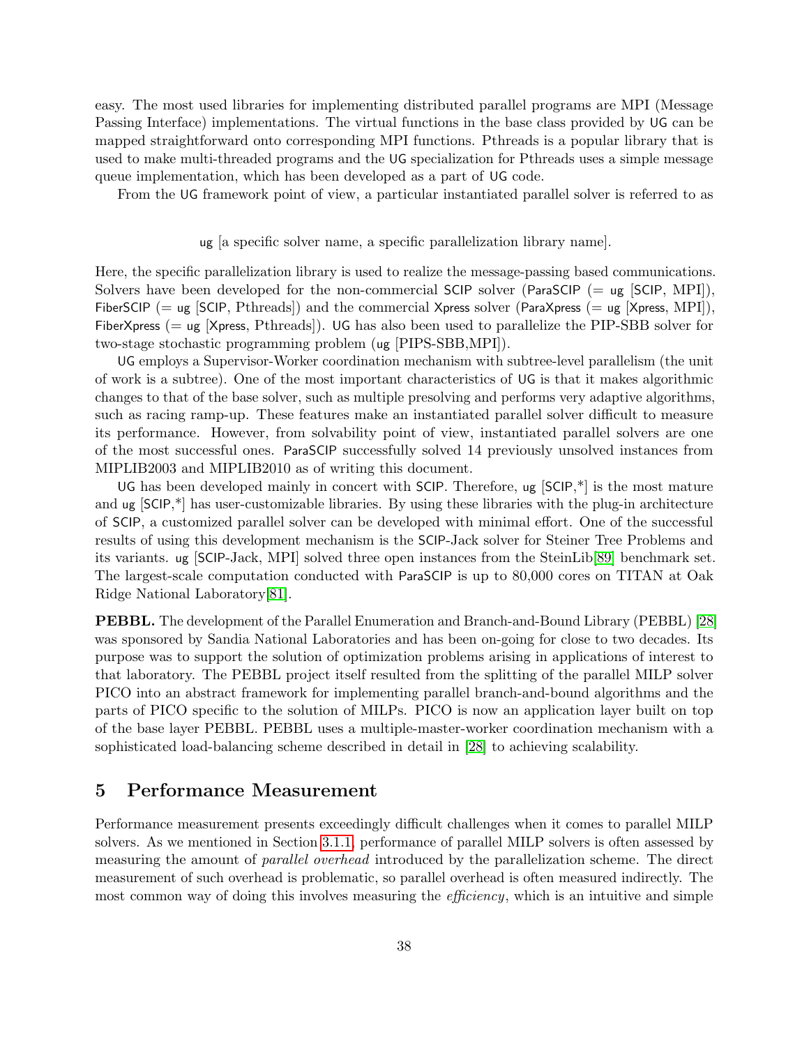easy. The most used libraries for implementing distributed parallel programs are MPI (Message Passing Interface) implementations. The virtual functions in the base class provided by UG can be mapped straightforward onto corresponding MPI functions. Pthreads is a popular library that is used to make multi-threaded programs and the UG specialization for Pthreads uses a simple message queue implementation, which has been developed as a part of UG code.

From the UG framework point of view, a particular instantiated parallel solver is referred to as

ug [a specific solver name, a specific parallelization library name].

Here, the specific parallelization library is used to realize the message-passing based communications. Solvers have been developed for the non-commercial SCIP solver (ParaSCIP (= ug [SCIP, MPI]), FiberSCIP (= ug [SCIP, Pthreads]) and the commercial Xpress solver (ParaXpress (= ug [Xpress, MPI]), FiberXpress (= ug [Xpress, Pthreads]). UG has also been used to parallelize the PIP-SBB solver for two-stage stochastic programming problem (ug [PIPS-SBB,MPI]).

UG employs a Supervisor-Worker coordination mechanism with subtree-level parallelism (the unit of work is a subtree). One of the most important characteristics of UG is that it makes algorithmic changes to that of the base solver, such as multiple presolving and performs very adaptive algorithms, such as racing ramp-up. These features make an instantiated parallel solver difficult to measure its performance. However, from solvability point of view, instantiated parallel solvers are one of the most successful ones. ParaSCIP successfully solved 14 previously unsolved instances from MIPLIB2003 and MIPLIB2010 as of writing this document.

UG has been developed mainly in concert with SCIP. Therefore, ug [SCIP,*] is the most mature and ug [SCIP,*] has user-customizable libraries. By using these libraries with the plug-in architecture of SCIP, a customized parallel solver can be developed with minimal effort. One of the successful results of using this development mechanism is the SCIP-Jack solver for Steiner Tree Problems and its variants. ug [SCIP-Jack, MPI] solved three open instances from the SteinLib[89] benchmark set. The largest-scale computation conducted with ParaSCIP is up to 80,000 cores on TITAN at Oak Ridge National Laboratory[81].

**PEBBL.** The development of the Parallel Enumeration and Branch-and-Bound Library (PEBBL) [28] was sponsored by Sandia National Laboratories and has been on-going for close to two decades. Its purpose was to support the solution of optimization problems arising in applications of interest to that laboratory. The PEBBL project itself resulted from the splitting of the parallel MILP solver PICO into an abstract framework for implementing parallel branch-and-bound algorithms and the parts of PICO specific to the solution of MILPs. PICO is now an application layer built on top of the base layer PEBBL. PEBBL uses a multiple-master-worker coordination mechanism with a sophisticated load-balancing scheme described in detail in [28] to achieving scalability.

## 5 Performance Measurement

Performance measurement presents exceedingly difficult challenges when it comes to parallel MILP solvers. As we mentioned in Section 3.1.1, performance of parallel MILP solvers is often assessed by measuring the amount of *parallel overhead* introduced by the parallelization scheme. The direct measurement of such overhead is problematic, so parallel overhead is often measured indirectly. The most common way of doing this involves measuring the *efficiency*, which is an intuitive and simple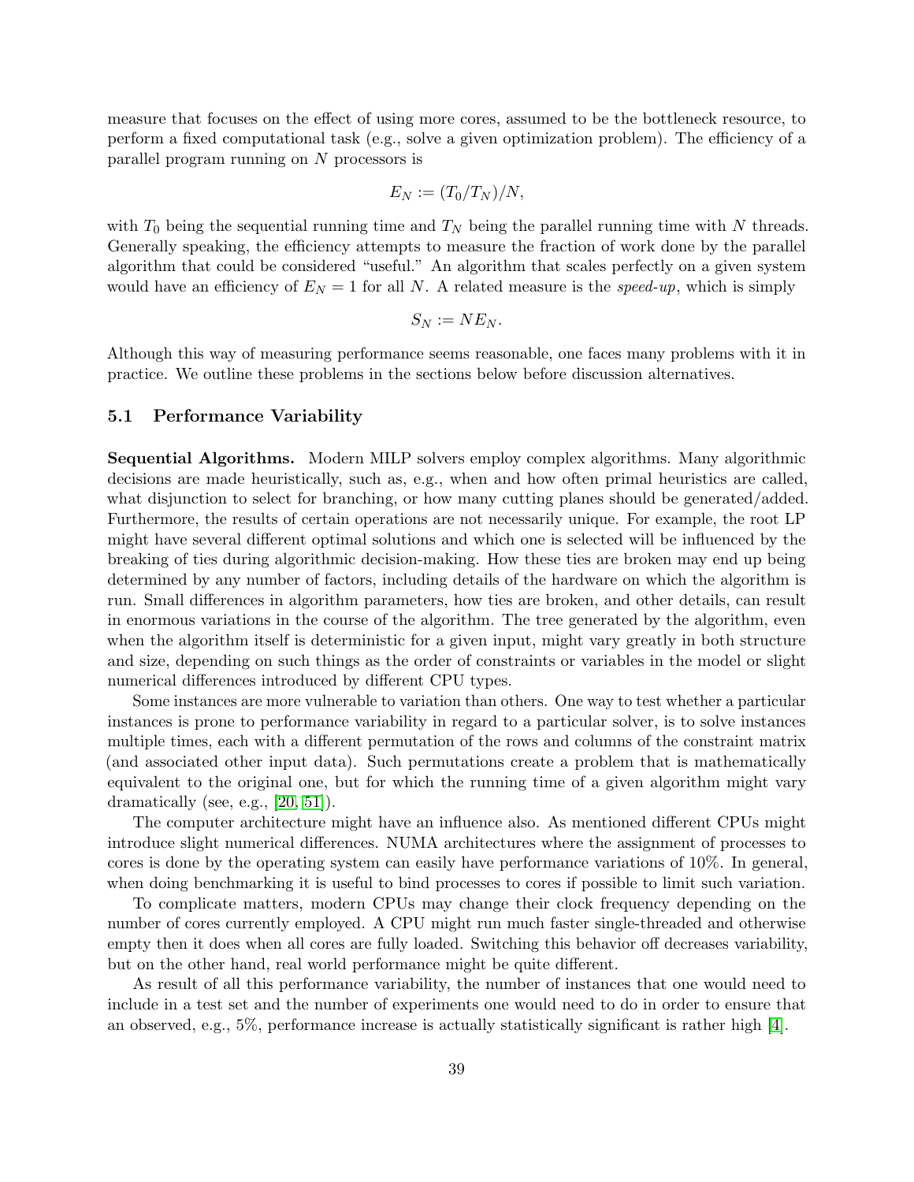measure that focuses on the effect of using more cores, assumed to be the bottleneck resource, to perform a fixed computational task (e.g., solve a given optimization problem). The efficiency of a parallel program running on $N$ processors is

$$E_N := (T_0/T_N)/N,$$

with $T_0$ being the sequential running time and $T_N$ being the parallel running time with $N$ threads. Generally speaking, the efficiency attempts to measure the fraction of work done by the parallel algorithm that could be considered "useful." An algorithm that scales perfectly on a given system would have an efficiency of $E_N = 1$ for all $N$. A related measure is the *speed-up*, which is simply

$$S_N := NE_N.$$

Although this way of measuring performance seems reasonable, one faces many problems with it in practice. We outline these problems in the sections below before discussion alternatives.

### 5.1 Performance Variability

**Sequential Algorithms.** Modern MILP solvers employ complex algorithms. Many algorithmic decisions are made heuristically, such as, e.g., when and how often primal heuristics are called, what disjunction to select for branching, or how many cutting planes should be generated/added. Furthermore, the results of certain operations are not necessarily unique. For example, the root LP might have several different optimal solutions and which one is selected will be influenced by the breaking of ties during algorithmic decision-making. How these ties are broken may end up being determined by any number of factors, including details of the hardware on which the algorithm is run. Small differences in algorithm parameters, how ties are broken, and other details, can result in enormous variations in the course of the algorithm. The tree generated by the algorithm, even when the algorithm itself is deterministic for a given input, might vary greatly in both structure and size, depending on such things as the order of constraints or variables in the model or slight numerical differences introduced by different CPU types.

Some instances are more vulnerable to variation than others. One way to test whether a particular instances is prone to performance variability in regard to a particular solver, is to solve instances multiple times, each with a different permutation of the rows and columns of the constraint matrix (and associated other input data). Such permutations create a problem that is mathematically equivalent to the original one, but for which the running time of a given algorithm might vary dramatically (see, e.g., [20, 51]).

The computer architecture might have an influence also. As mentioned different CPUs might introduce slight numerical differences. NUMA architectures where the assignment of processes to cores is done by the operating system can easily have performance variations of 10%. In general, when doing benchmarking it is useful to bind processes to cores if possible to limit such variation.

To complicate matters, modern CPUs may change their clock frequency depending on the number of cores currently employed. A CPU might run much faster single-threaded and otherwise empty then it does when all cores are fully loaded. Switching this behavior off decreases variability, but on the other hand, real world performance might be quite different.

As result of all this performance variability, the number of instances that one would need to include in a test set and the number of experiments one would need to do in order to ensure that an observed, e.g., 5%, performance increase is actually statistically significant is rather high [4].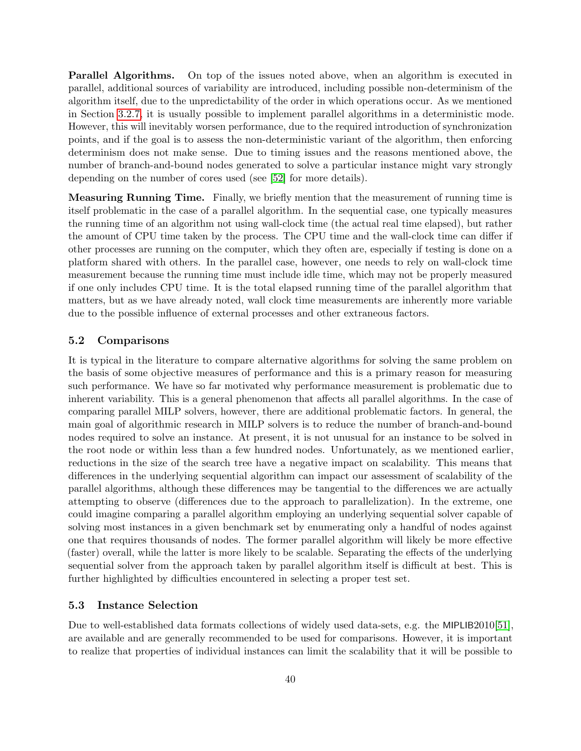**Parallel Algorithms.** On top of the issues noted above, when an algorithm is executed in parallel, additional sources of variability are introduced, including possible non-determinism of the algorithm itself, due to the unpredictability of the order in which operations occur. As we mentioned in Section 3.2.7, it is usually possible to implement parallel algorithms in a deterministic mode. However, this will inevitably worsen performance, due to the required introduction of synchronization points, and if the goal is to assess the non-deterministic variant of the algorithm, then enforcing determinism does not make sense. Due to timing issues and the reasons mentioned above, the number of branch-and-bound nodes generated to solve a particular instance might vary strongly depending on the number of cores used (see [52] for more details).

**Measuring Running Time.** Finally, we briefly mention that the measurement of running time is itself problematic in the case of a parallel algorithm. In the sequential case, one typically measures the running time of an algorithm not using wall-clock time (the actual real time elapsed), but rather the amount of CPU time taken by the process. The CPU time and the wall-clock time can differ if other processes are running on the computer, which they often are, especially if testing is done on a platform shared with others. In the parallel case, however, one needs to rely on wall-clock time measurement because the running time must include idle time, which may not be properly measured if one only includes CPU time. It is the total elapsed running time of the parallel algorithm that matters, but as we have already noted, wall clock time measurements are inherently more variable due to the possible influence of external processes and other extraneous factors.

### 5.2 Comparisons

It is typical in the literature to compare alternative algorithms for solving the same problem on the basis of some objective measures of performance and this is a primary reason for measuring such performance. We have so far motivated why performance measurement is problematic due to inherent variability. This is a general phenomenon that affects all parallel algorithms. In the case of comparing parallel MILP solvers, however, there are additional problematic factors. In general, the main goal of algorithmic research in MILP solvers is to reduce the number of branch-and-bound nodes required to solve an instance. At present, it is not unusual for an instance to be solved in the root node or within less than a few hundred nodes. Unfortunately, as we mentioned earlier, reductions in the size of the search tree have a negative impact on scalability. This means that differences in the underlying sequential algorithm can impact our assessment of scalability of the parallel algorithms, although these differences may be tangential to the differences we are actually attempting to observe (differences due to the approach to parallelization). In the extreme, one could imagine comparing a parallel algorithm employing an underlying sequential solver capable of solving most instances in a given benchmark set by enumerating only a handful of nodes against one that requires thousands of nodes. The former parallel algorithm will likely be more effective (faster) overall, while the latter is more likely to be scalable. Separating the effects of the underlying sequential solver from the approach taken by parallel algorithm itself is difficult at best. This is further highlighted by difficulties encountered in selecting a proper test set.

### 5.3 Instance Selection

Due to well-established data formats collections of widely used data-sets, e.g. the MIPLIB2010[51], are available and are generally recommended to be used for comparisons. However, it is important to realize that properties of individual instances can limit the scalability that it will be possible to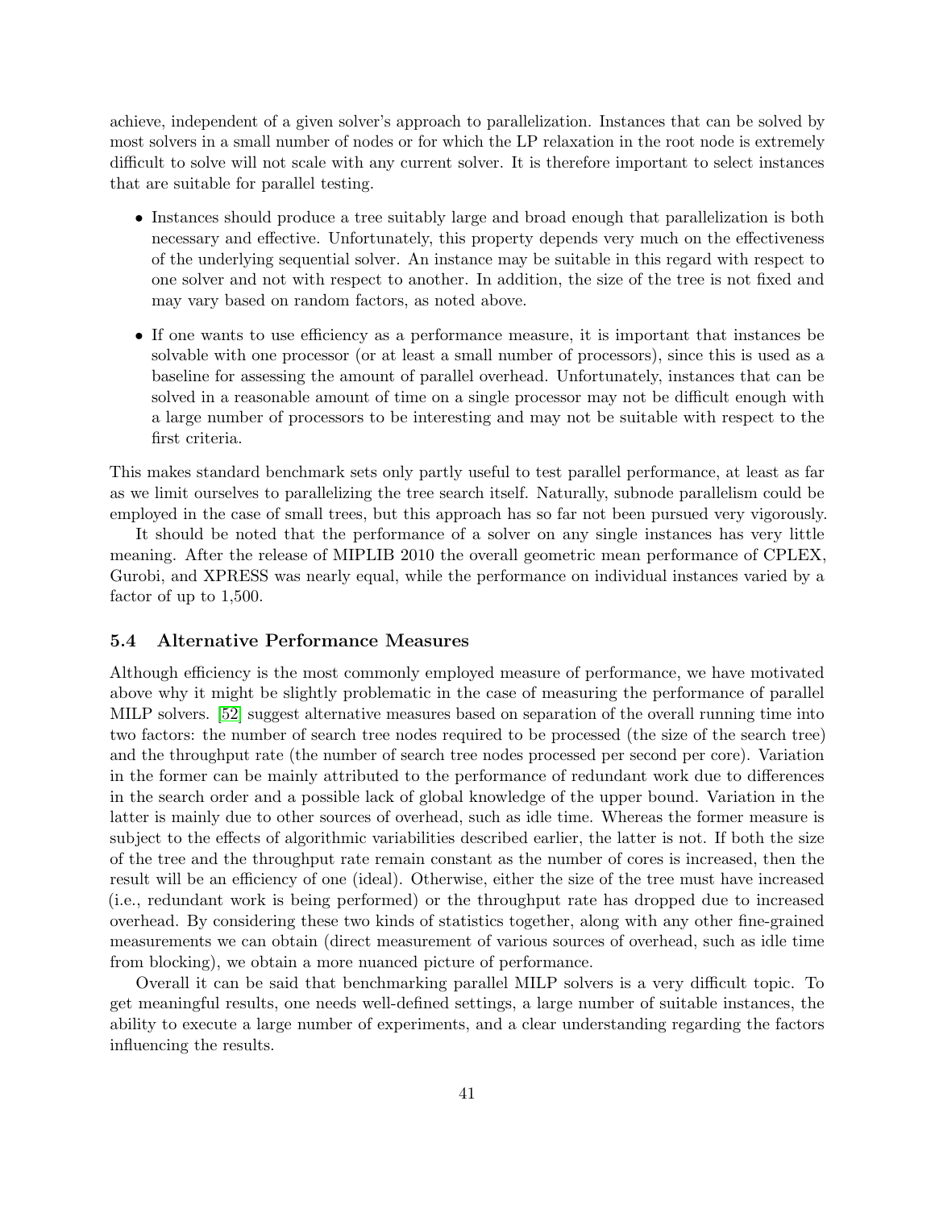achieve, independent of a given solver's approach to parallelization. Instances that can be solved by most solvers in a small number of nodes or for which the LP relaxation in the root node is extremely difficult to solve will not scale with any current solver. It is therefore important to select instances that are suitable for parallel testing.

- Instances should produce a tree suitably large and broad enough that parallelization is both necessary and effective. Unfortunately, this property depends very much on the effectiveness of the underlying sequential solver. An instance may be suitable in this regard with respect to one solver and not with respect to another. In addition, the size of the tree is not fixed and may vary based on random factors, as noted above.
- If one wants to use efficiency as a performance measure, it is important that instances be solvable with one processor (or at least a small number of processors), since this is used as a baseline for assessing the amount of parallel overhead. Unfortunately, instances that can be solved in a reasonable amount of time on a single processor may not be difficult enough with a large number of processors to be interesting and may not be suitable with respect to the first criteria.

This makes standard benchmark sets only partly useful to test parallel performance, at least as far as we limit ourselves to parallelizing the tree search itself. Naturally, subnode parallelism could be employed in the case of small trees, but this approach has so far not been pursued very vigorously.

It should be noted that the performance of a solver on any single instances has very little meaning. After the release of MIPLIB 2010 the overall geometric mean performance of CPLEX, Gurobi, and XPRESS was nearly equal, while the performance on individual instances varied by a factor of up to 1,500.

### 5.4 Alternative Performance Measures

Although efficiency is the most commonly employed measure of performance, we have motivated above why it might be slightly problematic in the case of measuring the performance of parallel MILP solvers. [52] suggest alternative measures based on separation of the overall running time into two factors: the number of search tree nodes required to be processed (the size of the search tree) and the throughput rate (the number of search tree nodes processed per second per core). Variation in the former can be mainly attributed to the performance of redundant work due to differences in the search order and a possible lack of global knowledge of the upper bound. Variation in the latter is mainly due to other sources of overhead, such as idle time. Whereas the former measure is subject to the effects of algorithmic variabilities described earlier, the latter is not. If both the size of the tree and the throughput rate remain constant as the number of cores is increased, then the result will be an efficiency of one (ideal). Otherwise, either the size of the tree must have increased (i.e., redundant work is being performed) or the throughput rate has dropped due to increased overhead. By considering these two kinds of statistics together, along with any other fine-grained measurements we can obtain (direct measurement of various sources of overhead, such as idle time from blocking), we obtain a more nuanced picture of performance.

Overall it can be said that benchmarking parallel MILP solvers is a very difficult topic. To get meaningful results, one needs well-defined settings, a large number of suitable instances, the ability to execute a large number of experiments, and a clear understanding regarding the factors influencing the results.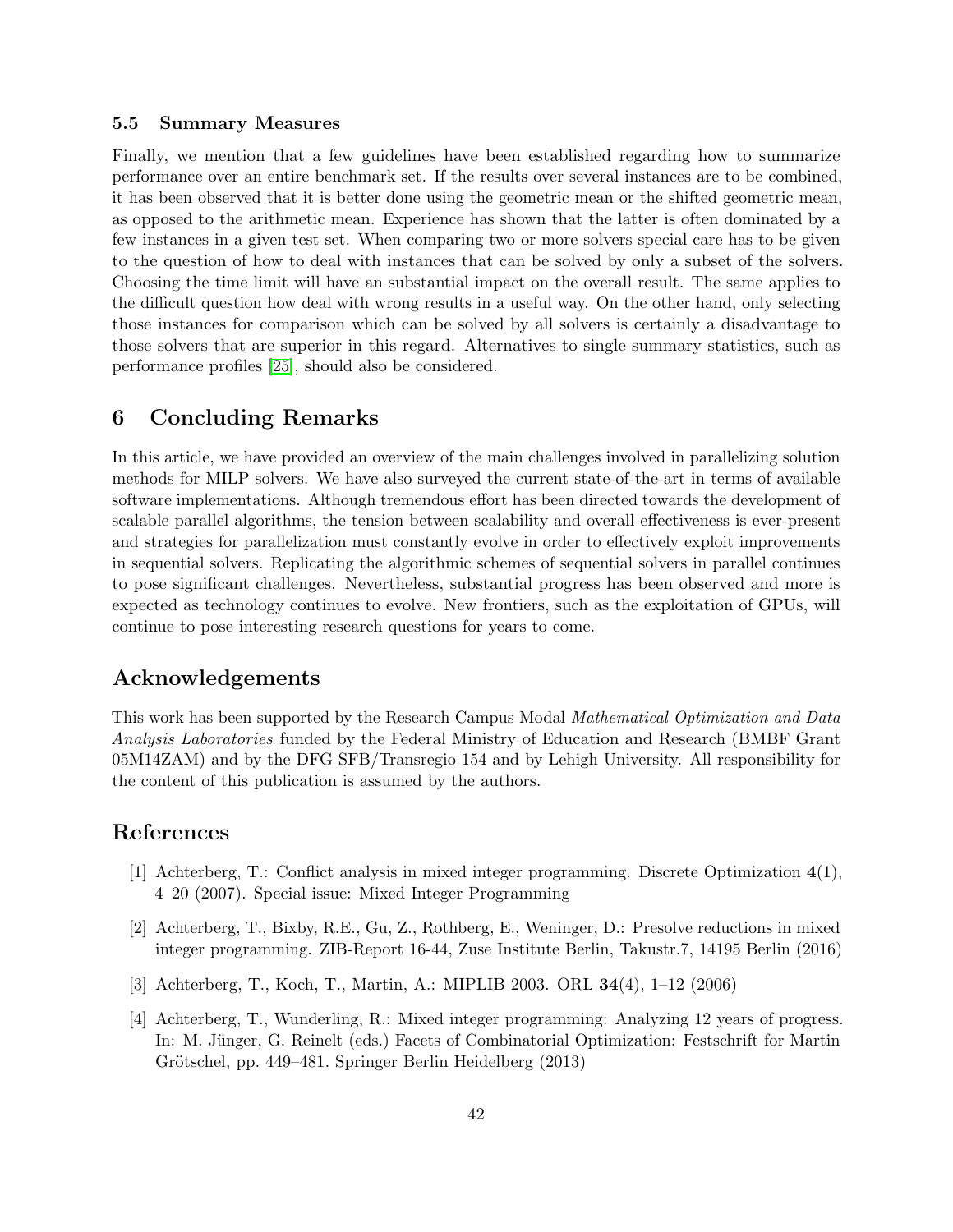### 5.5 Summary Measures

Finally, we mention that a few guidelines have been established regarding how to summarize performance over an entire benchmark set. If the results over several instances are to be combined, it has been observed that it is better done using the geometric mean or the shifted geometric mean, as opposed to the arithmetic mean. Experience has shown that the latter is often dominated by a few instances in a given test set. When comparing two or more solvers special care has to be given to the question of how to deal with instances that can be solved by only a subset of the solvers. Choosing the time limit will have an substantial impact on the overall result. The same applies to the difficult question how deal with wrong results in a useful way. On the other hand, only selecting those instances for comparison which can be solved by all solvers is certainly a disadvantage to those solvers that are superior in this regard. Alternatives to single summary statistics, such as performance profiles [25], should also be considered.

## 6 Concluding Remarks

In this article, we have provided an overview of the main challenges involved in parallelizing solution methods for MILP solvers. We have also surveyed the current state-of-the-art in terms of available software implementations. Although tremendous effort has been directed towards the development of scalable parallel algorithms, the tension between scalability and overall effectiveness is ever-present and strategies for parallelization must constantly evolve in order to effectively exploit improvements in sequential solvers. Replicating the algorithmic schemes of sequential solvers in parallel continues to pose significant challenges. Nevertheless, substantial progress has been observed and more is expected as technology continues to evolve. New frontiers, such as the exploitation of GPUs, will continue to pose interesting research questions for years to come.

## Acknowledgements

This work has been supported by the Research Campus Modal *Mathematical Optimization and Data Analysis Laboratories* funded by the Federal Ministry of Education and Research (BMBF Grant 05M14ZAM) and by the DFG SFB/Transregio 154 and by Lehigh University. All responsibility for the content of this publication is assumed by the authors.

## References

[1] Achterberg, T.: Conflict analysis in mixed integer programming. Discrete Optimization **4**(1), 4–20 (2007). Special issue: Mixed Integer Programming

[2] Achterberg, T., Bixby, R.E., Gu, Z., Rothberg, E., Weninger, D.: Presolve reductions in mixed integer programming. ZIB-Report 16-44, Zuse Institute Berlin, Takustr.7, 14195 Berlin (2016)

[3] Achterberg, T., Koch, T., Martin, A.: MIPLIB 2003. ORL **34**(4), 1–12 (2006)

[4] Achterberg, T., Wunderling, R.: Mixed integer programming: Analyzing 12 years of progress. In: M. Jünger, G. Reinelt (eds.) Facets of Combinatorial Optimization: Festschrift for Martin Grötschel, pp. 449–481. Springer Berlin Heidelberg (2013)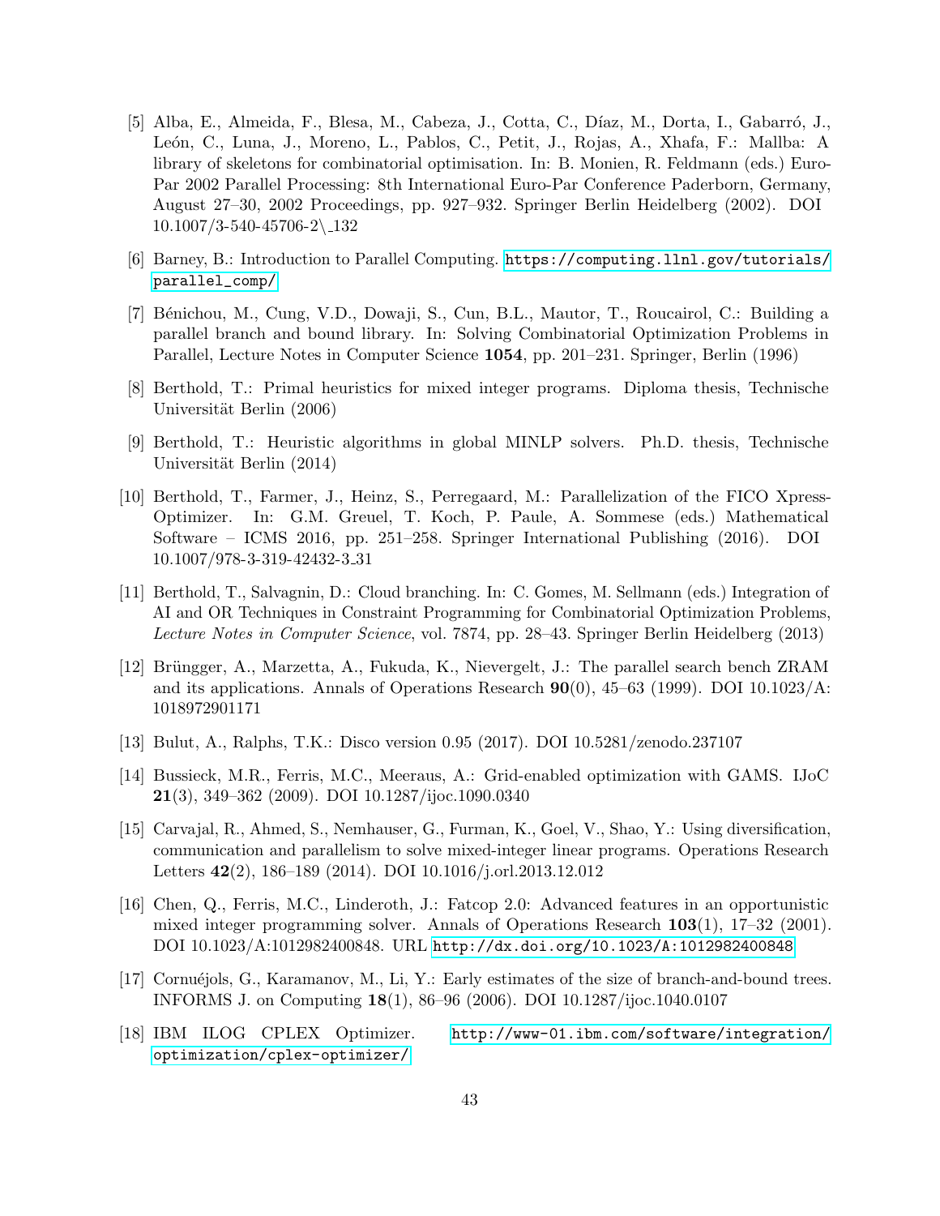[5] Alba, E., Almeida, F., Blesa, M., Cabeza, J., Cotta, C., Díaz, M., Dorta, I., Gabarró, J., León, C., Luna, J., Moreno, L., Pablos, C., Petit, J., Rojas, A., Xhafa, F.: Mallba: A library of skeletons for combinatorial optimisation. In: B. Monien, R. Feldmann (eds.) Euro-Par 2002 Parallel Processing: 8th International Euro-Par Conference Paderborn, Germany, August 27–30, 2002 Proceedings, pp. 927–932. Springer Berlin Heidelberg (2002). DOI 10.1007/3-540-45706-2_132

[6] Barney, B.: Introduction to Parallel Computing. https://computing.llnl.gov/tutorials/parallel_comp/

[7] Bénichou, M., Cung, V.D., Dowaji, S., Cun, B.L., Mautor, T., Roucairol, C.: Building a parallel branch and bound library. In: Solving Combinatorial Optimization Problems in Parallel, Lecture Notes in Computer Science **1054**, pp. 201–231. Springer, Berlin (1996)

[8] Berthold, T.: Primal heuristics for mixed integer programs. Diploma thesis, Technische Universität Berlin (2006)

[9] Berthold, T.: Heuristic algorithms in global MINLP solvers. Ph.D. thesis, Technische Universität Berlin (2014)

[10] Berthold, T., Farmer, J., Heinz, S., Perregaard, M.: Parallelization of the FICO Xpress-Optimizer. In: G.M. Greuel, T. Koch, P. Paule, A. Sommese (eds.) Mathematical Software – ICMS 2016, pp. 251–258. Springer International Publishing (2016). DOI 10.1007/978-3-319-42432-3_31

[11] Berthold, T., Salvagnin, D.: Cloud branching. In: C. Gomes, M. Sellmann (eds.) Integration of AI and OR Techniques in Constraint Programming for Combinatorial Optimization Problems, *Lecture Notes in Computer Science*, vol. 7874, pp. 28–43. Springer Berlin Heidelberg (2013)

[12] Brüngger, A., Marzetta, A., Fukuda, K., Nievergelt, J.: The parallel search bench ZRAM and its applications. Annals of Operations Research **90**(0), 45–63 (1999). DOI 10.1023/A:1018972901171

[13] Bulut, A., Ralphs, T.K.: Disco version 0.95 (2017). DOI 10.5281/zenodo.237107

[14] Bussieck, M.R., Ferris, M.C., Meeraus, A.: Grid-enabled optimization with GAMS. IJoC **21**(3), 349–362 (2009). DOI 10.1287/ijoc.1090.0340

[15] Carvajal, R., Ahmed, S., Nemhauser, G., Furman, K., Goel, V., Shao, Y.: Using diversification, communication and parallelism to solve mixed-integer linear programs. Operations Research Letters **42**(2), 186–189 (2014). DOI 10.1016/j.orl.2013.12.012

[16] Chen, Q., Ferris, M.C., Linderoth, J.: Fatcop 2.0: Advanced features in an opportunistic mixed integer programming solver. Annals of Operations Research **103**(1), 17–32 (2001). DOI 10.1023/A:1012982400848. URL http://dx.doi.org/10.1023/A:1012982400848

[17] Cornuéjols, G., Karamanov, M., Li, Y.: Early estimates of the size of branch-and-bound trees. INFORMS J. on Computing **18**(1), 86–96 (2006). DOI 10.1287/ijoc.1040.0107

[18] IBM ILOG CPLEX Optimizer. http://www-01.ibm.com/software/integration/optimization/cplex-optimizer/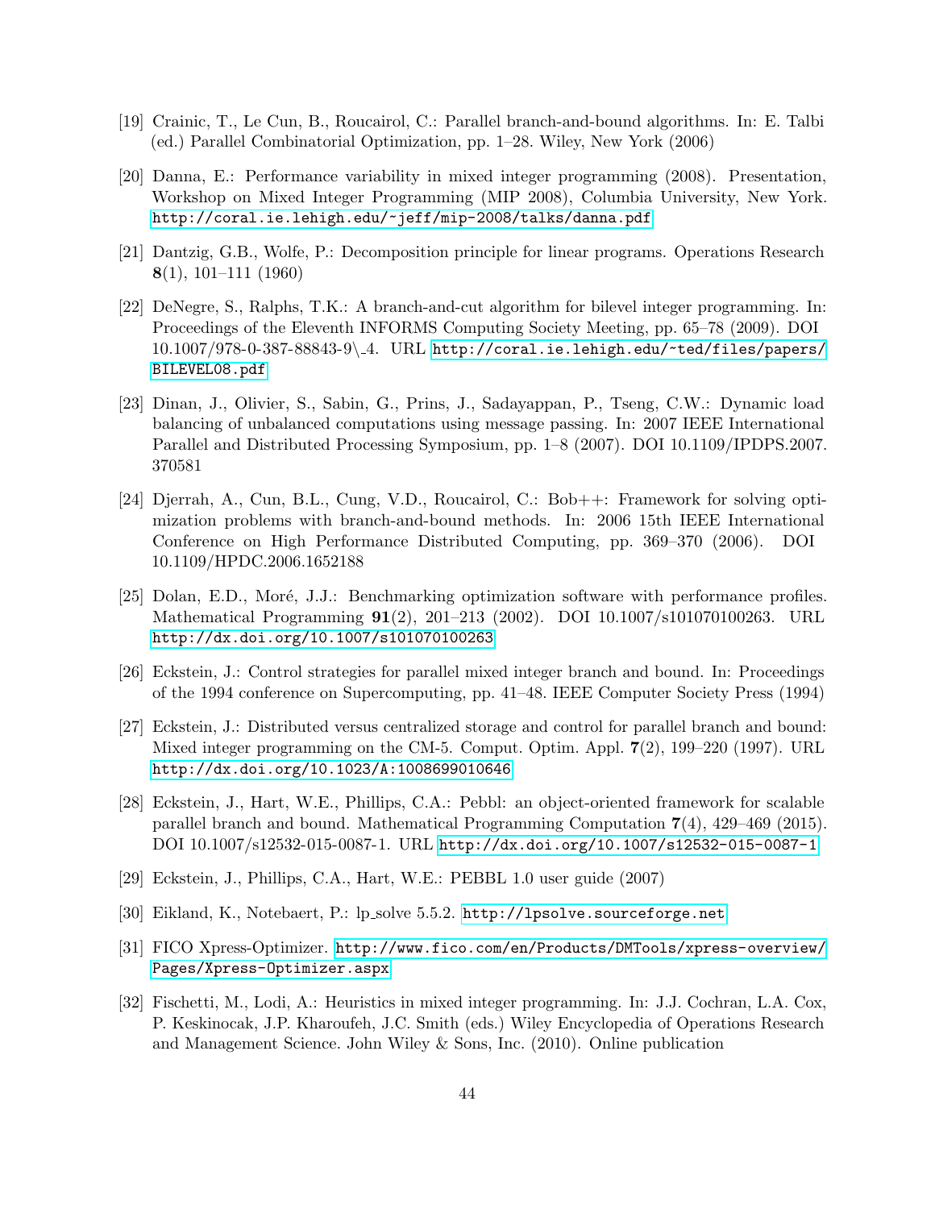[19] Crainic, T., Le Cun, B., Roucairol, C.: Parallel branch-and-bound algorithms. In: E. Talbi (ed.) Parallel Combinatorial Optimization, pp. 1–28. Wiley, New York (2006)

[20] Danna, E.: Performance variability in mixed integer programming (2008). Presentation, Workshop on Mixed Integer Programming (MIP 2008), Columbia University, New York. http://coral.ie.lehigh.edu/~jeff/mip-2008/talks/danna.pdf

[21] Dantzig, G.B., Wolfe, P.: Decomposition principle for linear programs. Operations Research **8**(1), 101–111 (1960)

[22] DeNegre, S., Ralphs, T.K.: A branch-and-cut algorithm for bilevel integer programming. In: Proceedings of the Eleventh INFORMS Computing Society Meeting, pp. 65–78 (2009). DOI 10.1007/978-0-387-88843-9\_4. URL http://coral.ie.lehigh.edu/~ted/files/papers/BILEVEL08.pdf

[23] Dinan, J., Olivier, S., Sabin, G., Prins, J., Sadayappan, P., Tseng, C.W.: Dynamic load balancing of unbalanced computations using message passing. In: 2007 IEEE International Parallel and Distributed Processing Symposium, pp. 1–8 (2007). DOI 10.1109/IPDPS.2007.370581

[24] Djerrah, A., Cun, B.L., Cung, V.D., Roucairol, C.: Bob++: Framework for solving optimization problems with branch-and-bound methods. In: 2006 15th IEEE International Conference on High Performance Distributed Computing, pp. 369–370 (2006). DOI 10.1109/HPDC.2006.1652188

[25] Dolan, E.D., Moré, J.J.: Benchmarking optimization software with performance profiles. Mathematical Programming **91**(2), 201–213 (2002). DOI 10.1007/s101070100263. URL http://dx.doi.org/10.1007/s101070100263

[26] Eckstein, J.: Control strategies for parallel mixed integer branch and bound. In: Proceedings of the 1994 conference on Supercomputing, pp. 41–48. IEEE Computer Society Press (1994)

[27] Eckstein, J.: Distributed versus centralized storage and control for parallel branch and bound: Mixed integer programming on the CM-5. Comput. Optim. Appl. **7**(2), 199–220 (1997). URL http://dx.doi.org/10.1023/A:1008699010646

[28] Eckstein, J., Hart, W.E., Phillips, C.A.: Pebbl: an object-oriented framework for scalable parallel branch and bound. Mathematical Programming Computation **7**(4), 429–469 (2015). DOI 10.1007/s12532-015-0087-1. URL http://dx.doi.org/10.1007/s12532-015-0087-1

[29] Eckstein, J., Phillips, C.A., Hart, W.E.: PEBBL 1.0 user guide (2007)

[30] Eikland, K., Notebaert, P.: lp_solve 5.5.2. http://lpsolve.sourceforge.net

[31] FICO Xpress-Optimizer. http://www.fico.com/en/Products/DMTools/xpress-overview/Pages/Xpress-Optimizer.aspx

[32] Fischetti, M., Lodi, A.: Heuristics in mixed integer programming. In: J.J. Cochran, L.A. Cox, P. Keskinocak, J.P. Kharoufeh, J.C. Smith (eds.) Wiley Encyclopedia of Operations Research and Management Science. John Wiley & Sons, Inc. (2010). Online publication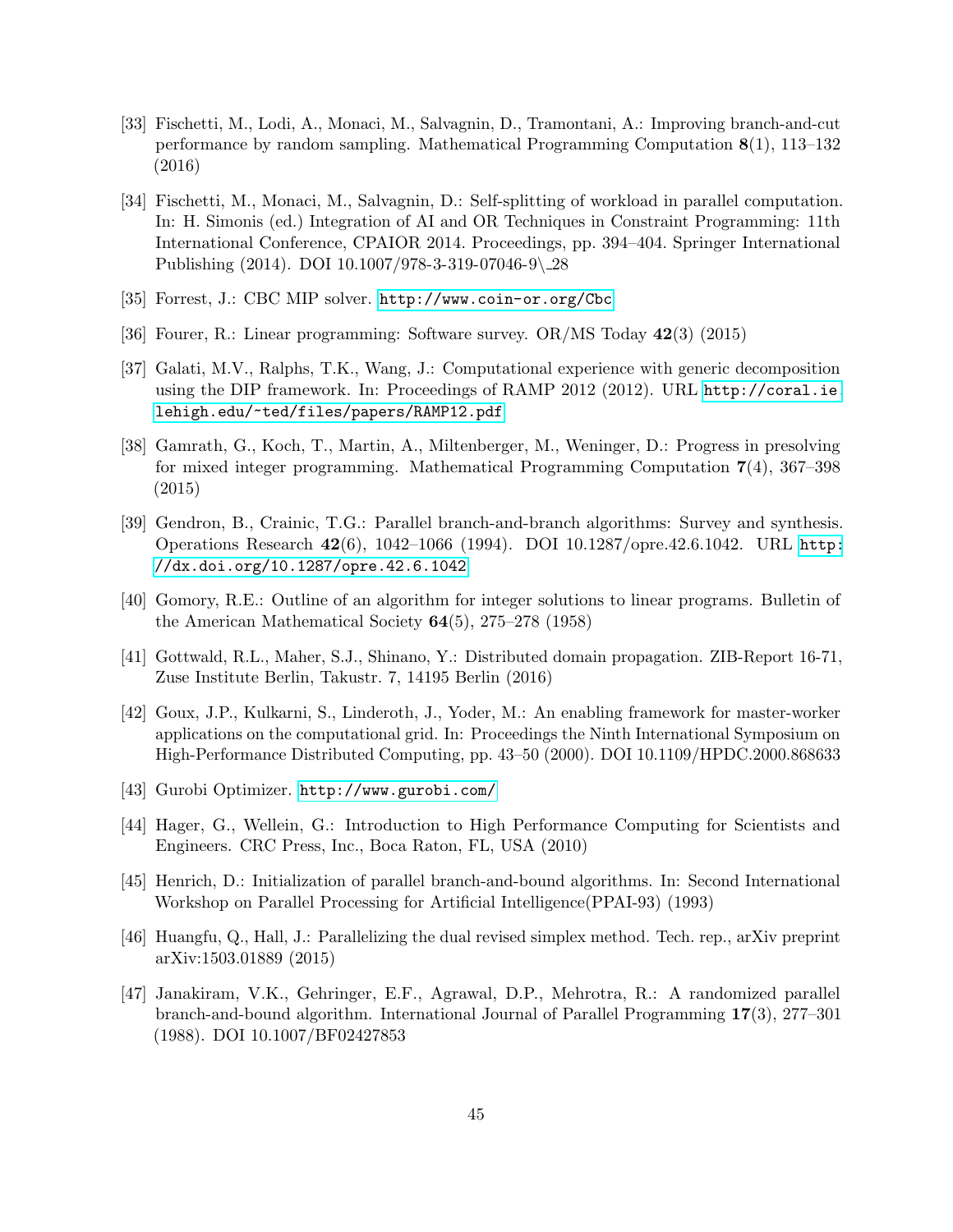[33] Fischetti, M., Lodi, A., Monaci, M., Salvagnin, D., Tramontani, A.: Improving branch-and-cut performance by random sampling. Mathematical Programming Computation **8**(1), 113–132 (2016)

[34] Fischetti, M., Monaci, M., Salvagnin, D.: Self-splitting of workload in parallel computation. In: H. Simonis (ed.) Integration of AI and OR Techniques in Constraint Programming: 11th International Conference, CPAIOR 2014. Proceedings, pp. 394–404. Springer International Publishing (2014). DOI 10.1007/978-3-319-07046-9_28

[35] Forrest, J.: CBC MIP solver. `http://www.coin-or.org/Cbc`

[36] Fourer, R.: Linear programming: Software survey. OR/MS Today **42**(3) (2015)

[37] Galati, M.V., Ralphs, T.K., Wang, J.: Computational experience with generic decomposition using the DIP framework. In: Proceedings of RAMP 2012 (2012). URL `http://coral.ie.lehigh.edu/~ted/files/papers/RAMP12.pdf`

[38] Gamrath, G., Koch, T., Martin, A., Miltenberger, M., Weninger, D.: Progress in presolving for mixed integer programming. Mathematical Programming Computation **7**(4), 367–398 (2015)

[39] Gendron, B., Crainic, T.G.: Parallel branch-and-branch algorithms: Survey and synthesis. Operations Research **42**(6), 1042–1066 (1994). DOI 10.1287/opre.42.6.1042. URL `http://dx.doi.org/10.1287/opre.42.6.1042`

[40] Gomory, R.E.: Outline of an algorithm for integer solutions to linear programs. Bulletin of the American Mathematical Society **64**(5), 275–278 (1958)

[41] Gottwald, R.L., Maher, S.J., Shinano, Y.: Distributed domain propagation. ZIB-Report 16-71, Zuse Institute Berlin, Takustr. 7, 14195 Berlin (2016)

[42] Goux, J.P., Kulkarni, S., Linderoth, J., Yoder, M.: An enabling framework for master-worker applications on the computational grid. In: Proceedings the Ninth International Symposium on High-Performance Distributed Computing, pp. 43–50 (2000). DOI 10.1109/HPDC.2000.868633

[43] Gurobi Optimizer. `http://www.gurobi.com/`

[44] Hager, G., Wellein, G.: Introduction to High Performance Computing for Scientists and Engineers. CRC Press, Inc., Boca Raton, FL, USA (2010)

[45] Henrich, D.: Initialization of parallel branch-and-bound algorithms. In: Second International Workshop on Parallel Processing for Artificial Intelligence(PPAI-93) (1993)

[46] Huangfu, Q., Hall, J.: Parallelizing the dual revised simplex method. Tech. rep., arXiv preprint arXiv:1503.01889 (2015)

[47] Janakiram, V.K., Gehringer, E.F., Agrawal, D.P., Mehrotra, R.: A randomized parallel branch-and-bound algorithm. International Journal of Parallel Programming **17**(3), 277–301 (1988). DOI 10.1007/BF02427853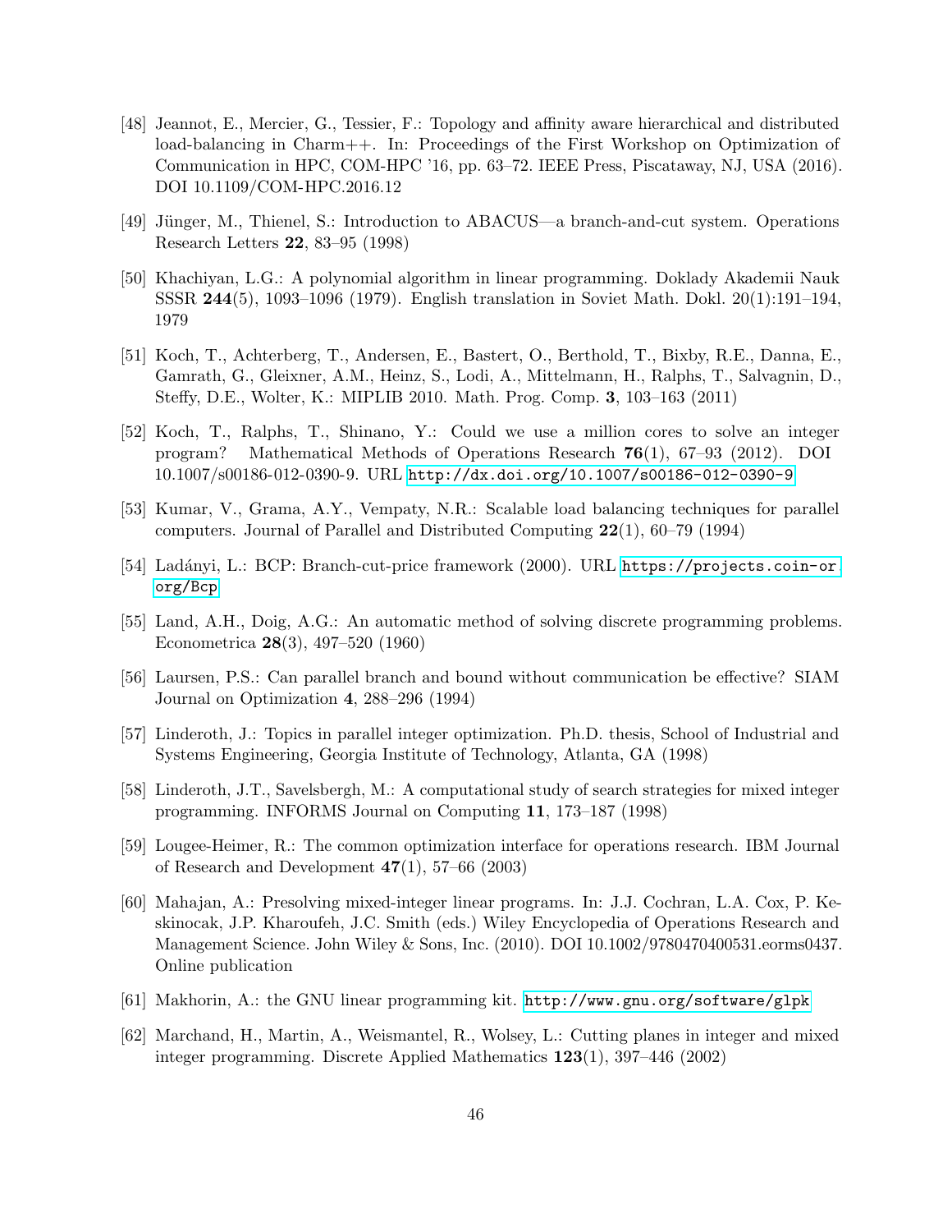[48] Jeannot, E., Mercier, G., Tessier, F.: Topology and affinity aware hierarchical and distributed load-balancing in Charm++. In: Proceedings of the First Workshop on Optimization of Communication in HPC, COM-HPC '16, pp. 63–72. IEEE Press, Piscataway, NJ, USA (2016). DOI 10.1109/COM-HPC.2016.12

[49] Jünger, M., Thienel, S.: Introduction to ABACUS—a branch-and-cut system. Operations Research Letters **22**, 83–95 (1998)

[50] Khachiyan, L.G.: A polynomial algorithm in linear programming. Doklady Akademii Nauk SSSR **244**(5), 1093–1096 (1979). English translation in Soviet Math. Dokl. 20(1):191–194, 1979

[51] Koch, T., Achterberg, T., Andersen, E., Bastert, O., Berthold, T., Bixby, R.E., Danna, E., Gamrath, G., Gleixner, A.M., Heinz, S., Lodi, A., Mittelmann, H., Ralphs, T., Salvagnin, D., Steffy, D.E., Wolter, K.: MIPLIB 2010. Math. Prog. Comp. **3**, 103–163 (2011)

[52] Koch, T., Ralphs, T., Shinano, Y.: Could we use a million cores to solve an integer program? Mathematical Methods of Operations Research **76**(1), 67–93 (2012). DOI 10.1007/s00186-012-0390-9. URL http://dx.doi.org/10.1007/s00186-012-0390-9

[53] Kumar, V., Grama, A.Y., Vempaty, N.R.: Scalable load balancing techniques for parallel computers. Journal of Parallel and Distributed Computing **22**(1), 60–79 (1994)

[54] Ladányi, L.: BCP: Branch-cut-price framework (2000). URL https://projects.coin-or.org/Bcp

[55] Land, A.H., Doig, A.G.: An automatic method of solving discrete programming problems. Econometrica **28**(3), 497–520 (1960)

[56] Laursen, P.S.: Can parallel branch and bound without communication be effective? SIAM Journal on Optimization **4**, 288–296 (1994)

[57] Linderoth, J.: Topics in parallel integer optimization. Ph.D. thesis, School of Industrial and Systems Engineering, Georgia Institute of Technology, Atlanta, GA (1998)

[58] Linderoth, J.T., Savelsbergh, M.: A computational study of search strategies for mixed integer programming. INFORMS Journal on Computing **11**, 173–187 (1998)

[59] Lougee-Heimer, R.: The common optimization interface for operations research. IBM Journal of Research and Development **47**(1), 57–66 (2003)

[60] Mahajan, A.: Presolving mixed-integer linear programs. In: J.J. Cochran, L.A. Cox, P. Keskinocak, J.P. Kharoufeh, J.C. Smith (eds.) Wiley Encyclopedia of Operations Research and Management Science. John Wiley & Sons, Inc. (2010). DOI 10.1002/9780470400531.eorms0437. Online publication

[61] Makhorin, A.: the GNU linear programming kit. http://www.gnu.org/software/glpk

[62] Marchand, H., Martin, A., Weismantel, R., Wolsey, L.: Cutting planes in integer and mixed integer programming. Discrete Applied Mathematics **123**(1), 397–446 (2002)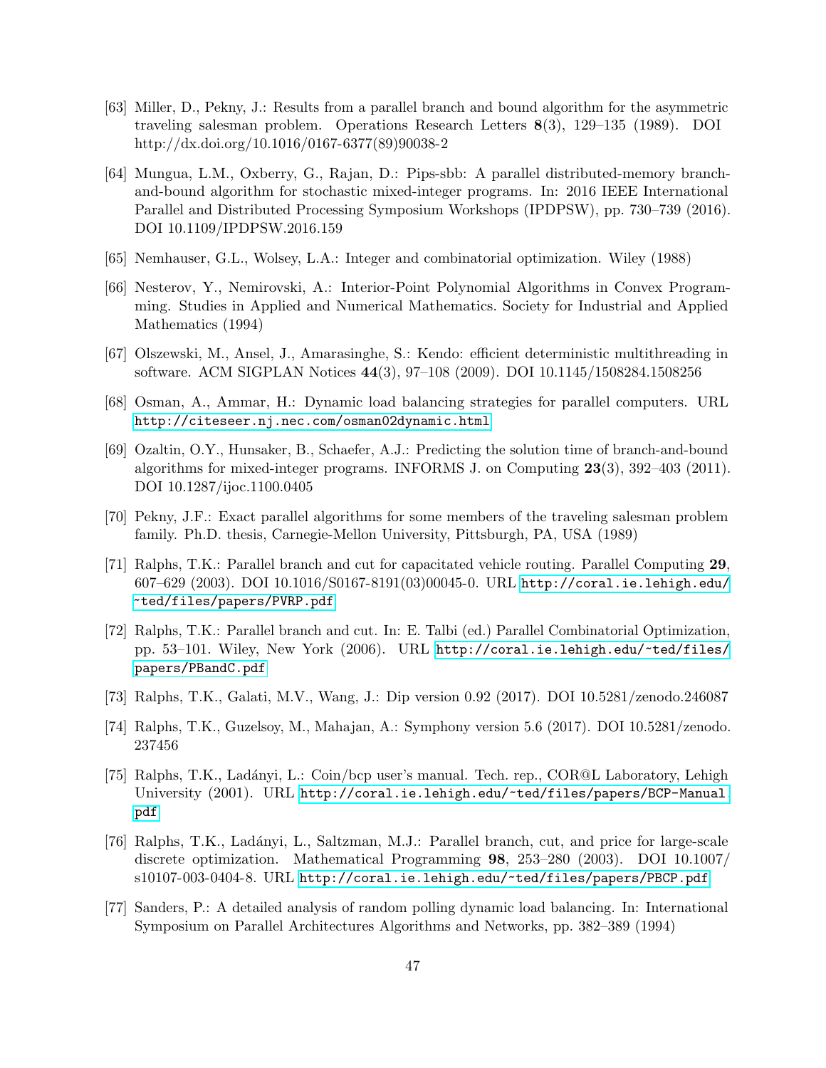[63] Miller, D., Pekny, J.: Results from a parallel branch and bound algorithm for the asymmetric traveling salesman problem. Operations Research Letters **8**(3), 129–135 (1989). DOI http://dx.doi.org/10.1016/0167-6377(89)90038-2

[64] Mungua, L.M., Oxberry, G., Rajan, D.: Pips-sbb: A parallel distributed-memory branch-and-bound algorithm for stochastic mixed-integer programs. In: 2016 IEEE International Parallel and Distributed Processing Symposium Workshops (IPDPSW), pp. 730–739 (2016). DOI 10.1109/IPDPSW.2016.159

[65] Nemhauser, G.L., Wolsey, L.A.: Integer and combinatorial optimization. Wiley (1988)

[66] Nesterov, Y., Nemirovski, A.: Interior-Point Polynomial Algorithms in Convex Programming. Studies in Applied and Numerical Mathematics. Society for Industrial and Applied Mathematics (1994)

[67] Olszewski, M., Ansel, J., Amarasinghe, S.: Kendo: efficient deterministic multithreading in software. ACM SIGPLAN Notices **44**(3), 97–108 (2009). DOI 10.1145/1508284.1508256

[68] Osman, A., Ammar, H.: Dynamic load balancing strategies for parallel computers. URL http://citeseer.nj.nec.com/osman02dynamic.html

[69] Ozaltin, O.Y., Hunsaker, B., Schaefer, A.J.: Predicting the solution time of branch-and-bound algorithms for mixed-integer programs. INFORMS J. on Computing **23**(3), 392–403 (2011). DOI 10.1287/ijoc.1100.0405

[70] Pekny, J.F.: Exact parallel algorithms for some members of the traveling salesman problem family. Ph.D. thesis, Carnegie-Mellon University, Pittsburgh, PA, USA (1989)

[71] Ralphs, T.K.: Parallel branch and cut for capacitated vehicle routing. Parallel Computing **29**, 607–629 (2003). DOI 10.1016/S0167-8191(03)00045-0. URL http://coral.ie.lehigh.edu/~ted/files/papers/PVRP.pdf

[72] Ralphs, T.K.: Parallel branch and cut. In: E. Talbi (ed.) Parallel Combinatorial Optimization, pp. 53–101. Wiley, New York (2006). URL http://coral.ie.lehigh.edu/~ted/files/papers/PBandC.pdf

[73] Ralphs, T.K., Galati, M.V., Wang, J.: Dip version 0.92 (2017). DOI 10.5281/zenodo.246087

[74] Ralphs, T.K., Guzelsoy, M., Mahajan, A.: Symphony version 5.6 (2017). DOI 10.5281/zenodo.237456

[75] Ralphs, T.K., Ladányi, L.: Coin/bcp user's manual. Tech. rep., COR@L Laboratory, Lehigh University (2001). URL http://coral.ie.lehigh.edu/~ted/files/papers/BCP-Manual.pdf

[76] Ralphs, T.K., Ladányi, L., Saltzman, M.J.: Parallel branch, cut, and price for large-scale discrete optimization. Mathematical Programming **98**, 253–280 (2003). DOI 10.1007/s10107-003-0404-8. URL http://coral.ie.lehigh.edu/~ted/files/papers/PBCP.pdf

[77] Sanders, P.: A detailed analysis of random polling dynamic load balancing. In: International Symposium on Parallel Architectures Algorithms and Networks, pp. 382–389 (1994)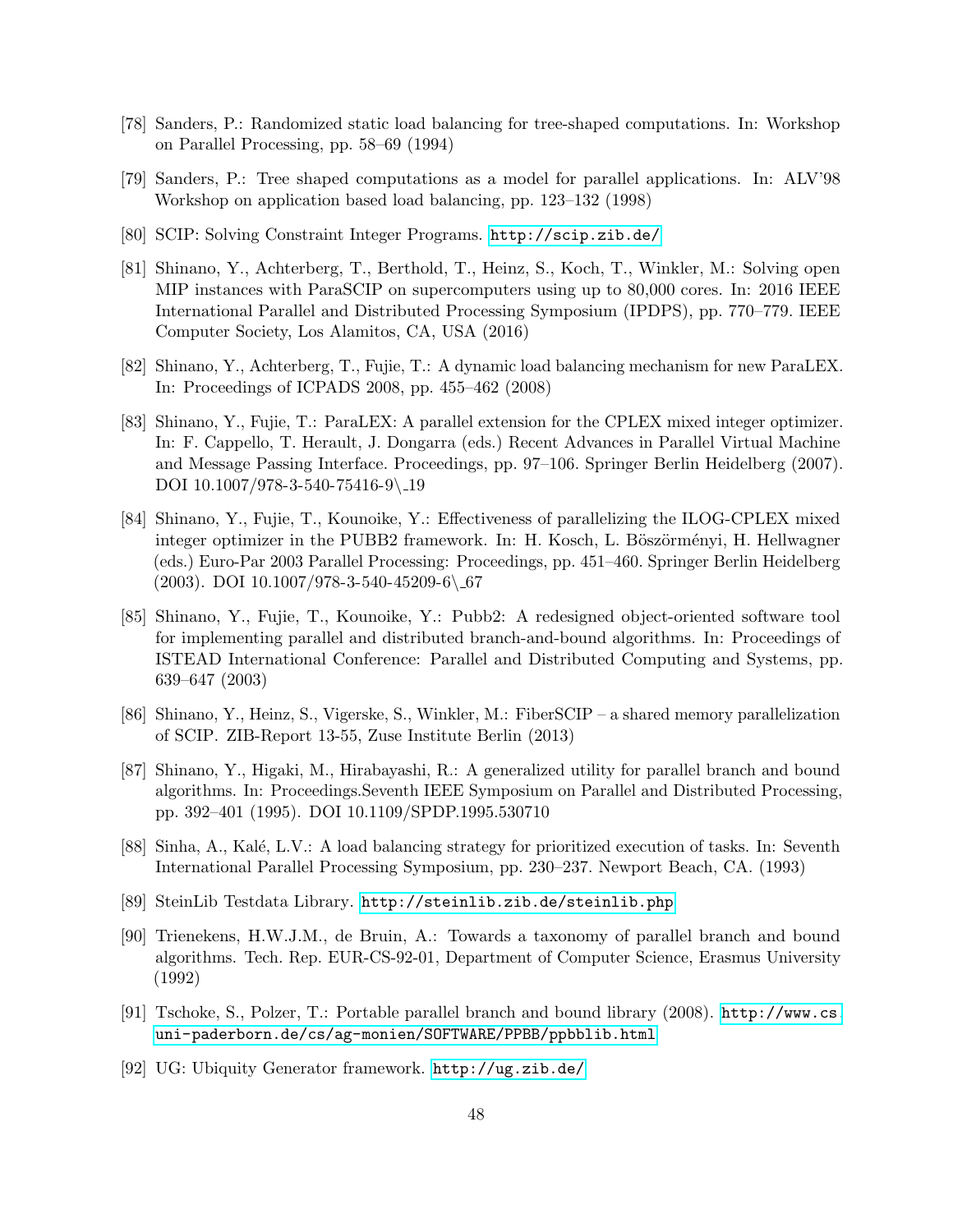[78] Sanders, P.: Randomized static load balancing for tree-shaped computations. In: Workshop on Parallel Processing, pp. 58–69 (1994)

[79] Sanders, P.: Tree shaped computations as a model for parallel applications. In: ALV'98 Workshop on application based load balancing, pp. 123–132 (1998)

[80] SCIP: Solving Constraint Integer Programs. http://scip.zib.de/

[81] Shinano, Y., Achterberg, T., Berthold, T., Heinz, S., Koch, T., Winkler, M.: Solving open MIP instances with ParaSCIP on supercomputers using up to 80,000 cores. In: 2016 IEEE International Parallel and Distributed Processing Symposium (IPDPS), pp. 770–779. IEEE Computer Society, Los Alamitos, CA, USA (2016)

[82] Shinano, Y., Achterberg, T., Fujie, T.: A dynamic load balancing mechanism for new ParaLEX. In: Proceedings of ICPADS 2008, pp. 455–462 (2008)

[83] Shinano, Y., Fujie, T.: ParaLEX: A parallel extension for the CPLEX mixed integer optimizer. In: F. Cappello, T. Herault, J. Dongarra (eds.) Recent Advances in Parallel Virtual Machine and Message Passing Interface. Proceedings, pp. 97–106. Springer Berlin Heidelberg (2007). DOI 10.1007/978-3-540-75416-9\_19

[84] Shinano, Y., Fujie, T., Kounoike, Y.: Effectiveness of parallelizing the ILOG-CPLEX mixed integer optimizer in the PUBB2 framework. In: H. Kosch, L. Böszörményi, H. Hellwagner (eds.) Euro-Par 2003 Parallel Processing: Proceedings, pp. 451–460. Springer Berlin Heidelberg (2003). DOI 10.1007/978-3-540-45209-6\_67

[85] Shinano, Y., Fujie, T., Kounoike, Y.: Pubb2: A redesigned object-oriented software tool for implementing parallel and distributed branch-and-bound algorithms. In: Proceedings of ISTEAD International Conference: Parallel and Distributed Computing and Systems, pp. 639–647 (2003)

[86] Shinano, Y., Heinz, S., Vigerske, S., Winkler, M.: FiberSCIP – a shared memory parallelization of SCIP. ZIB-Report 13-55, Zuse Institute Berlin (2013)

[87] Shinano, Y., Higaki, M., Hirabayashi, R.: A generalized utility for parallel branch and bound algorithms. In: Proceedings.Seventh IEEE Symposium on Parallel and Distributed Processing, pp. 392–401 (1995). DOI 10.1109/SPDP.1995.530710

[88] Sinha, A., Kalé, L.V.: A load balancing strategy for prioritized execution of tasks. In: Seventh International Parallel Processing Symposium, pp. 230–237. Newport Beach, CA. (1993)

[89] SteinLib Testdata Library. http://steinlib.zib.de/steinlib.php

[90] Trienekens, H.W.J.M., de Bruin, A.: Towards a taxonomy of parallel branch and bound algorithms. Tech. Rep. EUR-CS-92-01, Department of Computer Science, Erasmus University (1992)

[91] Tschoke, S., Polzer, T.: Portable parallel branch and bound library (2008). http://www.cs.uni-paderborn.de/cs/ag-monien/SOFTWARE/PPBB/ppbblib.html

[92] UG: Ubiquity Generator framework. http://ug.zib.de/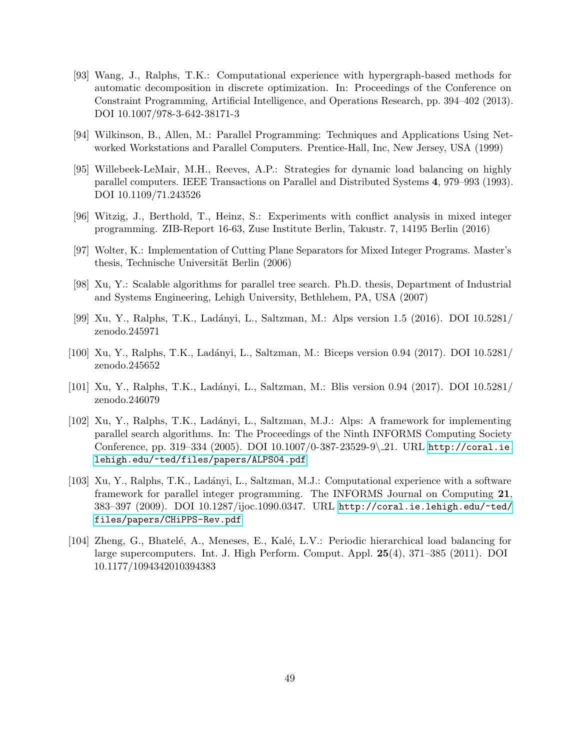[93] Wang, J., Ralphs, T.K.: Computational experience with hypergraph-based methods for automatic decomposition in discrete optimization. In: Proceedings of the Conference on Constraint Programming, Artificial Intelligence, and Operations Research, pp. 394–402 (2013). DOI 10.1007/978-3-642-38171-3

[94] Wilkinson, B., Allen, M.: Parallel Programming: Techniques and Applications Using Networked Workstations and Parallel Computers. Prentice-Hall, Inc, New Jersey, USA (1999)

[95] Willebeek-LeMair, M.H., Reeves, A.P.: Strategies for dynamic load balancing on highly parallel computers. IEEE Transactions on Parallel and Distributed Systems **4**, 979–993 (1993). DOI 10.1109/71.243526

[96] Witzig, J., Berthold, T., Heinz, S.: Experiments with conflict analysis in mixed integer programming. ZIB-Report 16-63, Zuse Institute Berlin, Takustr. 7, 14195 Berlin (2016)

[97] Wolter, K.: Implementation of Cutting Plane Separators for Mixed Integer Programs. Master's thesis, Technische Universität Berlin (2006)

[98] Xu, Y.: Scalable algorithms for parallel tree search. Ph.D. thesis, Department of Industrial and Systems Engineering, Lehigh University, Bethlehem, PA, USA (2007)

[99] Xu, Y., Ralphs, T.K., Ladányi, L., Saltzman, M.: Alps version 1.5 (2016). DOI 10.5281/zenodo.245971

[100] Xu, Y., Ralphs, T.K., Ladányi, L., Saltzman, M.: Biceps version 0.94 (2017). DOI 10.5281/zenodo.245652

[101] Xu, Y., Ralphs, T.K., Ladányi, L., Saltzman, M.: Blis version 0.94 (2017). DOI 10.5281/zenodo.246079

[102] Xu, Y., Ralphs, T.K., Ladányi, L., Saltzman, M.J.: Alps: A framework for implementing parallel search algorithms. In: The Proceedings of the Ninth INFORMS Computing Society Conference, pp. 319–334 (2005). DOI 10.1007/0-387-23529-9_21. URL http://coral.ie.lehigh.edu/~ted/files/papers/ALPS04.pdf

[103] Xu, Y., Ralphs, T.K., Ladányi, L., Saltzman, M.J.: Computational experience with a software framework for parallel integer programming. The INFORMS Journal on Computing **21**, 383–397 (2009). DOI 10.1287/ijoc.1090.0347. URL http://coral.ie.lehigh.edu/~ted/files/papers/CHiPPS-Rev.pdf

[104] Zheng, G., Bhatelé, A., Meneses, E., Kalé, L.V.: Periodic hierarchical load balancing for large supercomputers. Int. J. High Perform. Comput. Appl. **25**(4), 371–385 (2011). DOI 10.1177/1094342010394383